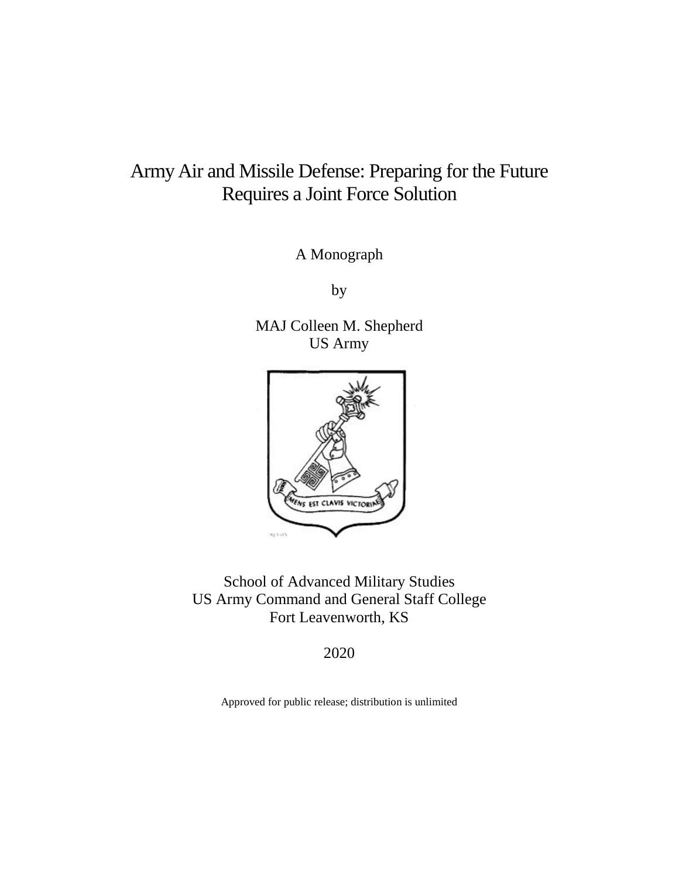# Army Air and Missile Defense: Preparing for the Future Requires a Joint Force Solution

A Monograph

by

MAJ Colleen M. Shepherd
US Army

School of Advanced Military Studies
US Army Command and General Staff College
Fort Leavenworth, KS

2020

Approved for public release; distribution is unlimited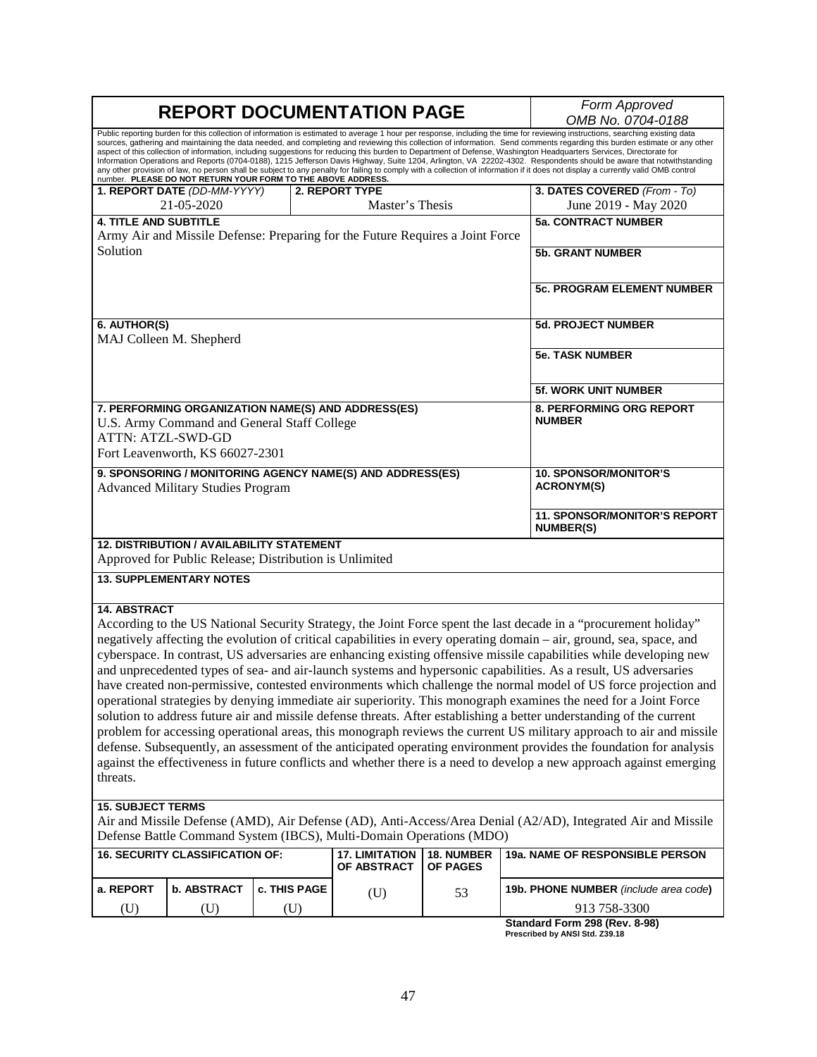# REPORT DOCUMENTATION PAGE

*Form Approved OMB No. 0704-0188*

Public reporting burden for this collection of information is estimated to average 1 hour per response, including the time for reviewing instructions, searching existing data sources, gathering and maintaining the data needed, and completing and reviewing this collection of information. Send comments regarding this burden estimate or any other aspect of this collection of information, including suggestions for reducing this burden to Department of Defense, Washington Headquarters Services, Directorate for Information Operations and Reports (0704-0188), 1215 Jefferson Davis Highway, Suite 1204, Arlington, VA 22202-4302. Respondents should be aware that notwithstanding any other provision of law, no person shall be subject to any penalty for failing to comply with a collection of information if it does not display a currently valid OMB control number. **PLEASE DO NOT RETURN YOUR FORM TO THE ABOVE ADDRESS.**

| **1. REPORT DATE** *(DD-MM-YYYY)* | **2. REPORT TYPE** | **3. DATES COVERED** *(From - To)* |
|---|---|---|
| 21-05-2020 | Master's Thesis | June 2019 - May 2020 |

**4. TITLE AND SUBTITLE**
Army Air and Missile Defense: Preparing for the Future Requires a Joint Force Solution

**5a. CONTRACT NUMBER**

**5b. GRANT NUMBER**

**5c. PROGRAM ELEMENT NUMBER**

**6. AUTHOR(S)**
MAJ Colleen M. Shepherd

**5d. PROJECT NUMBER**

**5e. TASK NUMBER**

**5f. WORK UNIT NUMBER**

**7. PERFORMING ORGANIZATION NAME(S) AND ADDRESS(ES)**
U.S. Army Command and General Staff College
ATTN: ATZL-SWD-GD
Fort Leavenworth, KS 66027-2301

**8. PERFORMING ORG REPORT NUMBER**

**9. SPONSORING / MONITORING AGENCY NAME(S) AND ADDRESS(ES)**
Advanced Military Studies Program

**10. SPONSOR/MONITOR'S ACRONYM(S)**

**11. SPONSOR/MONITOR'S REPORT NUMBER(S)**

**12. DISTRIBUTION / AVAILABILITY STATEMENT**
Approved for Public Release; Distribution is Unlimited

**13. SUPPLEMENTARY NOTES**

**14. ABSTRACT**
According to the US National Security Strategy, the Joint Force spent the last decade in a "procurement holiday" negatively affecting the evolution of critical capabilities in every operating domain – air, ground, sea, space, and cyberspace. In contrast, US adversaries are enhancing existing offensive missile capabilities while developing new and unprecedented types of sea- and air-launch systems and hypersonic capabilities. As a result, US adversaries have created non-permissive, contested environments which challenge the normal model of US force projection and operational strategies by denying immediate air superiority. This monograph examines the need for a Joint Force solution to address future air and missile defense threats. After establishing a better understanding of the current problem for accessing operational areas, this monograph reviews the current US military approach to air and missile defense. Subsequently, an assessment of the anticipated operating environment provides the foundation for analysis against the effectiveness in future conflicts and whether there is a need to develop a new approach against emerging threats.

**15. SUBJECT TERMS**
Air and Missile Defense (AMD), Air Defense (AD), Anti-Access/Area Denial (A2/AD), Integrated Air and Missile Defense Battle Command System (IBCS), Multi-Domain Operations (MDO)

| **16. SECURITY CLASSIFICATION OF:** | | | **17. LIMITATION OF ABSTRACT** | **18. NUMBER OF PAGES** | **19a. NAME OF RESPONSIBLE PERSON** |
|---|---|---|---|---|---|
| **a. REPORT** | **b. ABSTRACT** | **c. THIS PAGE** | | | **19b. PHONE NUMBER** *(include area code)* |
| (U) | (U) | (U) | (U) | 53 | 913 758-3300 |

**Standard Form 298 (Rev. 8-98)**
**Prescribed by ANSI Std. Z39.18**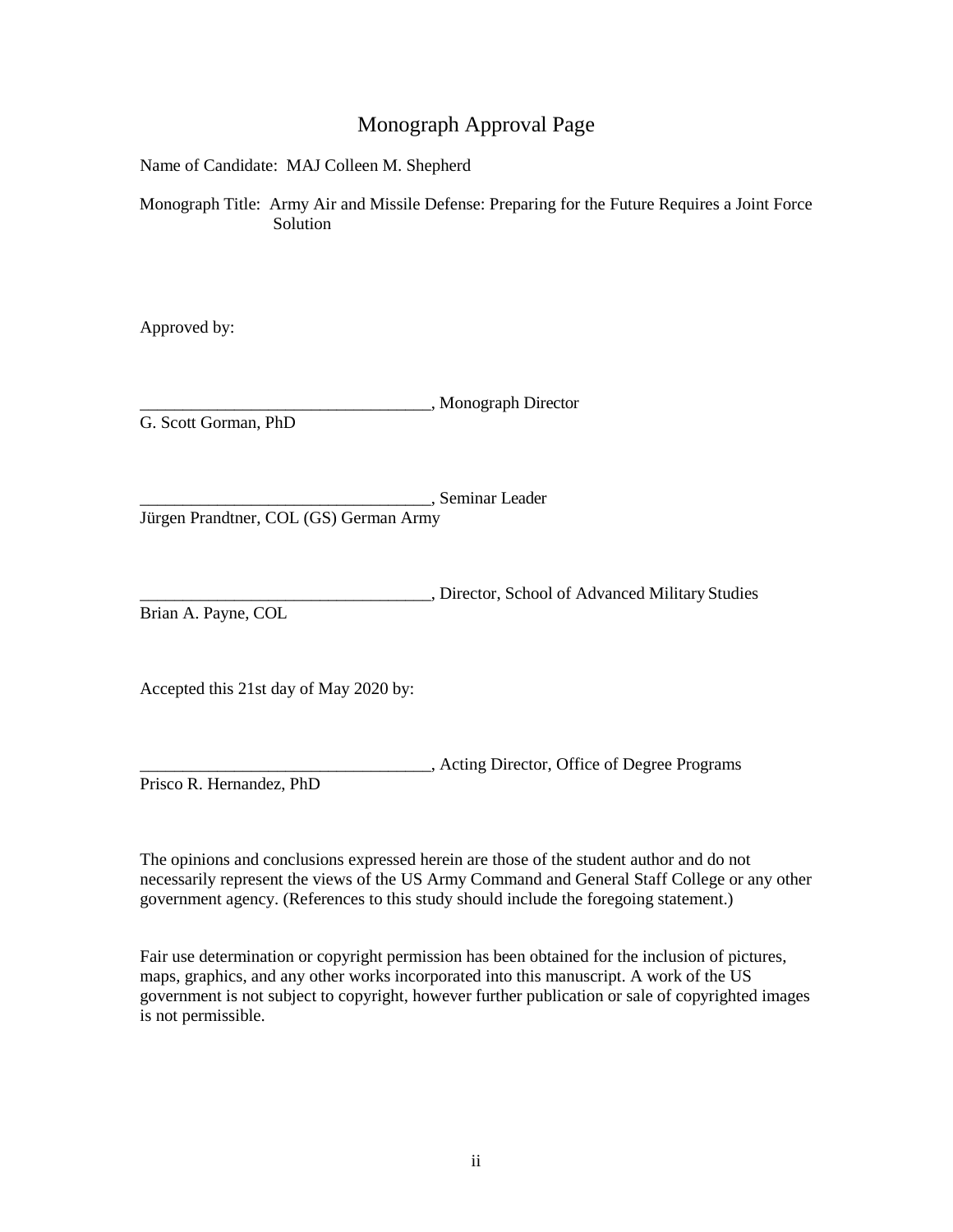# Monograph Approval Page

Name of Candidate: MAJ Colleen M. Shepherd

Monograph Title: Army Air and Missile Defense: Preparing for the Future Requires a Joint Force Solution

Approved by:

__________________________________, Monograph Director
G. Scott Gorman, PhD

__________________________________, Seminar Leader
Jürgen Prandtner, COL (GS) German Army

__________________________________, Director, School of Advanced Military Studies
Brian A. Payne, COL

Accepted this 21st day of May 2020 by:

__________________________________, Acting Director, Office of Degree Programs
Prisco R. Hernandez, PhD

The opinions and conclusions expressed herein are those of the student author and do not necessarily represent the views of the US Army Command and General Staff College or any other government agency. (References to this study should include the foregoing statement.)

Fair use determination or copyright permission has been obtained for the inclusion of pictures, maps, graphics, and any other works incorporated into this manuscript. A work of the US government is not subject to copyright, however further publication or sale of copyrighted images is not permissible.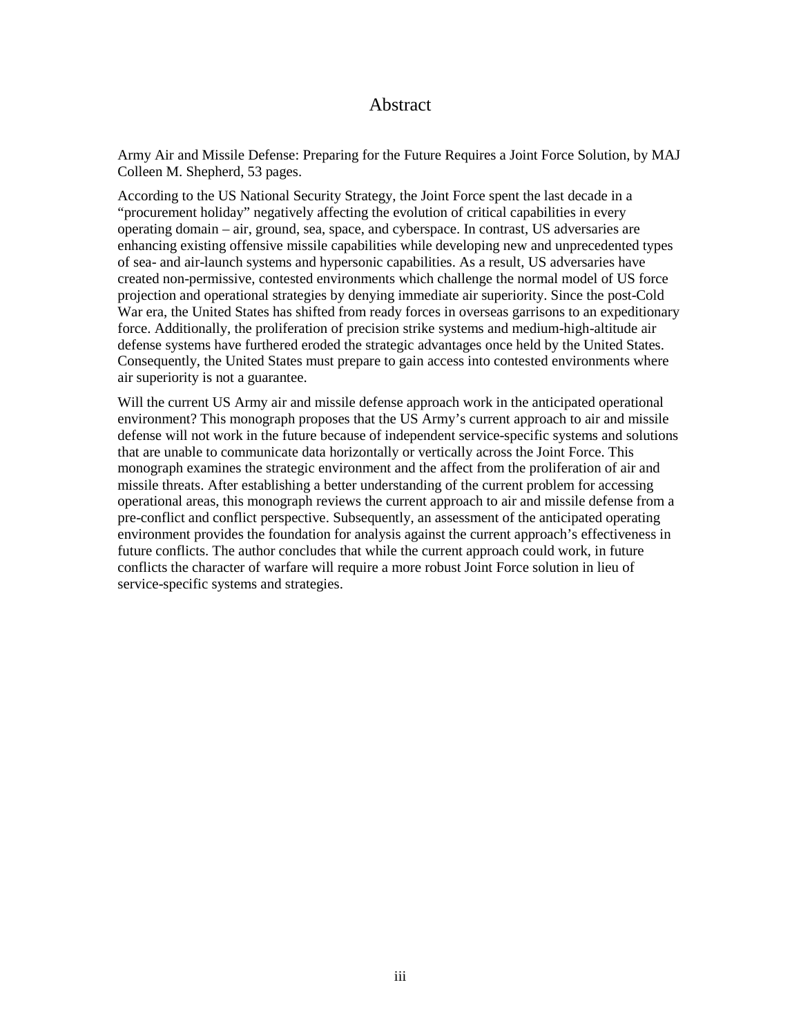# Abstract

Army Air and Missile Defense: Preparing for the Future Requires a Joint Force Solution, by MAJ Colleen M. Shepherd, 53 pages.

According to the US National Security Strategy, the Joint Force spent the last decade in a "procurement holiday" negatively affecting the evolution of critical capabilities in every operating domain – air, ground, sea, space, and cyberspace. In contrast, US adversaries are enhancing existing offensive missile capabilities while developing new and unprecedented types of sea- and air-launch systems and hypersonic capabilities. As a result, US adversaries have created non-permissive, contested environments which challenge the normal model of US force projection and operational strategies by denying immediate air superiority. Since the post-Cold War era, the United States has shifted from ready forces in overseas garrisons to an expeditionary force. Additionally, the proliferation of precision strike systems and medium-high-altitude air defense systems have furthered eroded the strategic advantages once held by the United States. Consequently, the United States must prepare to gain access into contested environments where air superiority is not a guarantee.

Will the current US Army air and missile defense approach work in the anticipated operational environment? This monograph proposes that the US Army's current approach to air and missile defense will not work in the future because of independent service-specific systems and solutions that are unable to communicate data horizontally or vertically across the Joint Force. This monograph examines the strategic environment and the affect from the proliferation of air and missile threats. After establishing a better understanding of the current problem for accessing operational areas, this monograph reviews the current approach to air and missile defense from a pre-conflict and conflict perspective. Subsequently, an assessment of the anticipated operating environment provides the foundation for analysis against the current approach's effectiveness in future conflicts. The author concludes that while the current approach could work, in future conflicts the character of warfare will require a more robust Joint Force solution in lieu of service-specific systems and strategies.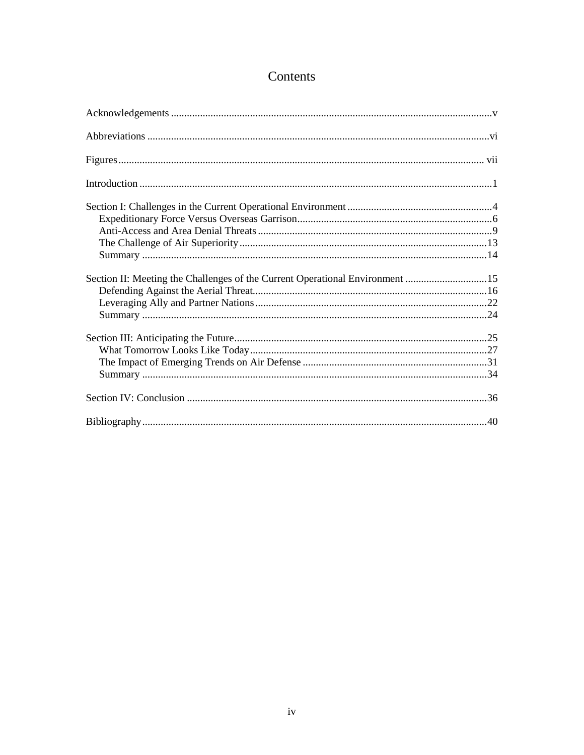# Contents

Acknowledgements ........................................................................................................................v

Abbreviations ..............................................................................................................................vi

Figures ..................................................................................................................................... vii

Introduction ..................................................................................................................................1

Section I: Challenges in the Current Operational Environment ......................................................4
- Expeditionary Force Versus Overseas Garrison.........................................................................6
- Anti-Access and Area Denial Threats ........................................................................................9
- The Challenge of Air Superiority .............................................................................................13
- Summary ..................................................................................................................................14

Section II: Meeting the Challenges of the Current Operational Environment ...............................15
- Defending Against the Aerial Threat........................................................................................16
- Leveraging Ally and Partner Nations .......................................................................................22
- Summary ..................................................................................................................................24

Section III: Anticipating the Future...............................................................................................25
- What Tomorrow Looks Like Today..........................................................................................27
- The Impact of Emerging Trends on Air Defense ......................................................................31
- Summary ..................................................................................................................................34

Section IV: Conclusion .................................................................................................................36

Bibliography.................................................................................................................................40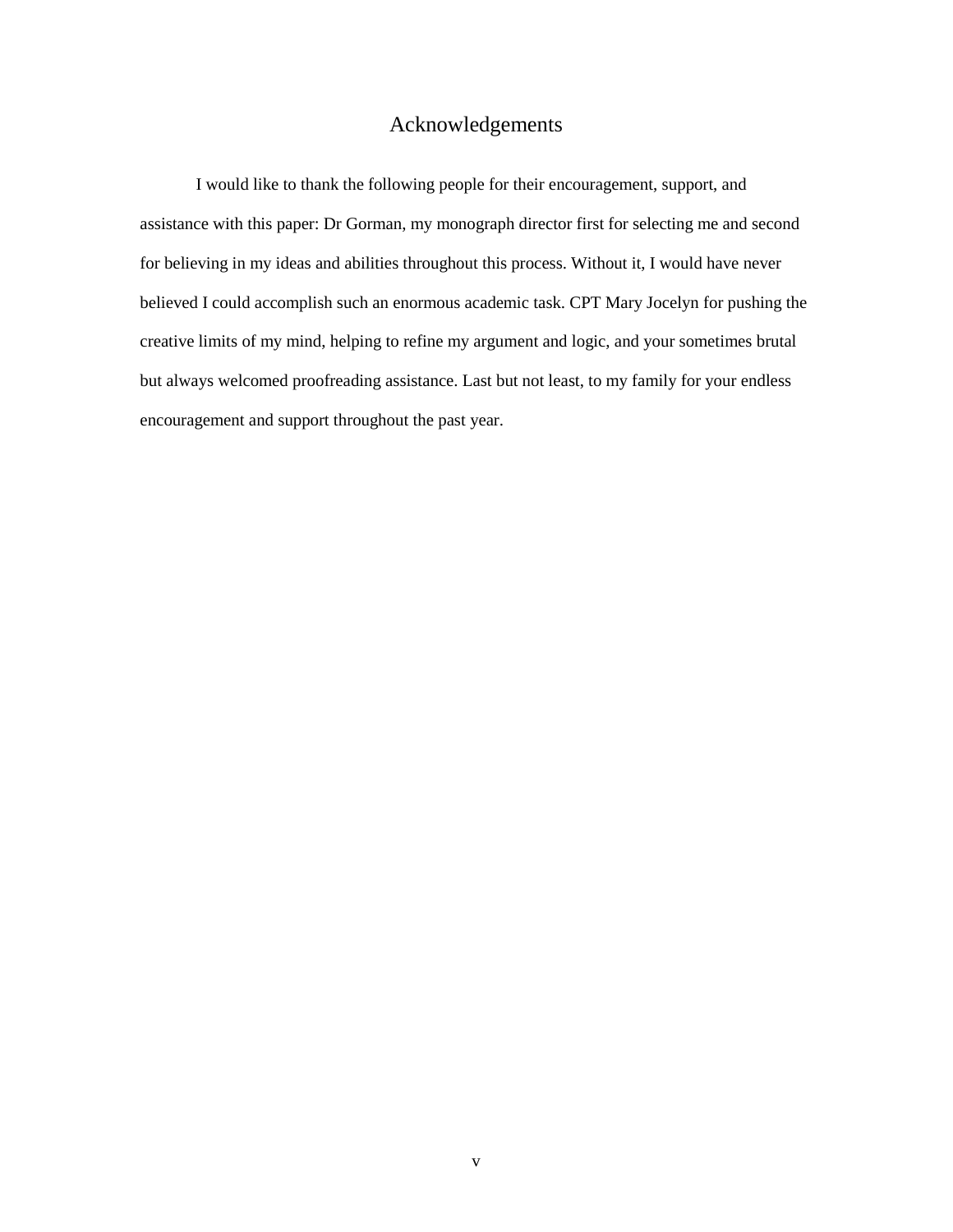# Acknowledgements

I would like to thank the following people for their encouragement, support, and assistance with this paper: Dr Gorman, my monograph director first for selecting me and second for believing in my ideas and abilities throughout this process. Without it, I would have never believed I could accomplish such an enormous academic task. CPT Mary Jocelyn for pushing the creative limits of my mind, helping to refine my argument and logic, and your sometimes brutal but always welcomed proofreading assistance. Last but not least, to my family for your endless encouragement and support throughout the past year.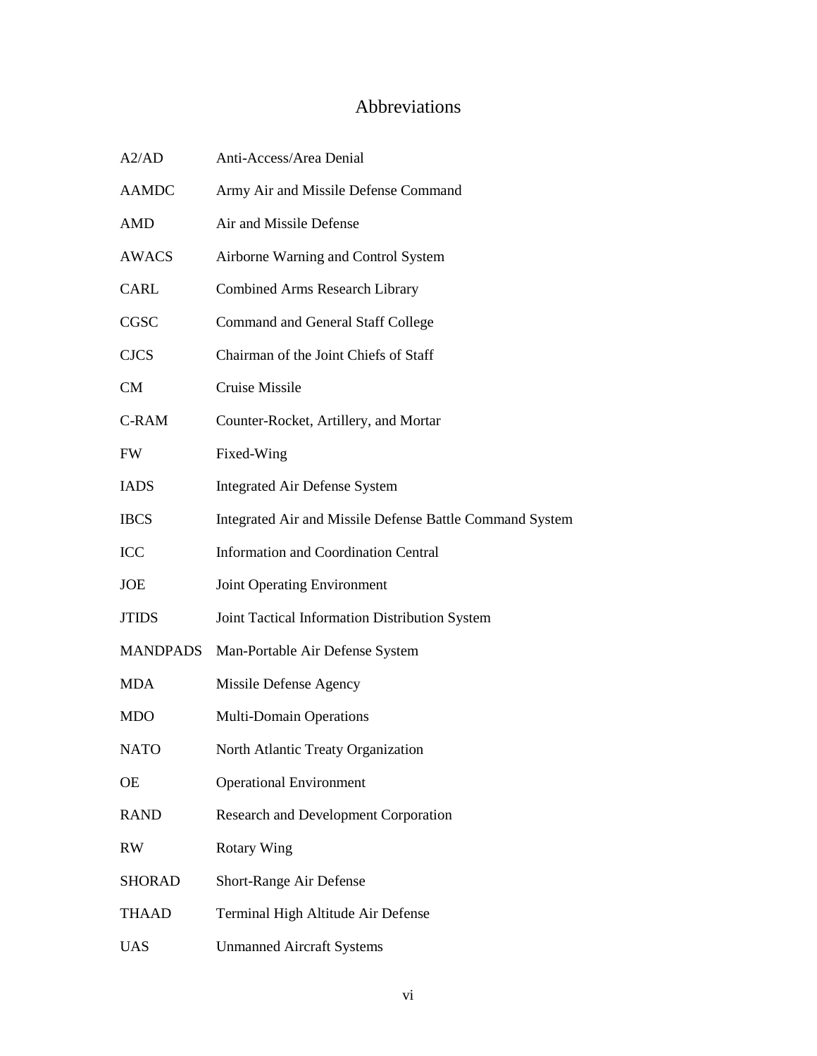# Abbreviations

| | |
|---|---|
| A2/AD | Anti-Access/Area Denial |
| AAMDC | Army Air and Missile Defense Command |
| AMD | Air and Missile Defense |
| AWACS | Airborne Warning and Control System |
| CARL | Combined Arms Research Library |
| CGSC | Command and General Staff College |
| CJCS | Chairman of the Joint Chiefs of Staff |
| CM | Cruise Missile |
| C-RAM | Counter-Rocket, Artillery, and Mortar |
| FW | Fixed-Wing |
| IADS | Integrated Air Defense System |
| IBCS | Integrated Air and Missile Defense Battle Command System |
| ICC | Information and Coordination Central |
| JOE | Joint Operating Environment |
| JTIDS | Joint Tactical Information Distribution System |
| MANDPADS | Man-Portable Air Defense System |
| MDA | Missile Defense Agency |
| MDO | Multi-Domain Operations |
| NATO | North Atlantic Treaty Organization |
| OE | Operational Environment |
| RAND | Research and Development Corporation |
| RW | Rotary Wing |
| SHORAD | Short-Range Air Defense |
| THAAD | Terminal High Altitude Air Defense |
| UAS | Unmanned Aircraft Systems |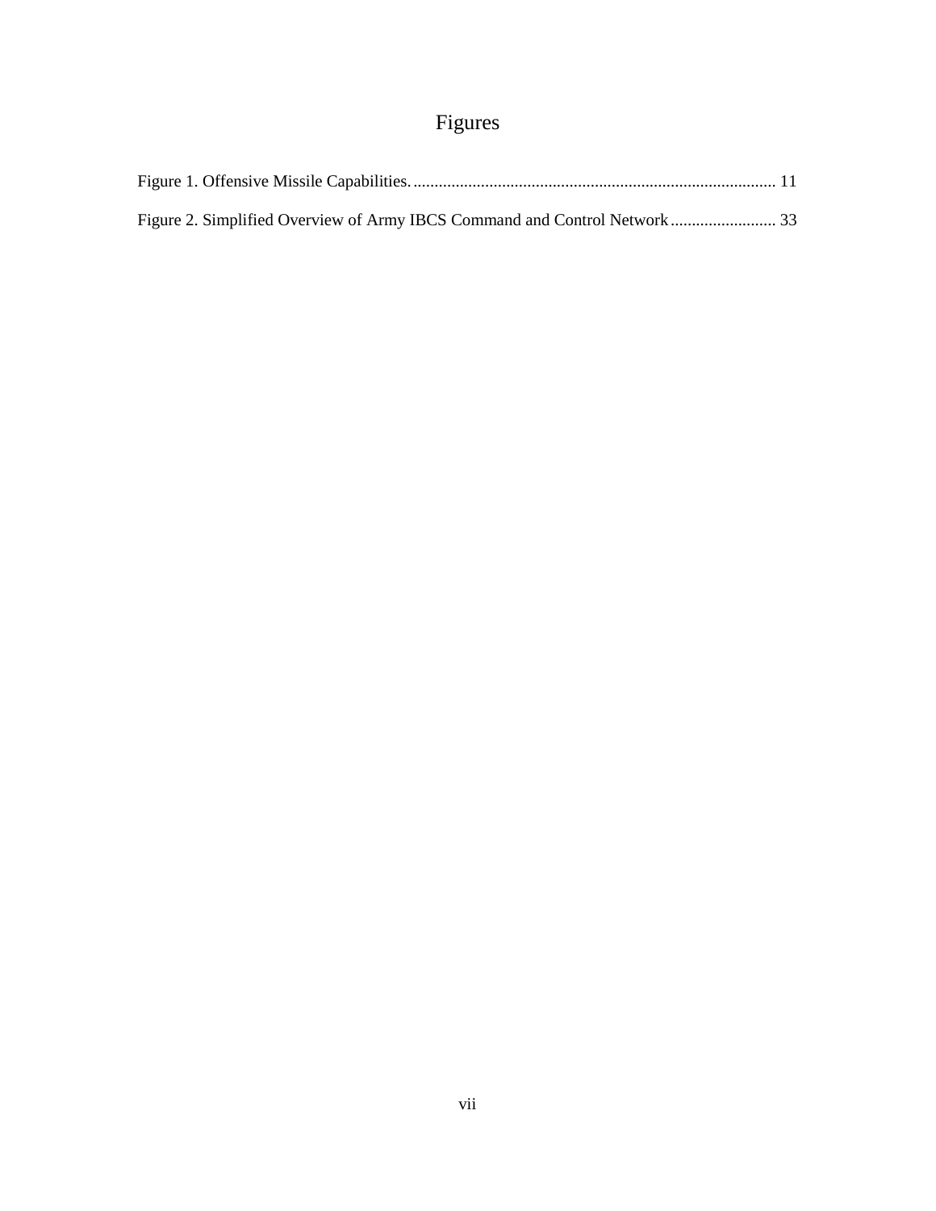# Figures

Figure 1. Offensive Missile Capabilities. ..................................................................................... 11

Figure 2. Simplified Overview of Army IBCS Command and Control Network ......................... 33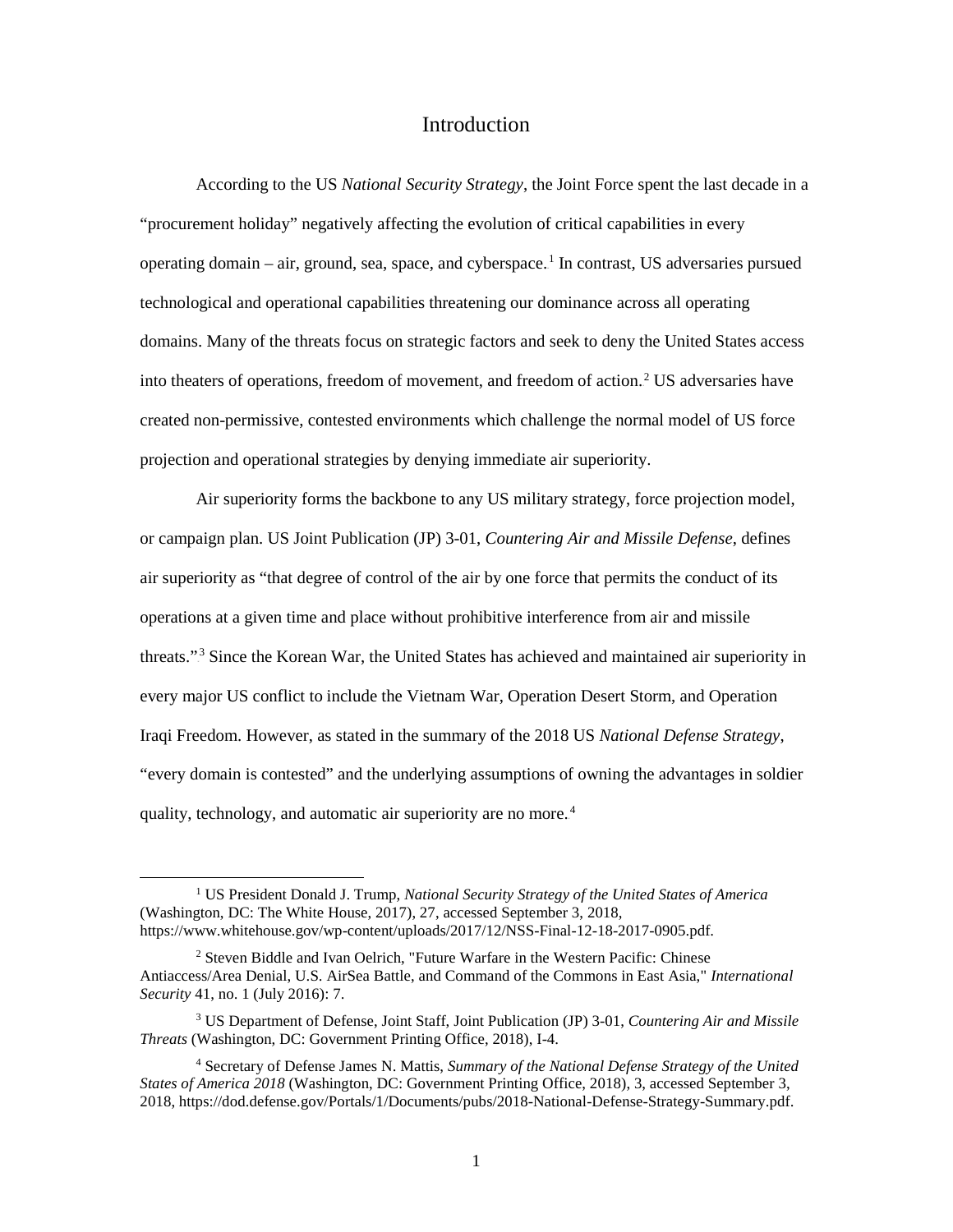# Introduction

According to the US *National Security Strategy*, the Joint Force spent the last decade in a "procurement holiday" negatively affecting the evolution of critical capabilities in every operating domain – air, ground, sea, space, and cyberspace.[1] In contrast, US adversaries pursued technological and operational capabilities threatening our dominance across all operating domains. Many of the threats focus on strategic factors and seek to deny the United States access into theaters of operations, freedom of movement, and freedom of action.[2] US adversaries have created non-permissive, contested environments which challenge the normal model of US force projection and operational strategies by denying immediate air superiority.

Air superiority forms the backbone to any US military strategy, force projection model, or campaign plan. US Joint Publication (JP) 3-01, *Countering Air and Missile Defense*, defines air superiority as "that degree of control of the air by one force that permits the conduct of its operations at a given time and place without prohibitive interference from air and missile threats."[3] Since the Korean War, the United States has achieved and maintained air superiority in every major US conflict to include the Vietnam War, Operation Desert Storm, and Operation Iraqi Freedom. However, as stated in the summary of the 2018 US *National Defense Strategy*, "every domain is contested" and the underlying assumptions of owning the advantages in soldier quality, technology, and automatic air superiority are no more.[4]

---

[1] US President Donald J. Trump, *National Security Strategy of the United States of America* (Washington, DC: The White House, 2017), 27, accessed September 3, 2018, https://www.whitehouse.gov/wp-content/uploads/2017/12/NSS-Final-12-18-2017-0905.pdf.

[2] Steven Biddle and Ivan Oelrich, "Future Warfare in the Western Pacific: Chinese Antiaccess/Area Denial, U.S. AirSea Battle, and Command of the Commons in East Asia," *International Security* 41, no. 1 (July 2016): 7.

[3] US Department of Defense, Joint Staff, Joint Publication (JP) 3-01, *Countering Air and Missile Threats* (Washington, DC: Government Printing Office, 2018), I-4.

[4] Secretary of Defense James N. Mattis, *Summary of the National Defense Strategy of the United States of America 2018* (Washington, DC: Government Printing Office, 2018), 3, accessed September 3, 2018, https://dod.defense.gov/Portals/1/Documents/pubs/2018-National-Defense-Strategy-Summary.pdf.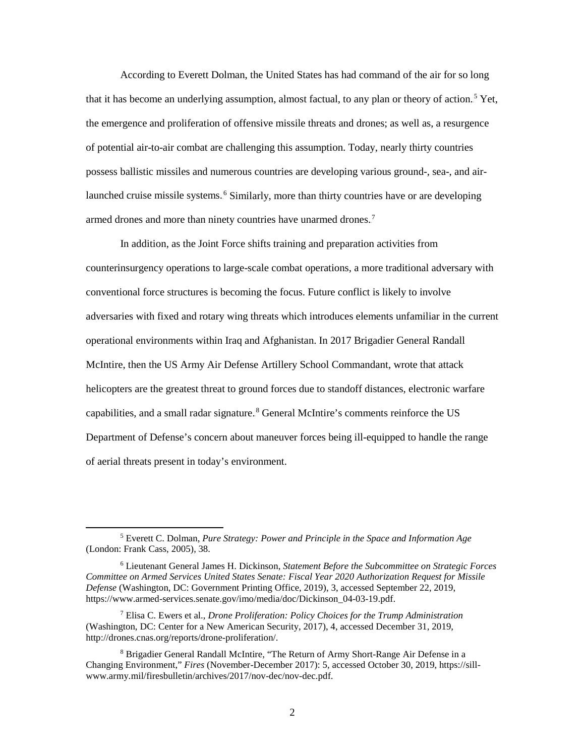According to Everett Dolman, the United States has had command of the air for so long that it has become an underlying assumption, almost factual, to any plan or theory of action.[5] Yet, the emergence and proliferation of offensive missile threats and drones; as well as, a resurgence of potential air-to-air combat are challenging this assumption. Today, nearly thirty countries possess ballistic missiles and numerous countries are developing various ground-, sea-, and air-launched cruise missile systems.[6] Similarly, more than thirty countries have or are developing armed drones and more than ninety countries have unarmed drones.[7]

In addition, as the Joint Force shifts training and preparation activities from counterinsurgency operations to large-scale combat operations, a more traditional adversary with conventional force structures is becoming the focus. Future conflict is likely to involve adversaries with fixed and rotary wing threats which introduces elements unfamiliar in the current operational environments within Iraq and Afghanistan. In 2017 Brigadier General Randall McIntire, then the US Army Air Defense Artillery School Commandant, wrote that attack helicopters are the greatest threat to ground forces due to standoff distances, electronic warfare capabilities, and a small radar signature.[8] General McIntire's comments reinforce the US Department of Defense's concern about maneuver forces being ill-equipped to handle the range of aerial threats present in today's environment.

---

[5] Everett C. Dolman, *Pure Strategy: Power and Principle in the Space and Information Age* (London: Frank Cass, 2005), 38.

[6] Lieutenant General James H. Dickinson, *Statement Before the Subcommittee on Strategic Forces Committee on Armed Services United States Senate: Fiscal Year 2020 Authorization Request for Missile Defense* (Washington, DC: Government Printing Office, 2019), 3, accessed September 22, 2019, https://www.armed-services.senate.gov/imo/media/doc/Dickinson_04-03-19.pdf.

[7] Elisa C. Ewers et al., *Drone Proliferation: Policy Choices for the Trump Administration* (Washington, DC: Center for a New American Security, 2017), 4, accessed December 31, 2019, http://drones.cnas.org/reports/drone-proliferation/.

[8] Brigadier General Randall McIntire, "The Return of Army Short-Range Air Defense in a Changing Environment," *Fires* (November-December 2017): 5, accessed October 30, 2019, https://sill-www.army.mil/firesbulletin/archives/2017/nov-dec/nov-dec.pdf.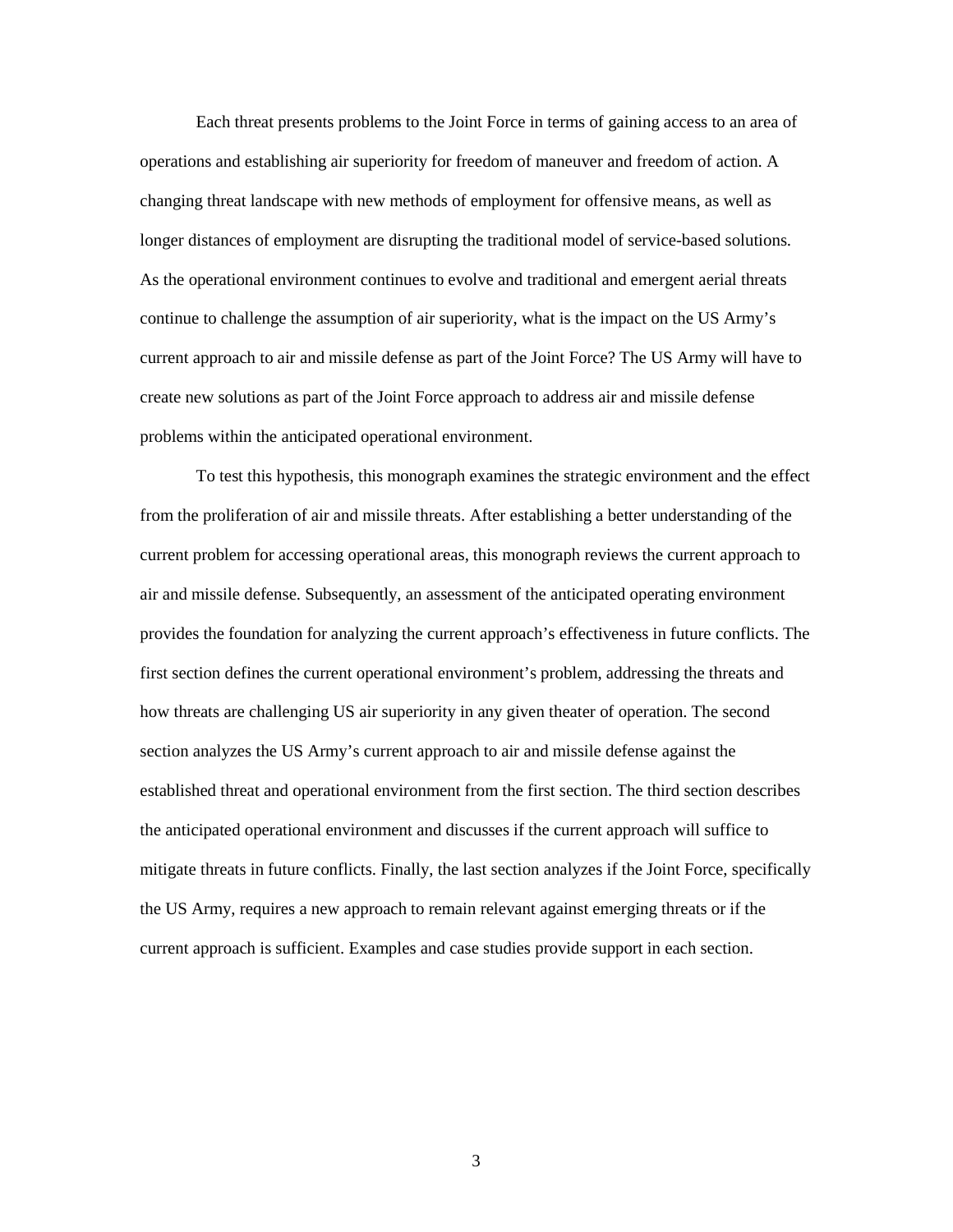Each threat presents problems to the Joint Force in terms of gaining access to an area of operations and establishing air superiority for freedom of maneuver and freedom of action. A changing threat landscape with new methods of employment for offensive means, as well as longer distances of employment are disrupting the traditional model of service-based solutions. As the operational environment continues to evolve and traditional and emergent aerial threats continue to challenge the assumption of air superiority, what is the impact on the US Army's current approach to air and missile defense as part of the Joint Force? The US Army will have to create new solutions as part of the Joint Force approach to address air and missile defense problems within the anticipated operational environment.

To test this hypothesis, this monograph examines the strategic environment and the effect from the proliferation of air and missile threats. After establishing a better understanding of the current problem for accessing operational areas, this monograph reviews the current approach to air and missile defense. Subsequently, an assessment of the anticipated operating environment provides the foundation for analyzing the current approach's effectiveness in future conflicts. The first section defines the current operational environment's problem, addressing the threats and how threats are challenging US air superiority in any given theater of operation. The second section analyzes the US Army's current approach to air and missile defense against the established threat and operational environment from the first section. The third section describes the anticipated operational environment and discusses if the current approach will suffice to mitigate threats in future conflicts. Finally, the last section analyzes if the Joint Force, specifically the US Army, requires a new approach to remain relevant against emerging threats or if the current approach is sufficient. Examples and case studies provide support in each section.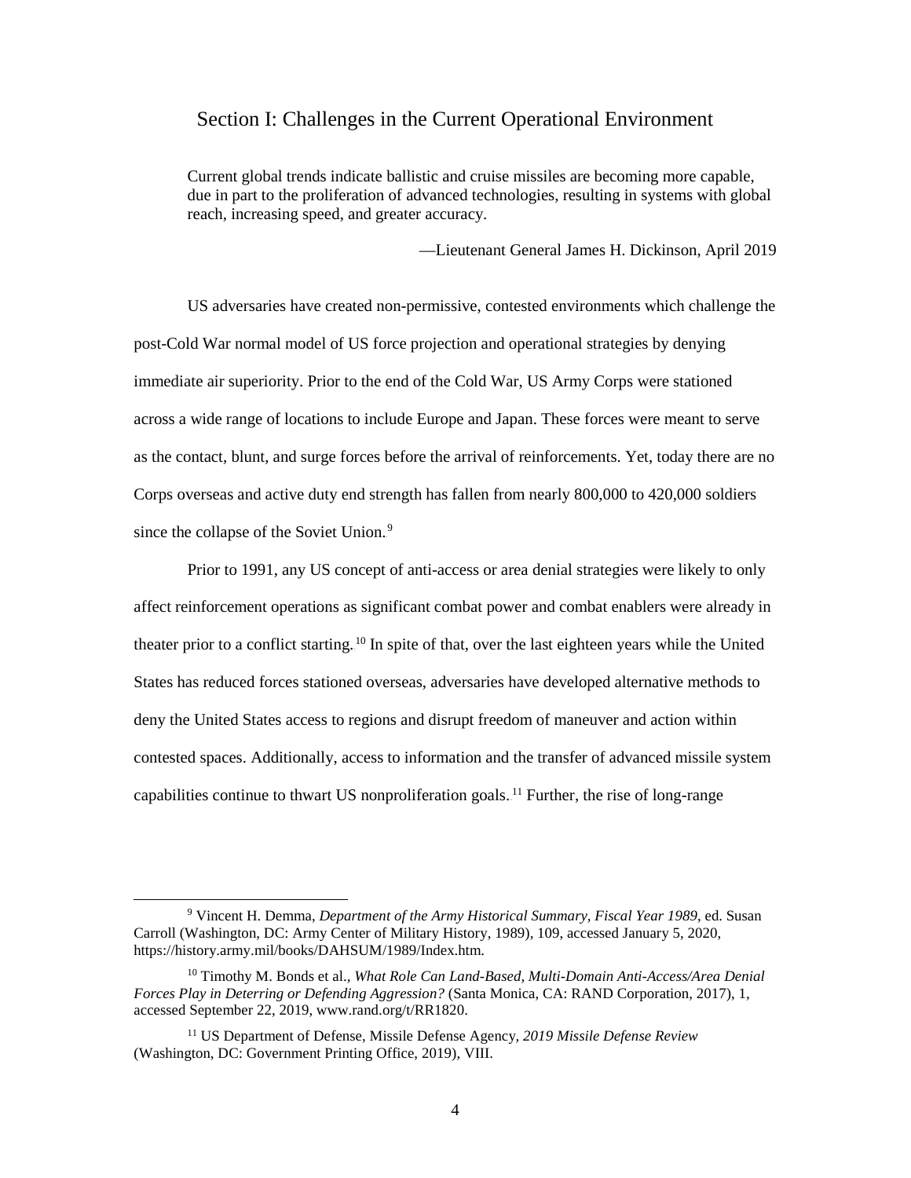## Section I: Challenges in the Current Operational Environment

> Current global trends indicate ballistic and cruise missiles are becoming more capable, due in part to the proliferation of advanced technologies, resulting in systems with global reach, increasing speed, and greater accuracy.
>
> —Lieutenant General James H. Dickinson, April 2019

US adversaries have created non-permissive, contested environments which challenge the post-Cold War normal model of US force projection and operational strategies by denying immediate air superiority. Prior to the end of the Cold War, US Army Corps were stationed across a wide range of locations to include Europe and Japan. These forces were meant to serve as the contact, blunt, and surge forces before the arrival of reinforcements. Yet, today there are no Corps overseas and active duty end strength has fallen from nearly 800,000 to 420,000 soldiers since the collapse of the Soviet Union.[9]

Prior to 1991, any US concept of anti-access or area denial strategies were likely to only affect reinforcement operations as significant combat power and combat enablers were already in theater prior to a conflict starting.[10] In spite of that, over the last eighteen years while the United States has reduced forces stationed overseas, adversaries have developed alternative methods to deny the United States access to regions and disrupt freedom of maneuver and action within contested spaces. Additionally, access to information and the transfer of advanced missile system capabilities continue to thwart US nonproliferation goals.[11] Further, the rise of long-range

---

[9] Vincent H. Demma, *Department of the Army Historical Summary, Fiscal Year 1989*, ed. Susan Carroll (Washington, DC: Army Center of Military History, 1989), 109, accessed January 5, 2020, https://history.army.mil/books/DAHSUM/1989/Index.htm.

[10] Timothy M. Bonds et al., *What Role Can Land-Based, Multi-Domain Anti-Access/Area Denial Forces Play in Deterring or Defending Aggression?* (Santa Monica, CA: RAND Corporation, 2017), 1, accessed September 22, 2019, www.rand.org/t/RR1820.

[11] US Department of Defense, Missile Defense Agency, *2019 Missile Defense Review* (Washington, DC: Government Printing Office, 2019), VIII.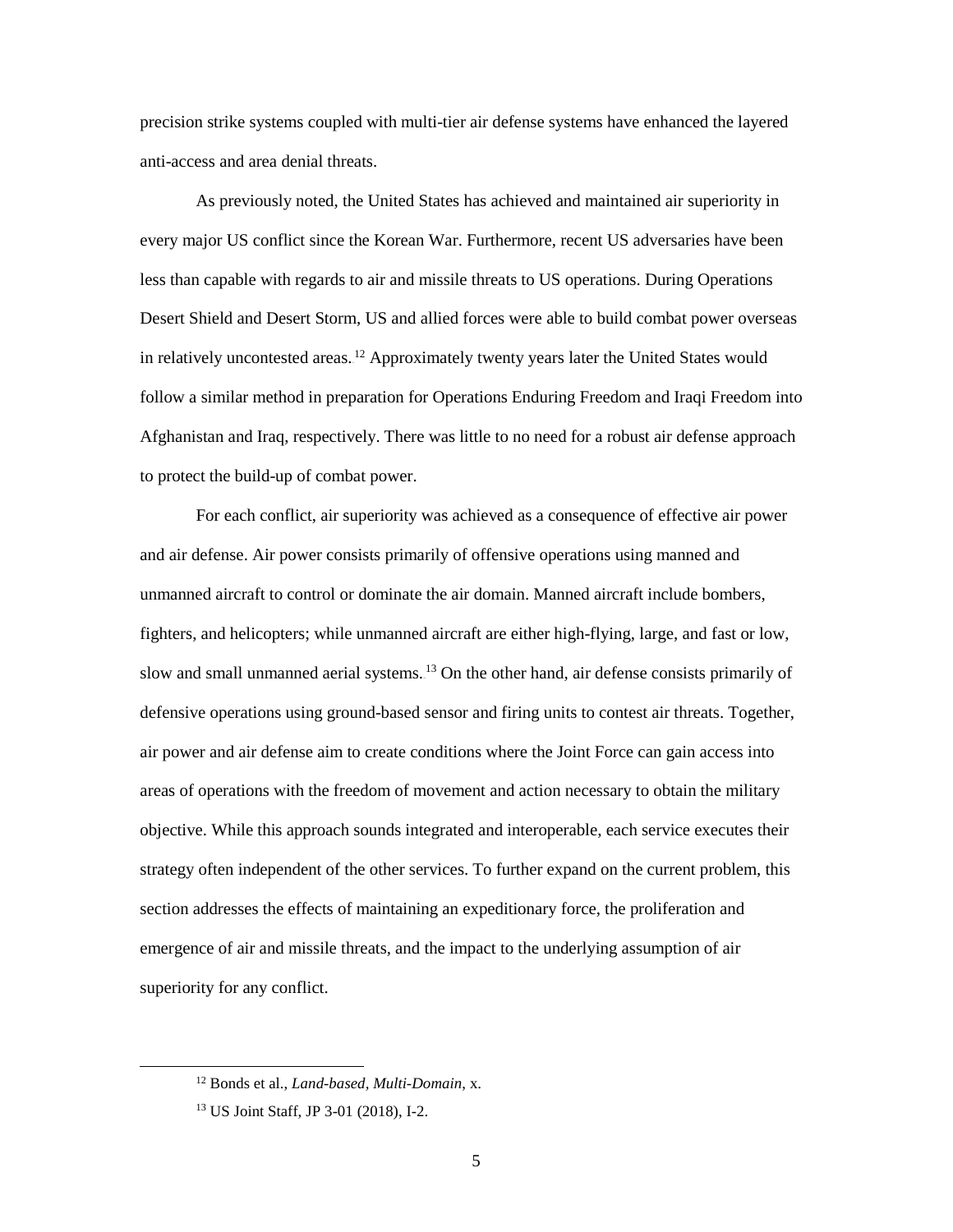precision strike systems coupled with multi-tier air defense systems have enhanced the layered anti-access and area denial threats.

As previously noted, the United States has achieved and maintained air superiority in every major US conflict since the Korean War. Furthermore, recent US adversaries have been less than capable with regards to air and missile threats to US operations. During Operations Desert Shield and Desert Storm, US and allied forces were able to build combat power overseas in relatively uncontested areas.[12] Approximately twenty years later the United States would follow a similar method in preparation for Operations Enduring Freedom and Iraqi Freedom into Afghanistan and Iraq, respectively. There was little to no need for a robust air defense approach to protect the build-up of combat power.

For each conflict, air superiority was achieved as a consequence of effective air power and air defense. Air power consists primarily of offensive operations using manned and unmanned aircraft to control or dominate the air domain. Manned aircraft include bombers, fighters, and helicopters; while unmanned aircraft are either high-flying, large, and fast or low, slow and small unmanned aerial systems.[13] On the other hand, air defense consists primarily of defensive operations using ground-based sensor and firing units to contest air threats. Together, air power and air defense aim to create conditions where the Joint Force can gain access into areas of operations with the freedom of movement and action necessary to obtain the military objective. While this approach sounds integrated and interoperable, each service executes their strategy often independent of the other services. To further expand on the current problem, this section addresses the effects of maintaining an expeditionary force, the proliferation and emergence of air and missile threats, and the impact to the underlying assumption of air superiority for any conflict.

---

[12] Bonds et al., *Land-based, Multi-Domain*, x.

[13] US Joint Staff, JP 3-01 (2018), I-2.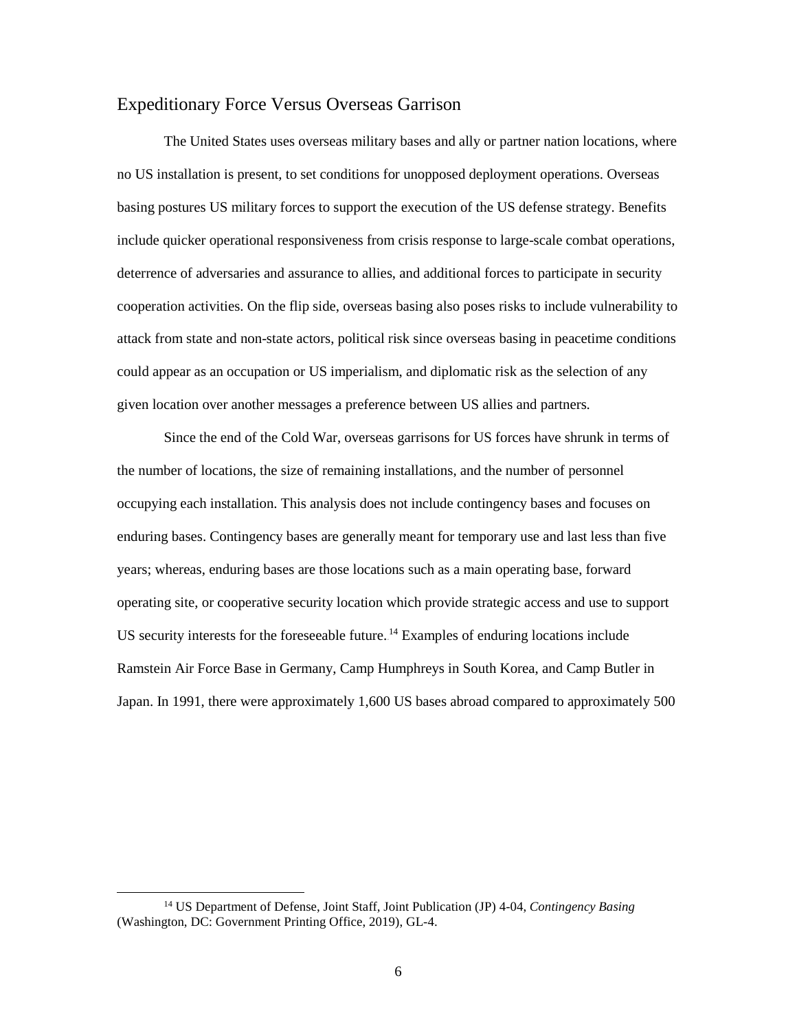## Expeditionary Force Versus Overseas Garrison

The United States uses overseas military bases and ally or partner nation locations, where no US installation is present, to set conditions for unopposed deployment operations. Overseas basing postures US military forces to support the execution of the US defense strategy. Benefits include quicker operational responsiveness from crisis response to large-scale combat operations, deterrence of adversaries and assurance to allies, and additional forces to participate in security cooperation activities. On the flip side, overseas basing also poses risks to include vulnerability to attack from state and non-state actors, political risk since overseas basing in peacetime conditions could appear as an occupation or US imperialism, and diplomatic risk as the selection of any given location over another messages a preference between US allies and partners.

Since the end of the Cold War, overseas garrisons for US forces have shrunk in terms of the number of locations, the size of remaining installations, and the number of personnel occupying each installation. This analysis does not include contingency bases and focuses on enduring bases. Contingency bases are generally meant for temporary use and last less than five years; whereas, enduring bases are those locations such as a main operating base, forward operating site, or cooperative security location which provide strategic access and use to support US security interests for the foreseeable future.[14] Examples of enduring locations include Ramstein Air Force Base in Germany, Camp Humphreys in South Korea, and Camp Butler in Japan. In 1991, there were approximately 1,600 US bases abroad compared to approximately 500

---

[14] US Department of Defense, Joint Staff, Joint Publication (JP) 4-04, *Contingency Basing* (Washington, DC: Government Printing Office, 2019), GL-4.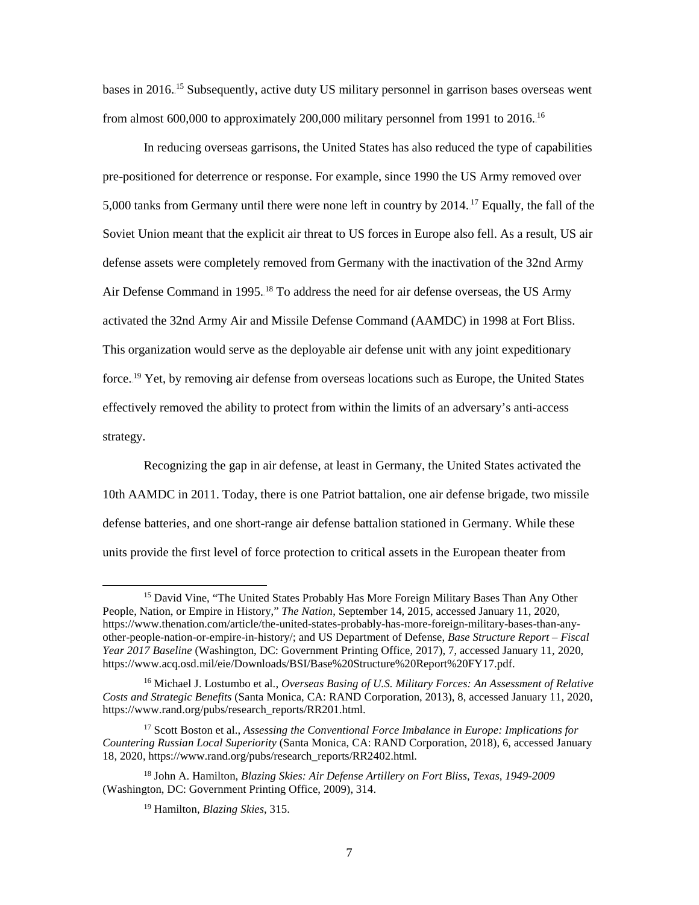bases in 2016.[15] Subsequently, active duty US military personnel in garrison bases overseas went from almost 600,000 to approximately 200,000 military personnel from 1991 to 2016.[16]

In reducing overseas garrisons, the United States has also reduced the type of capabilities pre-positioned for deterrence or response. For example, since 1990 the US Army removed over 5,000 tanks from Germany until there were none left in country by 2014.[17] Equally, the fall of the Soviet Union meant that the explicit air threat to US forces in Europe also fell. As a result, US air defense assets were completely removed from Germany with the inactivation of the 32nd Army Air Defense Command in 1995.[18] To address the need for air defense overseas, the US Army activated the 32nd Army Air and Missile Defense Command (AAMDC) in 1998 at Fort Bliss. This organization would serve as the deployable air defense unit with any joint expeditionary force.[19] Yet, by removing air defense from overseas locations such as Europe, the United States effectively removed the ability to protect from within the limits of an adversary's anti-access strategy.

Recognizing the gap in air defense, at least in Germany, the United States activated the 10th AAMDC in 2011. Today, there is one Patriot battalion, one air defense brigade, two missile defense batteries, and one short-range air defense battalion stationed in Germany. While these units provide the first level of force protection to critical assets in the European theater from

---

[15] David Vine, "The United States Probably Has More Foreign Military Bases Than Any Other People, Nation, or Empire in History," *The Nation*, September 14, 2015, accessed January 11, 2020, https://www.thenation.com/article/the-united-states-probably-has-more-foreign-military-bases-than-any-other-people-nation-or-empire-in-history/; and US Department of Defense, *Base Structure Report – Fiscal Year 2017 Baseline* (Washington, DC: Government Printing Office, 2017), 7, accessed January 11, 2020, https://www.acq.osd.mil/eie/Downloads/BSI/Base%20Structure%20Report%20FY17.pdf.

[16] Michael J. Lostumbo et al., *Overseas Basing of U.S. Military Forces: An Assessment of Relative Costs and Strategic Benefits* (Santa Monica, CA: RAND Corporation, 2013), 8, accessed January 11, 2020, https://www.rand.org/pubs/research_reports/RR201.html.

[17] Scott Boston et al., *Assessing the Conventional Force Imbalance in Europe: Implications for Countering Russian Local Superiority* (Santa Monica, CA: RAND Corporation, 2018), 6, accessed January 18, 2020, https://www.rand.org/pubs/research_reports/RR2402.html.

[18] John A. Hamilton, *Blazing Skies: Air Defense Artillery on Fort Bliss, Texas, 1949-2009* (Washington, DC: Government Printing Office, 2009), 314.

[19] Hamilton, *Blazing Skies*, 315.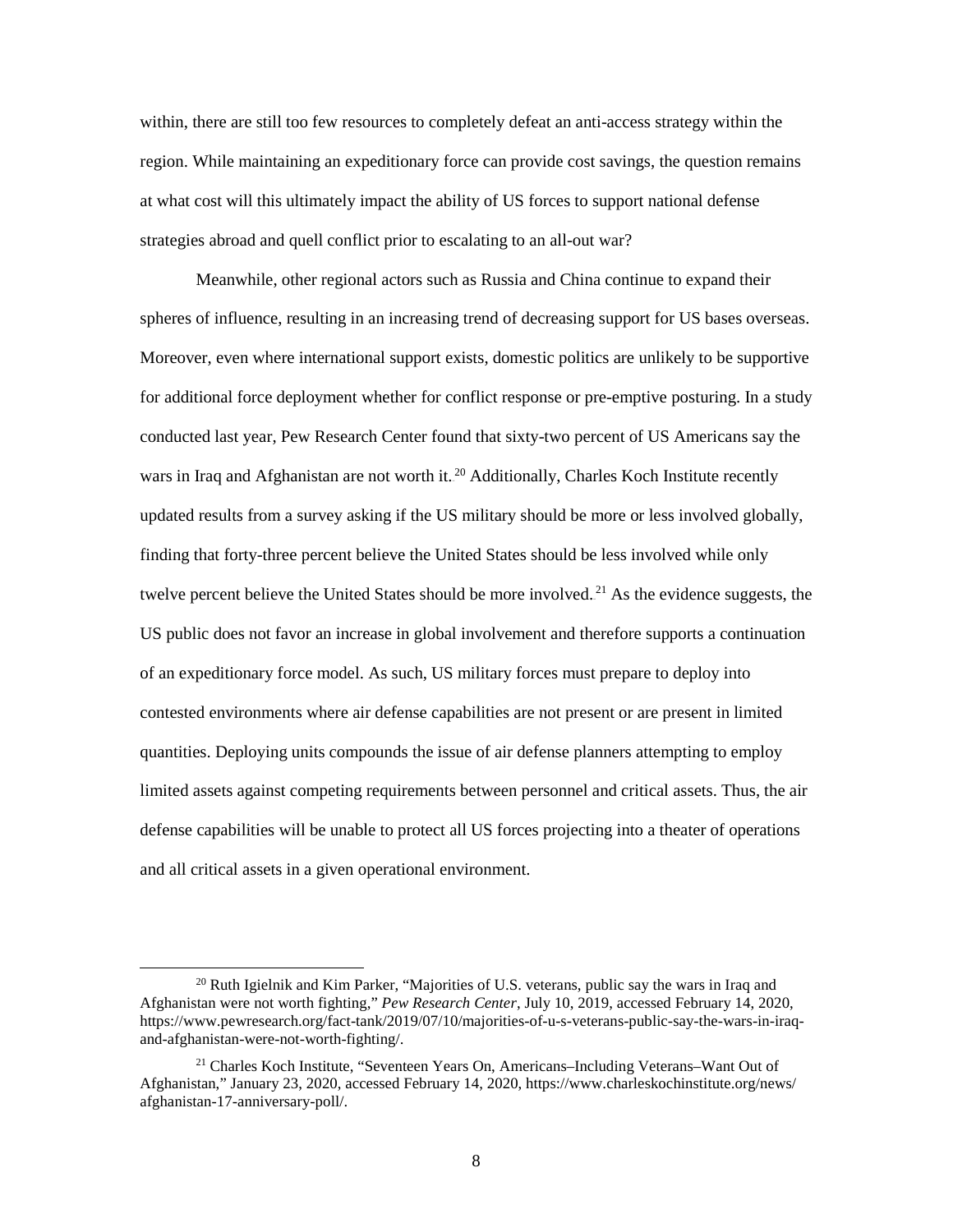within, there are still too few resources to completely defeat an anti-access strategy within the region. While maintaining an expeditionary force can provide cost savings, the question remains at what cost will this ultimately impact the ability of US forces to support national defense strategies abroad and quell conflict prior to escalating to an all-out war?

Meanwhile, other regional actors such as Russia and China continue to expand their spheres of influence, resulting in an increasing trend of decreasing support for US bases overseas. Moreover, even where international support exists, domestic politics are unlikely to be supportive for additional force deployment whether for conflict response or pre-emptive posturing. In a study conducted last year, Pew Research Center found that sixty-two percent of US Americans say the wars in Iraq and Afghanistan are not worth it.[20] Additionally, Charles Koch Institute recently updated results from a survey asking if the US military should be more or less involved globally, finding that forty-three percent believe the United States should be less involved while only twelve percent believe the United States should be more involved.[21] As the evidence suggests, the US public does not favor an increase in global involvement and therefore supports a continuation of an expeditionary force model. As such, US military forces must prepare to deploy into contested environments where air defense capabilities are not present or are present in limited quantities. Deploying units compounds the issue of air defense planners attempting to employ limited assets against competing requirements between personnel and critical assets. Thus, the air defense capabilities will be unable to protect all US forces projecting into a theater of operations and all critical assets in a given operational environment.

---

[20] Ruth Igielnik and Kim Parker, "Majorities of U.S. veterans, public say the wars in Iraq and Afghanistan were not worth fighting," *Pew Research Center*, July 10, 2019, accessed February 14, 2020, https://www.pewresearch.org/fact-tank/2019/07/10/majorities-of-u-s-veterans-public-say-the-wars-in-iraq-and-afghanistan-were-not-worth-fighting/.

[21] Charles Koch Institute, "Seventeen Years On, Americans–Including Veterans–Want Out of Afghanistan," January 23, 2020, accessed February 14, 2020, https://www.charleskochinstitute.org/news/afghanistan-17-anniversary-poll/.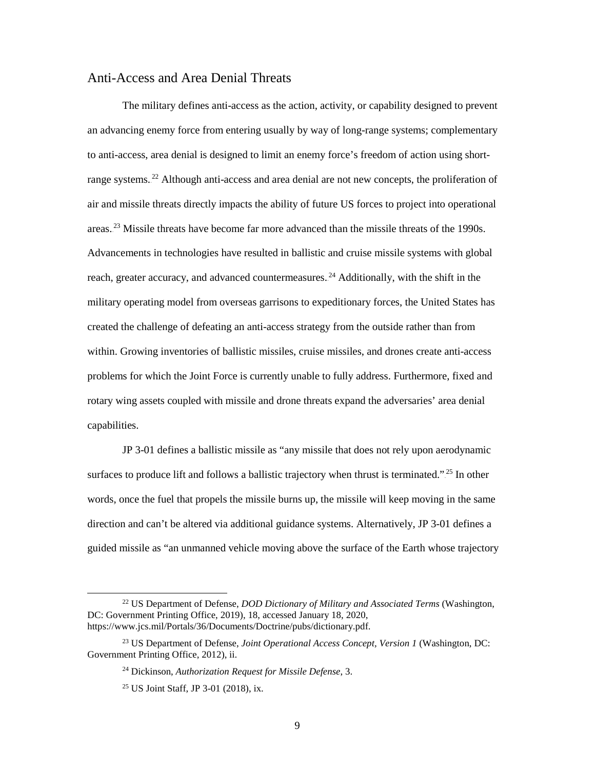## Anti-Access and Area Denial Threats

The military defines anti-access as the action, activity, or capability designed to prevent an advancing enemy force from entering usually by way of long-range systems; complementary to anti-access, area denial is designed to limit an enemy force's freedom of action using short-range systems.[22] Although anti-access and area denial are not new concepts, the proliferation of air and missile threats directly impacts the ability of future US forces to project into operational areas.[23] Missile threats have become far more advanced than the missile threats of the 1990s. Advancements in technologies have resulted in ballistic and cruise missile systems with global reach, greater accuracy, and advanced countermeasures.[24] Additionally, with the shift in the military operating model from overseas garrisons to expeditionary forces, the United States has created the challenge of defeating an anti-access strategy from the outside rather than from within. Growing inventories of ballistic missiles, cruise missiles, and drones create anti-access problems for which the Joint Force is currently unable to fully address. Furthermore, fixed and rotary wing assets coupled with missile and drone threats expand the adversaries' area denial capabilities.

JP 3-01 defines a ballistic missile as "any missile that does not rely upon aerodynamic surfaces to produce lift and follows a ballistic trajectory when thrust is terminated."[25] In other words, once the fuel that propels the missile burns up, the missile will keep moving in the same direction and can't be altered via additional guidance systems. Alternatively, JP 3-01 defines a guided missile as "an unmanned vehicle moving above the surface of the Earth whose trajectory

---

[22] US Department of Defense, *DOD Dictionary of Military and Associated Terms* (Washington, DC: Government Printing Office, 2019), 18, accessed January 18, 2020, https://www.jcs.mil/Portals/36/Documents/Doctrine/pubs/dictionary.pdf.

[23] US Department of Defense, *Joint Operational Access Concept, Version 1* (Washington, DC: Government Printing Office, 2012), ii.

[24] Dickinson, *Authorization Request for Missile Defense*, 3.

[25] US Joint Staff, JP 3-01 (2018), ix.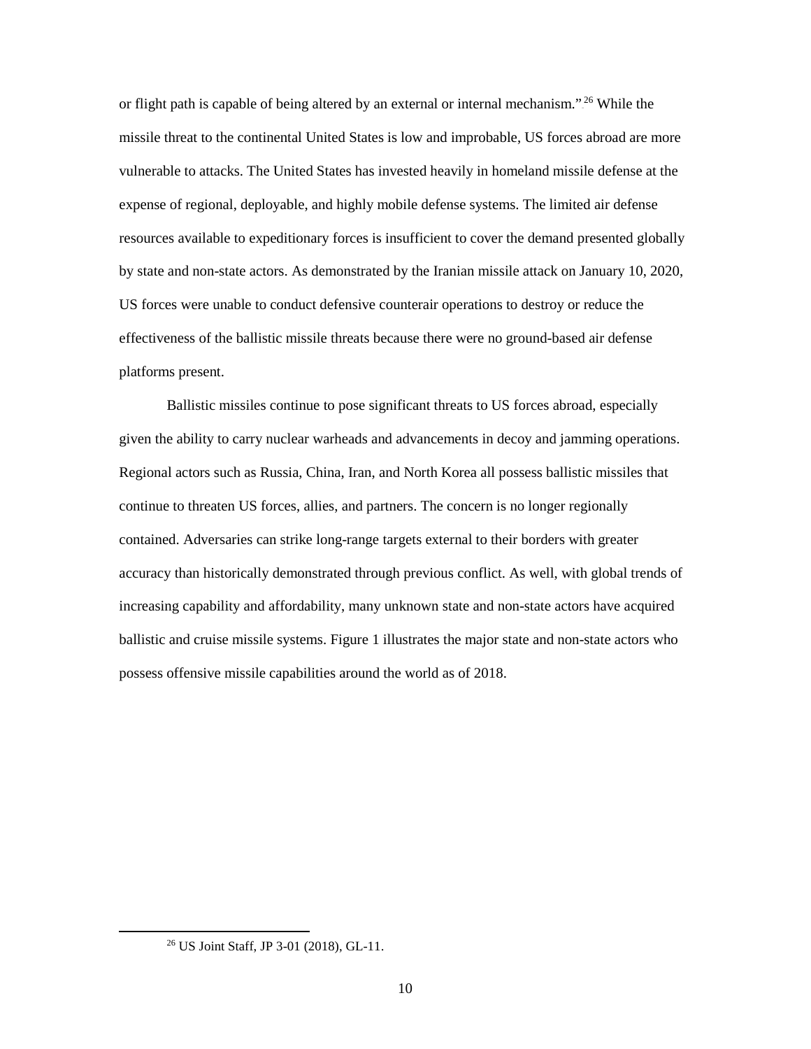or flight path is capable of being altered by an external or internal mechanism."[26] While the missile threat to the continental United States is low and improbable, US forces abroad are more vulnerable to attacks. The United States has invested heavily in homeland missile defense at the expense of regional, deployable, and highly mobile defense systems. The limited air defense resources available to expeditionary forces is insufficient to cover the demand presented globally by state and non-state actors. As demonstrated by the Iranian missile attack on January 10, 2020, US forces were unable to conduct defensive counterair operations to destroy or reduce the effectiveness of the ballistic missile threats because there were no ground-based air defense platforms present.

Ballistic missiles continue to pose significant threats to US forces abroad, especially given the ability to carry nuclear warheads and advancements in decoy and jamming operations. Regional actors such as Russia, China, Iran, and North Korea all possess ballistic missiles that continue to threaten US forces, allies, and partners. The concern is no longer regionally contained. Adversaries can strike long-range targets external to their borders with greater accuracy than historically demonstrated through previous conflict. As well, with global trends of increasing capability and affordability, many unknown state and non-state actors have acquired ballistic and cruise missile systems. Figure 1 illustrates the major state and non-state actors who possess offensive missile capabilities around the world as of 2018.

---

[26] US Joint Staff, JP 3-01 (2018), GL-11.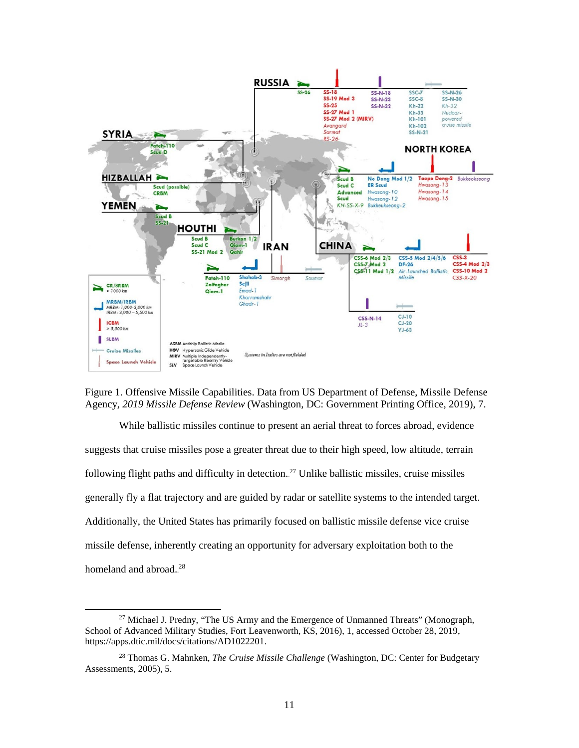Figure 1. Offensive Missile Capabilities. Data from US Department of Defense, Missile Defense Agency, *2019 Missile Defense Review* (Washington, DC: Government Printing Office, 2019), 7.

While ballistic missiles continue to present an aerial threat to forces abroad, evidence suggests that cruise missiles pose a greater threat due to their high speed, low altitude, terrain following flight paths and difficulty in detection.[27] Unlike ballistic missiles, cruise missiles generally fly a flat trajectory and are guided by radar or satellite systems to the intended target. Additionally, the United States has primarily focused on ballistic missile defense vice cruise missile defense, inherently creating an opportunity for adversary exploitation both to the homeland and abroad.[28]

[27] Michael J. Predny, "The US Army and the Emergence of Unmanned Threats" (Monograph, School of Advanced Military Studies, Fort Leavenworth, KS, 2016), 1, accessed October 28, 2019, https://apps.dtic.mil/docs/citations/AD1022201.

[28] Thomas G. Mahnken, *The Cruise Missile Challenge* (Washington, DC: Center for Budgetary Assessments, 2005), 5.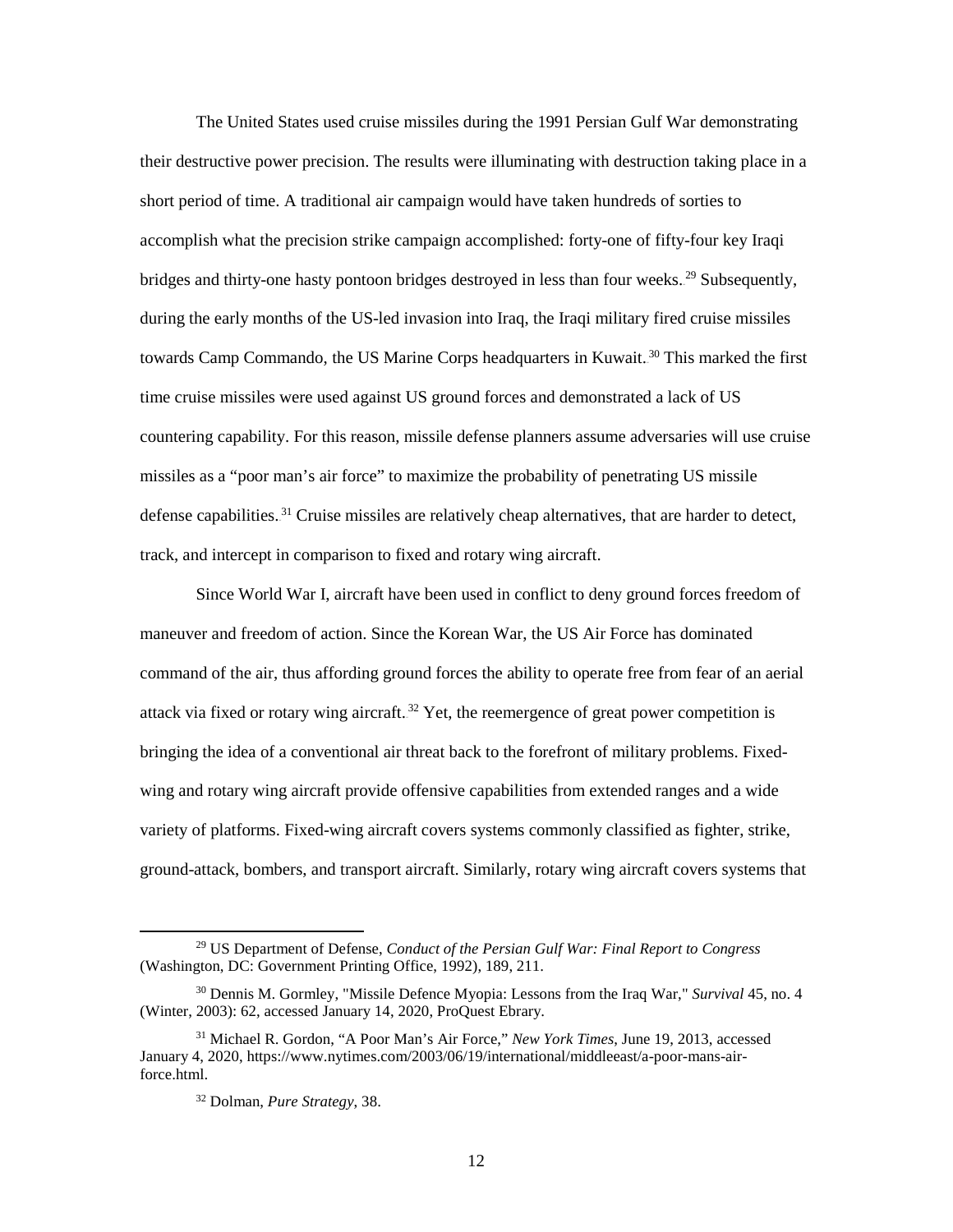The United States used cruise missiles during the 1991 Persian Gulf War demonstrating their destructive power precision. The results were illuminating with destruction taking place in a short period of time. A traditional air campaign would have taken hundreds of sorties to accomplish what the precision strike campaign accomplished: forty-one of fifty-four key Iraqi bridges and thirty-one hasty pontoon bridges destroyed in less than four weeks.[29] Subsequently, during the early months of the US-led invasion into Iraq, the Iraqi military fired cruise missiles towards Camp Commando, the US Marine Corps headquarters in Kuwait.[30] This marked the first time cruise missiles were used against US ground forces and demonstrated a lack of US countering capability. For this reason, missile defense planners assume adversaries will use cruise missiles as a "poor man's air force" to maximize the probability of penetrating US missile defense capabilities.[31] Cruise missiles are relatively cheap alternatives, that are harder to detect, track, and intercept in comparison to fixed and rotary wing aircraft.

Since World War I, aircraft have been used in conflict to deny ground forces freedom of maneuver and freedom of action. Since the Korean War, the US Air Force has dominated command of the air, thus affording ground forces the ability to operate free from fear of an aerial attack via fixed or rotary wing aircraft.[32] Yet, the reemergence of great power competition is bringing the idea of a conventional air threat back to the forefront of military problems. Fixed-wing and rotary wing aircraft provide offensive capabilities from extended ranges and a wide variety of platforms. Fixed-wing aircraft covers systems commonly classified as fighter, strike, ground-attack, bombers, and transport aircraft. Similarly, rotary wing aircraft covers systems that

---

[29] US Department of Defense, *Conduct of the Persian Gulf War: Final Report to Congress* (Washington, DC: Government Printing Office, 1992), 189, 211.

[30] Dennis M. Gormley, "Missile Defence Myopia: Lessons from the Iraq War," *Survival* 45, no. 4 (Winter, 2003): 62, accessed January 14, 2020, ProQuest Ebrary.

[31] Michael R. Gordon, "A Poor Man's Air Force," *New York Times*, June 19, 2013, accessed January 4, 2020, https://www.nytimes.com/2003/06/19/international/middleeast/a-poor-mans-air-force.html.

[32] Dolman, *Pure Strategy*, 38.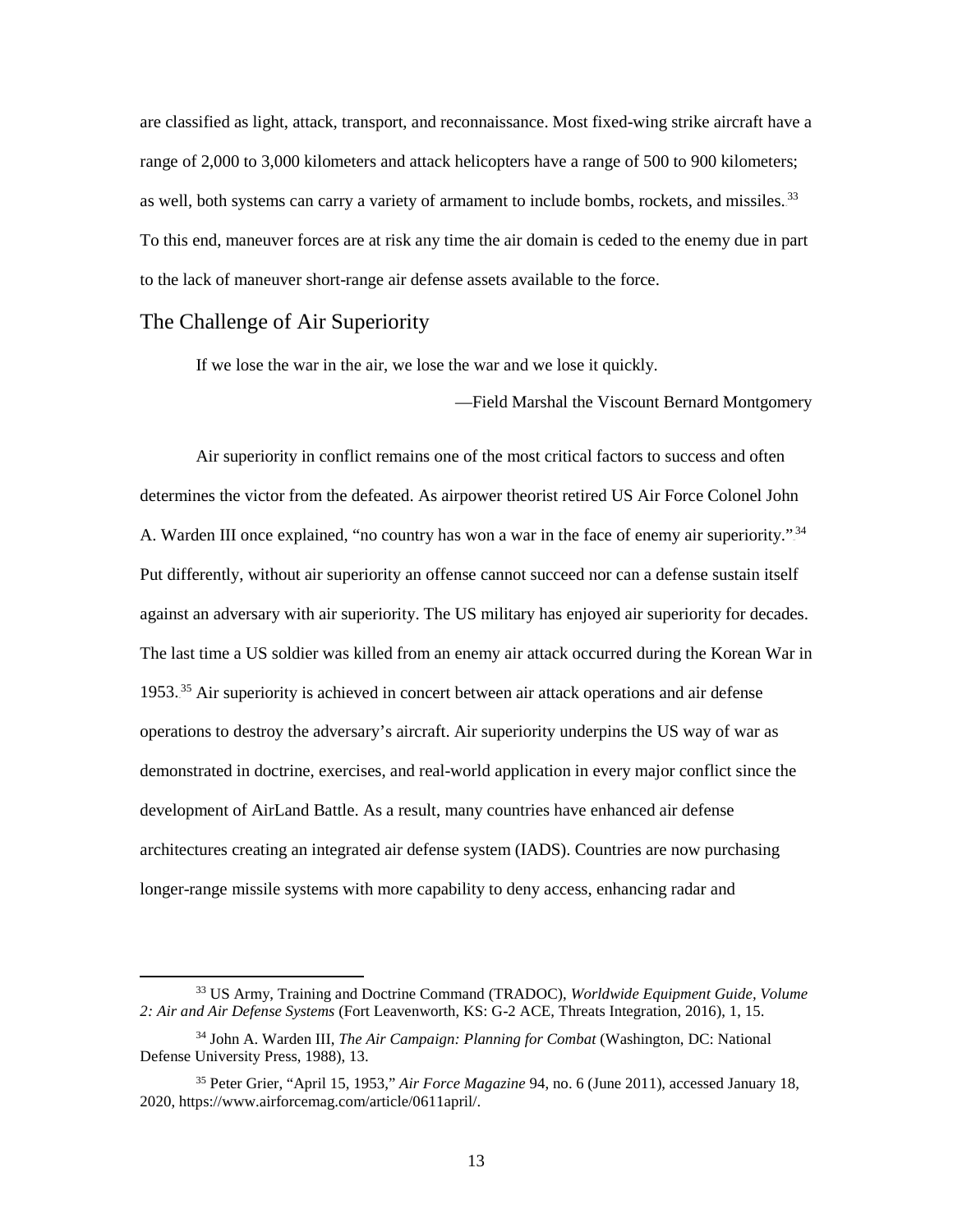are classified as light, attack, transport, and reconnaissance. Most fixed-wing strike aircraft have a range of 2,000 to 3,000 kilometers and attack helicopters have a range of 500 to 900 kilometers; as well, both systems can carry a variety of armament to include bombs, rockets, and missiles.[33] To this end, maneuver forces are at risk any time the air domain is ceded to the enemy due in part to the lack of maneuver short-range air defense assets available to the force.

## The Challenge of Air Superiority

> If we lose the war in the air, we lose the war and we lose it quickly.
>
> —Field Marshal the Viscount Bernard Montgomery

Air superiority in conflict remains one of the most critical factors to success and often determines the victor from the defeated. As airpower theorist retired US Air Force Colonel John A. Warden III once explained, "no country has won a war in the face of enemy air superiority."[34] Put differently, without air superiority an offense cannot succeed nor can a defense sustain itself against an adversary with air superiority. The US military has enjoyed air superiority for decades. The last time a US soldier was killed from an enemy air attack occurred during the Korean War in 1953.[35] Air superiority is achieved in concert between air attack operations and air defense operations to destroy the adversary's aircraft. Air superiority underpins the US way of war as demonstrated in doctrine, exercises, and real-world application in every major conflict since the development of AirLand Battle. As a result, many countries have enhanced air defense architectures creating an integrated air defense system (IADS). Countries are now purchasing longer-range missile systems with more capability to deny access, enhancing radar and

---

[33] US Army, Training and Doctrine Command (TRADOC), *Worldwide Equipment Guide, Volume 2: Air and Air Defense Systems* (Fort Leavenworth, KS: G-2 ACE, Threats Integration, 2016), 1, 15.

[34] John A. Warden III, *The Air Campaign: Planning for Combat* (Washington, DC: National Defense University Press, 1988), 13.

[35] Peter Grier, "April 15, 1953," *Air Force Magazine* 94, no. 6 (June 2011), accessed January 18, 2020, https://www.airforcemag.com/article/0611april/.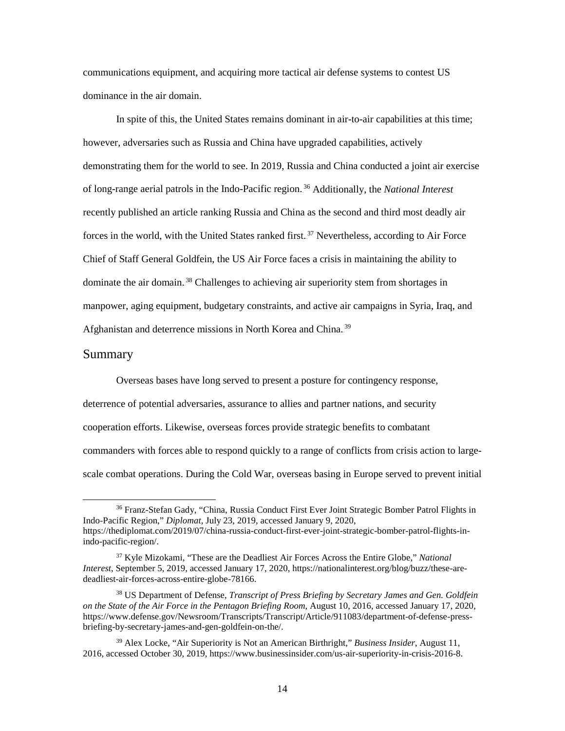communications equipment, and acquiring more tactical air defense systems to contest US dominance in the air domain.

In spite of this, the United States remains dominant in air-to-air capabilities at this time; however, adversaries such as Russia and China have upgraded capabilities, actively demonstrating them for the world to see. In 2019, Russia and China conducted a joint air exercise of long-range aerial patrols in the Indo-Pacific region.[36] Additionally, the *National Interest* recently published an article ranking Russia and China as the second and third most deadly air forces in the world, with the United States ranked first.[37] Nevertheless, according to Air Force Chief of Staff General Goldfein, the US Air Force faces a crisis in maintaining the ability to dominate the air domain.[38] Challenges to achieving air superiority stem from shortages in manpower, aging equipment, budgetary constraints, and active air campaigns in Syria, Iraq, and Afghanistan and deterrence missions in North Korea and China.[39]

## Summary

Overseas bases have long served to present a posture for contingency response, deterrence of potential adversaries, assurance to allies and partner nations, and security cooperation efforts. Likewise, overseas forces provide strategic benefits to combatant commanders with forces able to respond quickly to a range of conflicts from crisis action to large-scale combat operations. During the Cold War, overseas basing in Europe served to prevent initial

---

[36] Franz-Stefan Gady, "China, Russia Conduct First Ever Joint Strategic Bomber Patrol Flights in Indo-Pacific Region," *Diplomat*, July 23, 2019, accessed January 9, 2020, https://thediplomat.com/2019/07/china-russia-conduct-first-ever-joint-strategic-bomber-patrol-flights-in-indo-pacific-region/.

[37] Kyle Mizokami, "These are the Deadliest Air Forces Across the Entire Globe," *National Interest*, September 5, 2019, accessed January 17, 2020, https://nationalinterest.org/blog/buzz/these-are-deadliest-air-forces-across-entire-globe-78166.

[38] US Department of Defense, *Transcript of Press Briefing by Secretary James and Gen. Goldfein on the State of the Air Force in the Pentagon Briefing Room*, August 10, 2016, accessed January 17, 2020, https://www.defense.gov/Newsroom/Transcripts/Transcript/Article/911083/department-of-defense-press-briefing-by-secretary-james-and-gen-goldfein-on-the/.

[39] Alex Locke, "Air Superiority is Not an American Birthright," *Business Insider*, August 11, 2016, accessed October 30, 2019, https://www.businessinsider.com/us-air-superiority-in-crisis-2016-8.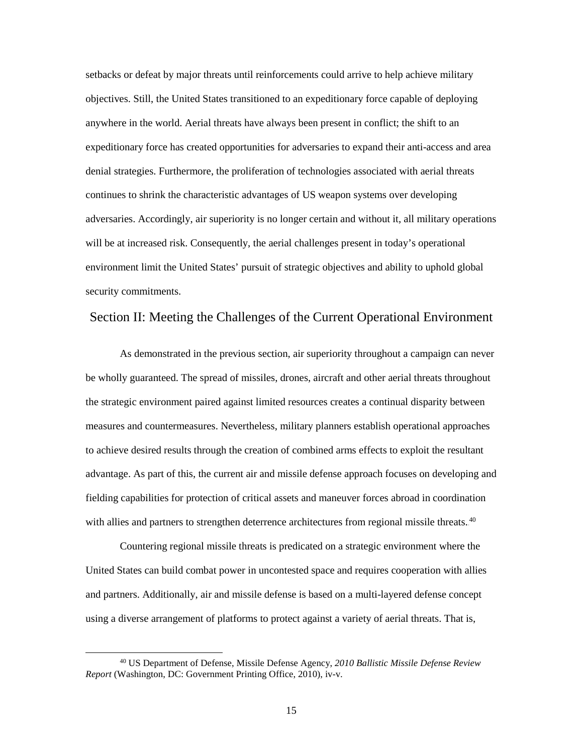setbacks or defeat by major threats until reinforcements could arrive to help achieve military objectives. Still, the United States transitioned to an expeditionary force capable of deploying anywhere in the world. Aerial threats have always been present in conflict; the shift to an expeditionary force has created opportunities for adversaries to expand their anti-access and area denial strategies. Furthermore, the proliferation of technologies associated with aerial threats continues to shrink the characteristic advantages of US weapon systems over developing adversaries. Accordingly, air superiority is no longer certain and without it, all military operations will be at increased risk. Consequently, the aerial challenges present in today's operational environment limit the United States' pursuit of strategic objectives and ability to uphold global security commitments.

## Section II: Meeting the Challenges of the Current Operational Environment

As demonstrated in the previous section, air superiority throughout a campaign can never be wholly guaranteed. The spread of missiles, drones, aircraft and other aerial threats throughout the strategic environment paired against limited resources creates a continual disparity between measures and countermeasures. Nevertheless, military planners establish operational approaches to achieve desired results through the creation of combined arms effects to exploit the resultant advantage. As part of this, the current air and missile defense approach focuses on developing and fielding capabilities for protection of critical assets and maneuver forces abroad in coordination with allies and partners to strengthen deterrence architectures from regional missile threats.[40]

Countering regional missile threats is predicated on a strategic environment where the United States can build combat power in uncontested space and requires cooperation with allies and partners. Additionally, air and missile defense is based on a multi-layered defense concept using a diverse arrangement of platforms to protect against a variety of aerial threats. That is,

[40] US Department of Defense, Missile Defense Agency, *2010 Ballistic Missile Defense Review Report* (Washington, DC: Government Printing Office, 2010), iv-v.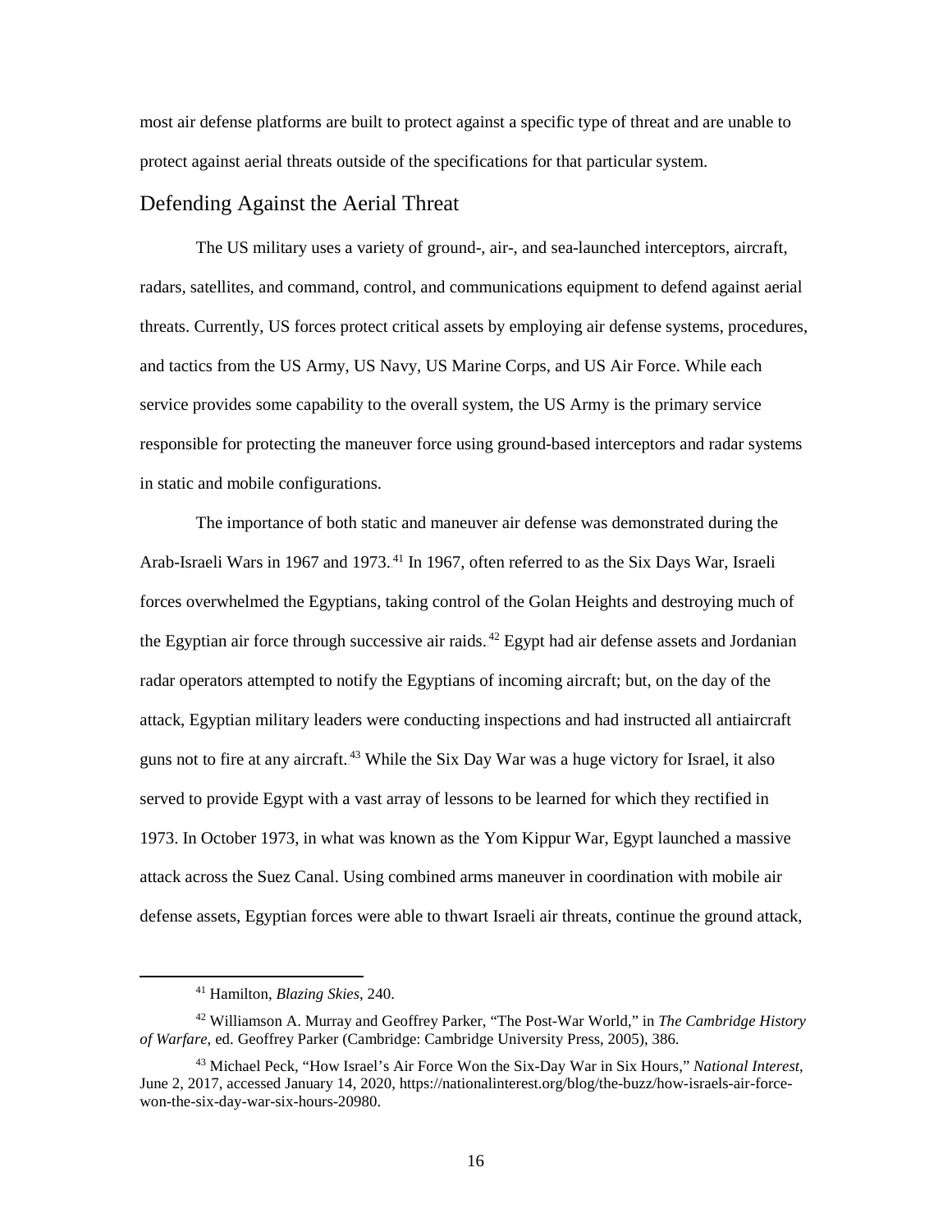most air defense platforms are built to protect against a specific type of threat and are unable to protect against aerial threats outside of the specifications for that particular system.

## Defending Against the Aerial Threat

The US military uses a variety of ground-, air-, and sea-launched interceptors, aircraft, radars, satellites, and command, control, and communications equipment to defend against aerial threats. Currently, US forces protect critical assets by employing air defense systems, procedures, and tactics from the US Army, US Navy, US Marine Corps, and US Air Force. While each service provides some capability to the overall system, the US Army is the primary service responsible for protecting the maneuver force using ground-based interceptors and radar systems in static and mobile configurations.

The importance of both static and maneuver air defense was demonstrated during the Arab-Israeli Wars in 1967 and 1973.[41] In 1967, often referred to as the Six Days War, Israeli forces overwhelmed the Egyptians, taking control of the Golan Heights and destroying much of the Egyptian air force through successive air raids.[42] Egypt had air defense assets and Jordanian radar operators attempted to notify the Egyptians of incoming aircraft; but, on the day of the attack, Egyptian military leaders were conducting inspections and had instructed all antiaircraft guns not to fire at any aircraft.[43] While the Six Day War was a huge victory for Israel, it also served to provide Egypt with a vast array of lessons to be learned for which they rectified in 1973. In October 1973, in what was known as the Yom Kippur War, Egypt launched a massive attack across the Suez Canal. Using combined arms maneuver in coordination with mobile air defense assets, Egyptian forces were able to thwart Israeli air threats, continue the ground attack,

---

[41] Hamilton, *Blazing Skies*, 240.

[42] Williamson A. Murray and Geoffrey Parker, "The Post-War World," in *The Cambridge History of Warfare*, ed. Geoffrey Parker (Cambridge: Cambridge University Press, 2005), 386.

[43] Michael Peck, "How Israel's Air Force Won the Six-Day War in Six Hours," *National Interest*, June 2, 2017, accessed January 14, 2020, https://nationalinterest.org/blog/the-buzz/how-israels-air-force-won-the-six-day-war-six-hours-20980.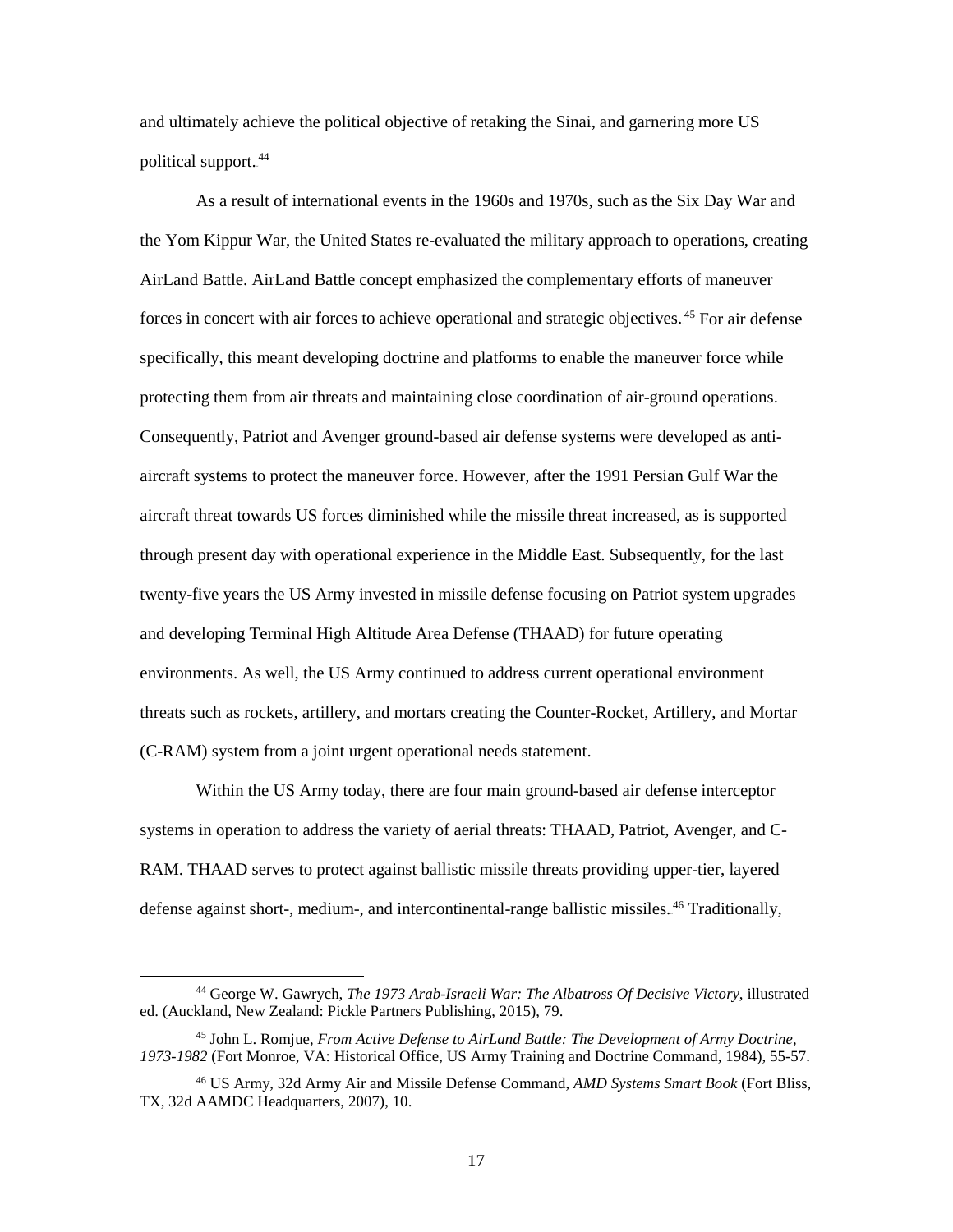and ultimately achieve the political objective of retaking the Sinai, and garnering more US political support.[44]

As a result of international events in the 1960s and 1970s, such as the Six Day War and the Yom Kippur War, the United States re-evaluated the military approach to operations, creating AirLand Battle. AirLand Battle concept emphasized the complementary efforts of maneuver forces in concert with air forces to achieve operational and strategic objectives.[45] For air defense specifically, this meant developing doctrine and platforms to enable the maneuver force while protecting them from air threats and maintaining close coordination of air-ground operations. Consequently, Patriot and Avenger ground-based air defense systems were developed as anti-aircraft systems to protect the maneuver force. However, after the 1991 Persian Gulf War the aircraft threat towards US forces diminished while the missile threat increased, as is supported through present day with operational experience in the Middle East. Subsequently, for the last twenty-five years the US Army invested in missile defense focusing on Patriot system upgrades and developing Terminal High Altitude Area Defense (THAAD) for future operating environments. As well, the US Army continued to address current operational environment threats such as rockets, artillery, and mortars creating the Counter-Rocket, Artillery, and Mortar (C-RAM) system from a joint urgent operational needs statement.

Within the US Army today, there are four main ground-based air defense interceptor systems in operation to address the variety of aerial threats: THAAD, Patriot, Avenger, and C-RAM. THAAD serves to protect against ballistic missile threats providing upper-tier, layered defense against short-, medium-, and intercontinental-range ballistic missiles.[46] Traditionally,

---

[44] George W. Gawrych, *The 1973 Arab-Israeli War: The Albatross Of Decisive Victory*, illustrated ed. (Auckland, New Zealand: Pickle Partners Publishing, 2015), 79.

[45] John L. Romjue, *From Active Defense to AirLand Battle: The Development of Army Doctrine, 1973-1982* (Fort Monroe, VA: Historical Office, US Army Training and Doctrine Command, 1984), 55-57.

[46] US Army, 32d Army Air and Missile Defense Command, *AMD Systems Smart Book* (Fort Bliss, TX, 32d AAMDC Headquarters, 2007), 10.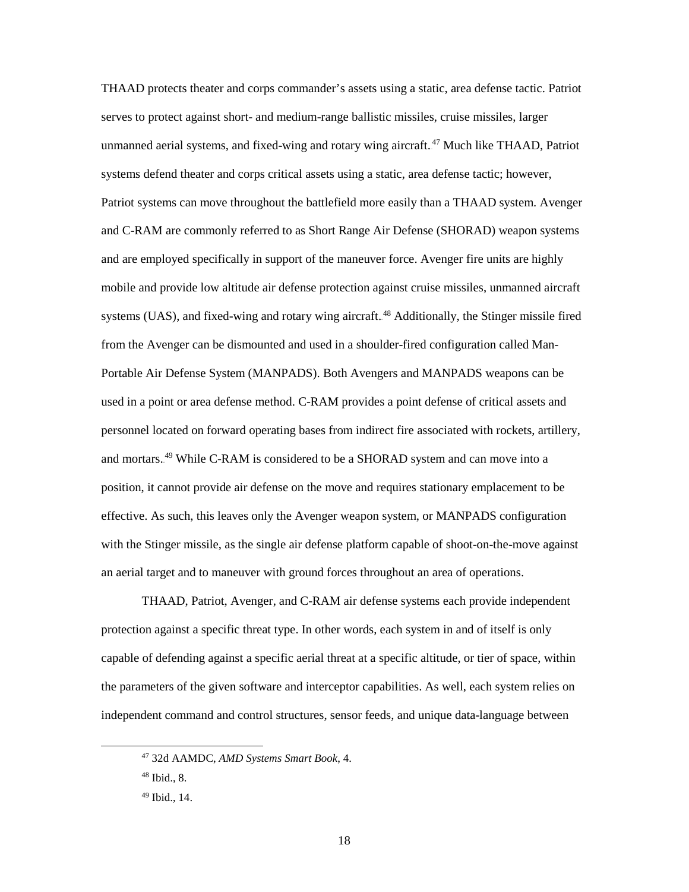THAAD protects theater and corps commander's assets using a static, area defense tactic. Patriot serves to protect against short- and medium-range ballistic missiles, cruise missiles, larger unmanned aerial systems, and fixed-wing and rotary wing aircraft.[47] Much like THAAD, Patriot systems defend theater and corps critical assets using a static, area defense tactic; however, Patriot systems can move throughout the battlefield more easily than a THAAD system. Avenger and C-RAM are commonly referred to as Short Range Air Defense (SHORAD) weapon systems and are employed specifically in support of the maneuver force. Avenger fire units are highly mobile and provide low altitude air defense protection against cruise missiles, unmanned aircraft systems (UAS), and fixed-wing and rotary wing aircraft.[48] Additionally, the Stinger missile fired from the Avenger can be dismounted and used in a shoulder-fired configuration called Man-Portable Air Defense System (MANPADS). Both Avengers and MANPADS weapons can be used in a point or area defense method. C-RAM provides a point defense of critical assets and personnel located on forward operating bases from indirect fire associated with rockets, artillery, and mortars.[49] While C-RAM is considered to be a SHORAD system and can move into a position, it cannot provide air defense on the move and requires stationary emplacement to be effective. As such, this leaves only the Avenger weapon system, or MANPADS configuration with the Stinger missile, as the single air defense platform capable of shoot-on-the-move against an aerial target and to maneuver with ground forces throughout an area of operations.

THAAD, Patriot, Avenger, and C-RAM air defense systems each provide independent protection against a specific threat type. In other words, each system in and of itself is only capable of defending against a specific aerial threat at a specific altitude, or tier of space, within the parameters of the given software and interceptor capabilities. As well, each system relies on independent command and control structures, sensor feeds, and unique data-language between

[47] 32d AAMDC, *AMD Systems Smart Book*, 4.

[48] Ibid., 8.

[49] Ibid., 14.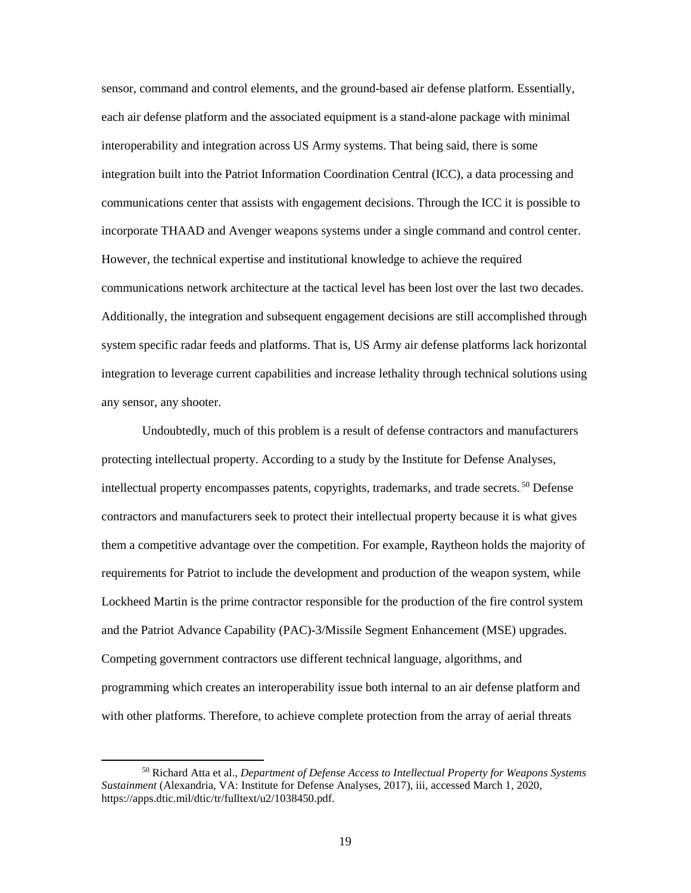sensor, command and control elements, and the ground-based air defense platform. Essentially, each air defense platform and the associated equipment is a stand-alone package with minimal interoperability and integration across US Army systems. That being said, there is some integration built into the Patriot Information Coordination Central (ICC), a data processing and communications center that assists with engagement decisions. Through the ICC it is possible to incorporate THAAD and Avenger weapons systems under a single command and control center. However, the technical expertise and institutional knowledge to achieve the required communications network architecture at the tactical level has been lost over the last two decades. Additionally, the integration and subsequent engagement decisions are still accomplished through system specific radar feeds and platforms. That is, US Army air defense platforms lack horizontal integration to leverage current capabilities and increase lethality through technical solutions using any sensor, any shooter.

Undoubtedly, much of this problem is a result of defense contractors and manufacturers protecting intellectual property. According to a study by the Institute for Defense Analyses, intellectual property encompasses patents, copyrights, trademarks, and trade secrets.[50] Defense contractors and manufacturers seek to protect their intellectual property because it is what gives them a competitive advantage over the competition. For example, Raytheon holds the majority of requirements for Patriot to include the development and production of the weapon system, while Lockheed Martin is the prime contractor responsible for the production of the fire control system and the Patriot Advance Capability (PAC)-3/Missile Segment Enhancement (MSE) upgrades. Competing government contractors use different technical language, algorithms, and programming which creates an interoperability issue both internal to an air defense platform and with other platforms. Therefore, to achieve complete protection from the array of aerial threats

---

[50] Richard Atta et al., *Department of Defense Access to Intellectual Property for Weapons Systems Sustainment* (Alexandria, VA: Institute for Defense Analyses, 2017), iii, accessed March 1, 2020, https://apps.dtic.mil/dtic/tr/fulltext/u2/1038450.pdf.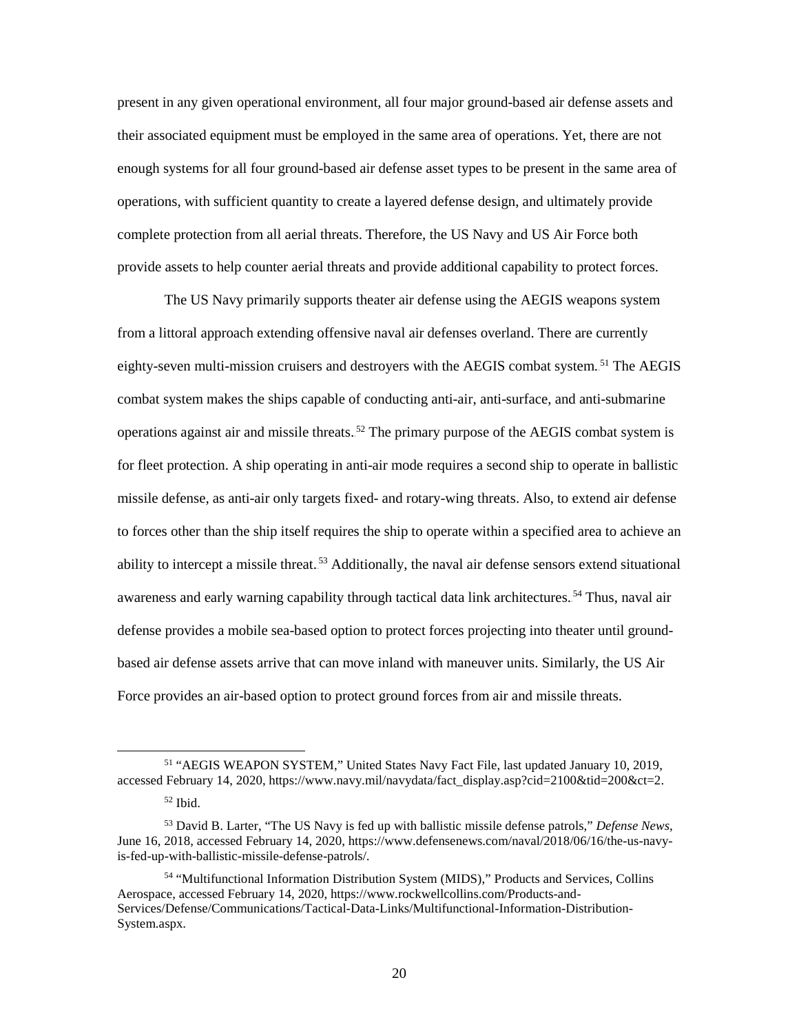present in any given operational environment, all four major ground-based air defense assets and their associated equipment must be employed in the same area of operations. Yet, there are not enough systems for all four ground-based air defense asset types to be present in the same area of operations, with sufficient quantity to create a layered defense design, and ultimately provide complete protection from all aerial threats. Therefore, the US Navy and US Air Force both provide assets to help counter aerial threats and provide additional capability to protect forces.

The US Navy primarily supports theater air defense using the AEGIS weapons system from a littoral approach extending offensive naval air defenses overland. There are currently eighty-seven multi-mission cruisers and destroyers with the AEGIS combat system.[51] The AEGIS combat system makes the ships capable of conducting anti-air, anti-surface, and anti-submarine operations against air and missile threats.[52] The primary purpose of the AEGIS combat system is for fleet protection. A ship operating in anti-air mode requires a second ship to operate in ballistic missile defense, as anti-air only targets fixed- and rotary-wing threats. Also, to extend air defense to forces other than the ship itself requires the ship to operate within a specified area to achieve an ability to intercept a missile threat.[53] Additionally, the naval air defense sensors extend situational awareness and early warning capability through tactical data link architectures.[54] Thus, naval air defense provides a mobile sea-based option to protect forces projecting into theater until ground-based air defense assets arrive that can move inland with maneuver units. Similarly, the US Air Force provides an air-based option to protect ground forces from air and missile threats.

---

[51] "AEGIS WEAPON SYSTEM," United States Navy Fact File, last updated January 10, 2019, accessed February 14, 2020, https://www.navy.mil/navydata/fact_display.asp?cid=2100&tid=200&ct=2.

[52] Ibid.

[53] David B. Larter, "The US Navy is fed up with ballistic missile defense patrols," *Defense News*, June 16, 2018, accessed February 14, 2020, https://www.defensenews.com/naval/2018/06/16/the-us-navy-is-fed-up-with-ballistic-missile-defense-patrols/.

[54] "Multifunctional Information Distribution System (MIDS)," Products and Services, Collins Aerospace, accessed February 14, 2020, https://www.rockwellcollins.com/Products-and-Services/Defense/Communications/Tactical-Data-Links/Multifunctional-Information-Distribution-System.aspx.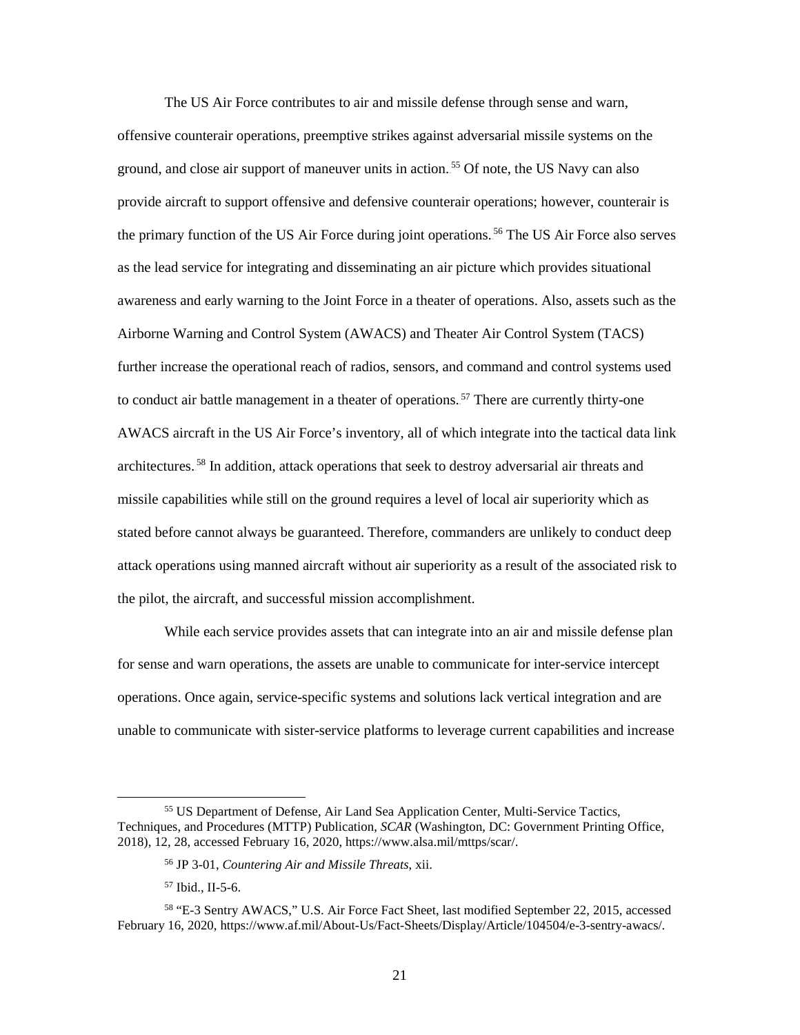The US Air Force contributes to air and missile defense through sense and warn, offensive counterair operations, preemptive strikes against adversarial missile systems on the ground, and close air support of maneuver units in action.[55] Of note, the US Navy can also provide aircraft to support offensive and defensive counterair operations; however, counterair is the primary function of the US Air Force during joint operations.[56] The US Air Force also serves as the lead service for integrating and disseminating an air picture which provides situational awareness and early warning to the Joint Force in a theater of operations. Also, assets such as the Airborne Warning and Control System (AWACS) and Theater Air Control System (TACS) further increase the operational reach of radios, sensors, and command and control systems used to conduct air battle management in a theater of operations.[57] There are currently thirty-one AWACS aircraft in the US Air Force's inventory, all of which integrate into the tactical data link architectures.[58] In addition, attack operations that seek to destroy adversarial air threats and missile capabilities while still on the ground requires a level of local air superiority which as stated before cannot always be guaranteed. Therefore, commanders are unlikely to conduct deep attack operations using manned aircraft without air superiority as a result of the associated risk to the pilot, the aircraft, and successful mission accomplishment.

While each service provides assets that can integrate into an air and missile defense plan for sense and warn operations, the assets are unable to communicate for inter-service intercept operations. Once again, service-specific systems and solutions lack vertical integration and are unable to communicate with sister-service platforms to leverage current capabilities and increase

---

[55] US Department of Defense, Air Land Sea Application Center, Multi-Service Tactics, Techniques, and Procedures (MTTP) Publication, *SCAR* (Washington, DC: Government Printing Office, 2018), 12, 28, accessed February 16, 2020, https://www.alsa.mil/mttps/scar/.

[56] JP 3-01, *Countering Air and Missile Threats*, xii.

[57] Ibid., II-5-6.

[58] "E-3 Sentry AWACS," U.S. Air Force Fact Sheet, last modified September 22, 2015, accessed February 16, 2020, https://www.af.mil/About-Us/Fact-Sheets/Display/Article/104504/e-3-sentry-awacs/.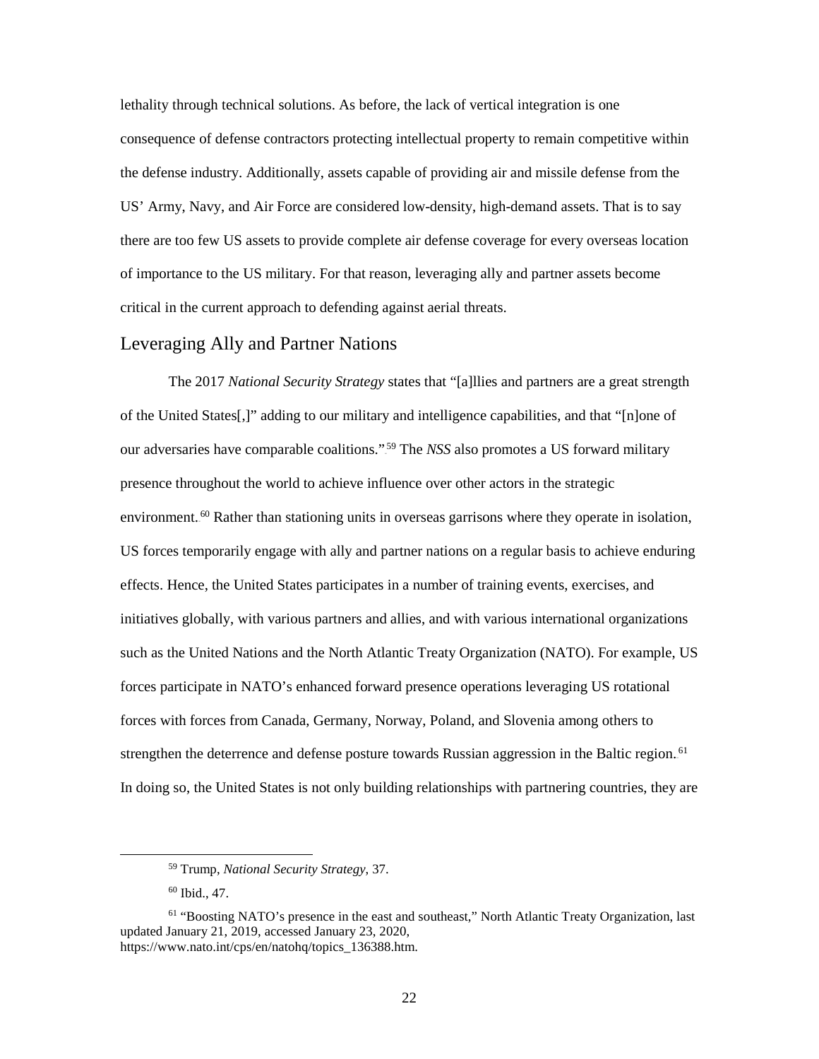lethality through technical solutions. As before, the lack of vertical integration is one consequence of defense contractors protecting intellectual property to remain competitive within the defense industry. Additionally, assets capable of providing air and missile defense from the US' Army, Navy, and Air Force are considered low-density, high-demand assets. That is to say there are too few US assets to provide complete air defense coverage for every overseas location of importance to the US military. For that reason, leveraging ally and partner assets become critical in the current approach to defending against aerial threats.

## Leveraging Ally and Partner Nations

The 2017 *National Security Strategy* states that "[a]llies and partners are a great strength of the United States[,]" adding to our military and intelligence capabilities, and that "[n]one of our adversaries have comparable coalitions."[59] The *NSS* also promotes a US forward military presence throughout the world to achieve influence over other actors in the strategic environment.[60] Rather than stationing units in overseas garrisons where they operate in isolation, US forces temporarily engage with ally and partner nations on a regular basis to achieve enduring effects. Hence, the United States participates in a number of training events, exercises, and initiatives globally, with various partners and allies, and with various international organizations such as the United Nations and the North Atlantic Treaty Organization (NATO). For example, US forces participate in NATO's enhanced forward presence operations leveraging US rotational forces with forces from Canada, Germany, Norway, Poland, and Slovenia among others to strengthen the deterrence and defense posture towards Russian aggression in the Baltic region.[61] In doing so, the United States is not only building relationships with partnering countries, they are

---

[59] Trump, *National Security Strategy*, 37.

[60] Ibid., 47.

[61] "Boosting NATO's presence in the east and southeast," North Atlantic Treaty Organization, last updated January 21, 2019, accessed January 23, 2020, https://www.nato.int/cps/en/natohq/topics_136388.htm.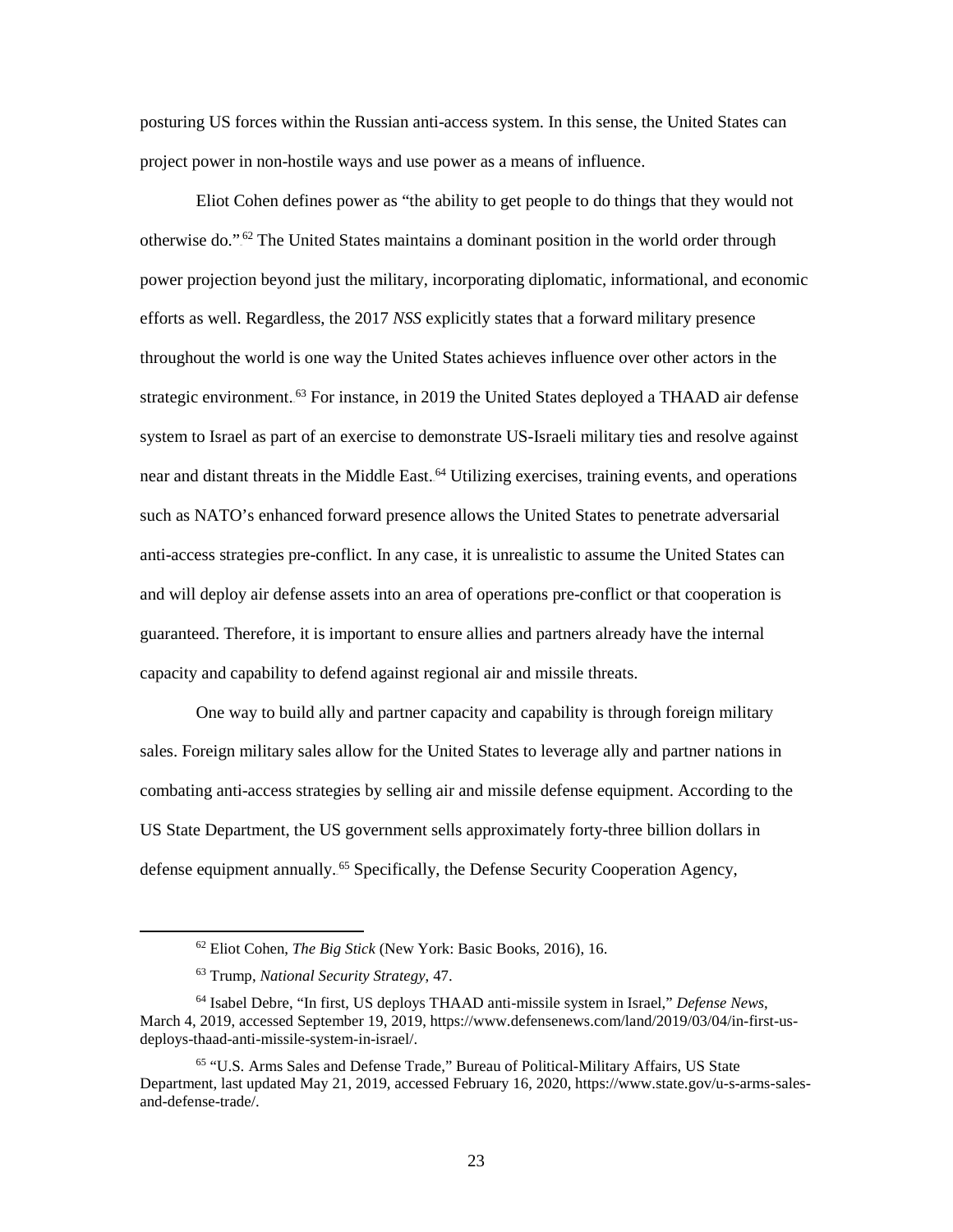posturing US forces within the Russian anti-access system. In this sense, the United States can project power in non-hostile ways and use power as a means of influence.

Eliot Cohen defines power as "the ability to get people to do things that they would not otherwise do."[62] The United States maintains a dominant position in the world order through power projection beyond just the military, incorporating diplomatic, informational, and economic efforts as well. Regardless, the 2017 *NSS* explicitly states that a forward military presence throughout the world is one way the United States achieves influence over other actors in the strategic environment.[63] For instance, in 2019 the United States deployed a THAAD air defense system to Israel as part of an exercise to demonstrate US-Israeli military ties and resolve against near and distant threats in the Middle East.[64] Utilizing exercises, training events, and operations such as NATO's enhanced forward presence allows the United States to penetrate adversarial anti-access strategies pre-conflict. In any case, it is unrealistic to assume the United States can and will deploy air defense assets into an area of operations pre-conflict or that cooperation is guaranteed. Therefore, it is important to ensure allies and partners already have the internal capacity and capability to defend against regional air and missile threats.

One way to build ally and partner capacity and capability is through foreign military sales. Foreign military sales allow for the United States to leverage ally and partner nations in combating anti-access strategies by selling air and missile defense equipment. According to the US State Department, the US government sells approximately forty-three billion dollars in defense equipment annually.[65] Specifically, the Defense Security Cooperation Agency,

---

[62] Eliot Cohen, *The Big Stick* (New York: Basic Books, 2016), 16.

[63] Trump, *National Security Strategy*, 47.

[64] Isabel Debre, "In first, US deploys THAAD anti-missile system in Israel," *Defense News*, March 4, 2019, accessed September 19, 2019, https://www.defensenews.com/land/2019/03/04/in-first-us-deploys-thaad-anti-missile-system-in-israel/.

[65] "U.S. Arms Sales and Defense Trade," Bureau of Political-Military Affairs, US State Department, last updated May 21, 2019, accessed February 16, 2020, https://www.state.gov/u-s-arms-sales-and-defense-trade/.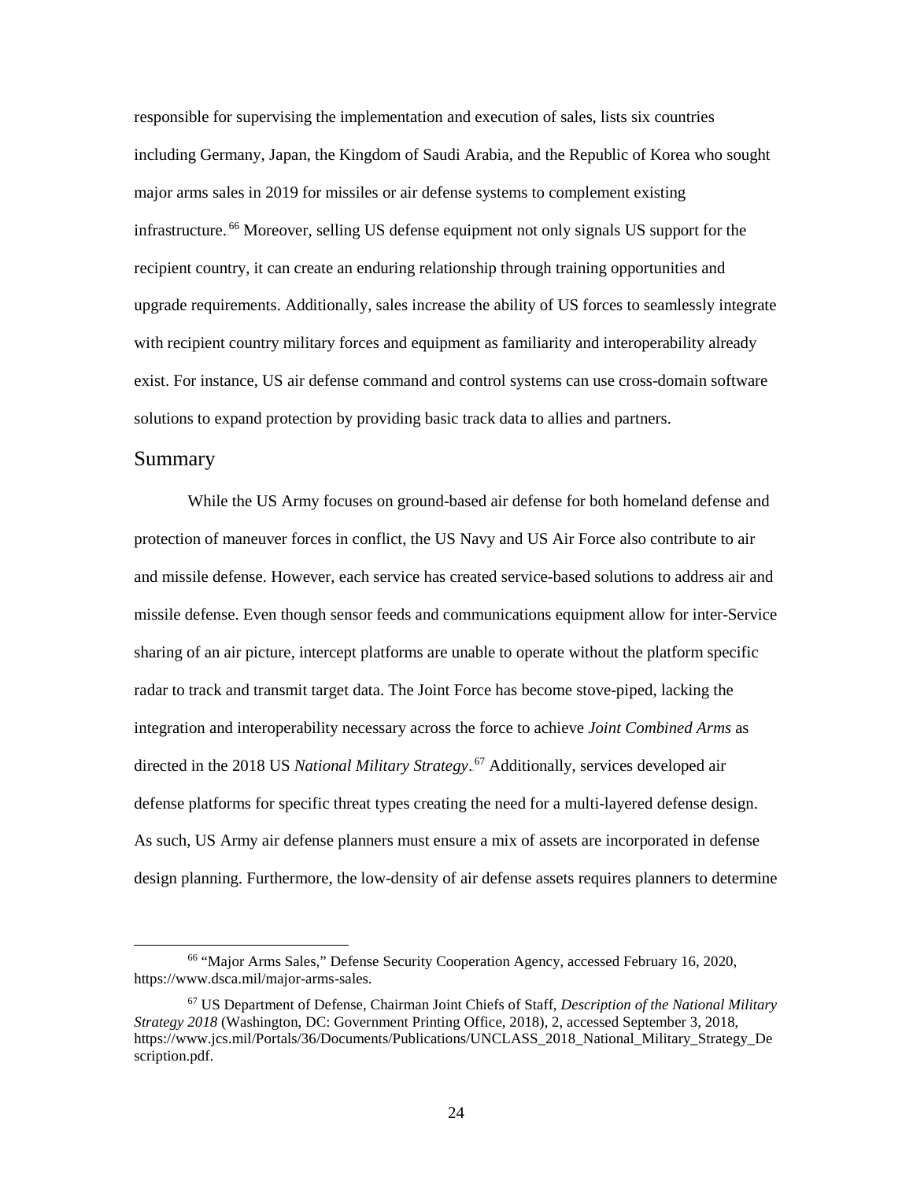responsible for supervising the implementation and execution of sales, lists six countries including Germany, Japan, the Kingdom of Saudi Arabia, and the Republic of Korea who sought major arms sales in 2019 for missiles or air defense systems to complement existing infrastructure.[66] Moreover, selling US defense equipment not only signals US support for the recipient country, it can create an enduring relationship through training opportunities and upgrade requirements. Additionally, sales increase the ability of US forces to seamlessly integrate with recipient country military forces and equipment as familiarity and interoperability already exist. For instance, US air defense command and control systems can use cross-domain software solutions to expand protection by providing basic track data to allies and partners.

## Summary

While the US Army focuses on ground-based air defense for both homeland defense and protection of maneuver forces in conflict, the US Navy and US Air Force also contribute to air and missile defense. However, each service has created service-based solutions to address air and missile defense. Even though sensor feeds and communications equipment allow for inter-Service sharing of an air picture, intercept platforms are unable to operate without the platform specific radar to track and transmit target data. The Joint Force has become stove-piped, lacking the integration and interoperability necessary across the force to achieve *Joint Combined Arms* as directed in the 2018 US *National Military Strategy*.[67] Additionally, services developed air defense platforms for specific threat types creating the need for a multi-layered defense design. As such, US Army air defense planners must ensure a mix of assets are incorporated in defense design planning. Furthermore, the low-density of air defense assets requires planners to determine

---

[66] "Major Arms Sales," Defense Security Cooperation Agency, accessed February 16, 2020, https://www.dsca.mil/major-arms-sales.

[67] US Department of Defense, Chairman Joint Chiefs of Staff, *Description of the National Military Strategy 2018* (Washington, DC: Government Printing Office, 2018), 2, accessed September 3, 2018, https://www.jcs.mil/Portals/36/Documents/Publications/UNCLASS_2018_National_Military_Strategy_Description.pdf.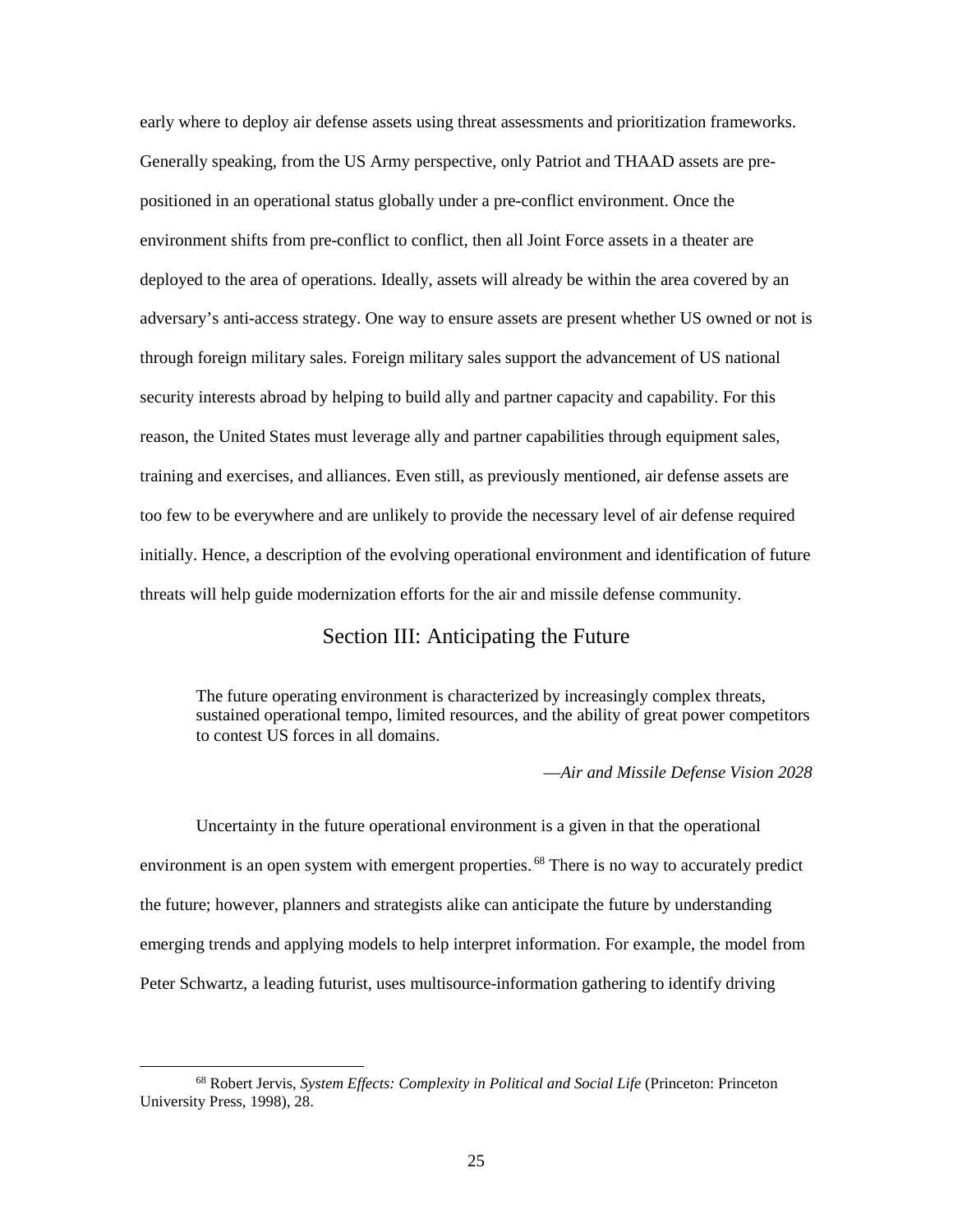early where to deploy air defense assets using threat assessments and prioritization frameworks. Generally speaking, from the US Army perspective, only Patriot and THAAD assets are pre-positioned in an operational status globally under a pre-conflict environment. Once the environment shifts from pre-conflict to conflict, then all Joint Force assets in a theater are deployed to the area of operations. Ideally, assets will already be within the area covered by an adversary's anti-access strategy. One way to ensure assets are present whether US owned or not is through foreign military sales. Foreign military sales support the advancement of US national security interests abroad by helping to build ally and partner capacity and capability. For this reason, the United States must leverage ally and partner capabilities through equipment sales, training and exercises, and alliances. Even still, as previously mentioned, air defense assets are too few to be everywhere and are unlikely to provide the necessary level of air defense required initially. Hence, a description of the evolving operational environment and identification of future threats will help guide modernization efforts for the air and missile defense community.

## Section III: Anticipating the Future

> The future operating environment is characterized by increasingly complex threats, sustained operational tempo, limited resources, and the ability of great power competitors to contest US forces in all domains.
>
> —*Air and Missile Defense Vision 2028*

Uncertainty in the future operational environment is a given in that the operational environment is an open system with emergent properties.[68] There is no way to accurately predict the future; however, planners and strategists alike can anticipate the future by understanding emerging trends and applying models to help interpret information. For example, the model from Peter Schwartz, a leading futurist, uses multisource-information gathering to identify driving

[68] Robert Jervis, *System Effects: Complexity in Political and Social Life* (Princeton: Princeton University Press, 1998), 28.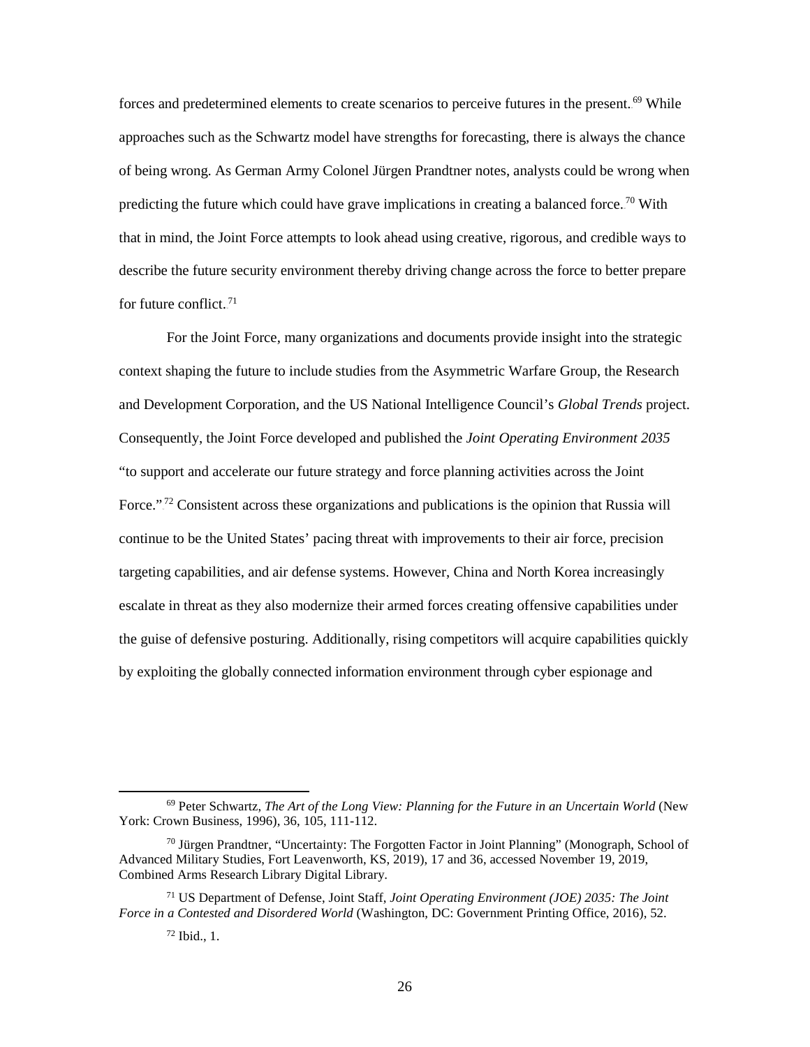forces and predetermined elements to create scenarios to perceive futures in the present.[69] While approaches such as the Schwartz model have strengths for forecasting, there is always the chance of being wrong. As German Army Colonel Jürgen Prandtner notes, analysts could be wrong when predicting the future which could have grave implications in creating a balanced force.[70] With that in mind, the Joint Force attempts to look ahead using creative, rigorous, and credible ways to describe the future security environment thereby driving change across the force to better prepare for future conflict.[71]

For the Joint Force, many organizations and documents provide insight into the strategic context shaping the future to include studies from the Asymmetric Warfare Group, the Research and Development Corporation, and the US National Intelligence Council's *Global Trends* project. Consequently, the Joint Force developed and published the *Joint Operating Environment 2035* "to support and accelerate our future strategy and force planning activities across the Joint Force."[72] Consistent across these organizations and publications is the opinion that Russia will continue to be the United States' pacing threat with improvements to their air force, precision targeting capabilities, and air defense systems. However, China and North Korea increasingly escalate in threat as they also modernize their armed forces creating offensive capabilities under the guise of defensive posturing. Additionally, rising competitors will acquire capabilities quickly by exploiting the globally connected information environment through cyber espionage and

---

[69] Peter Schwartz, *The Art of the Long View: Planning for the Future in an Uncertain World* (New York: Crown Business, 1996), 36, 105, 111-112.

[70] Jürgen Prandtner, "Uncertainty: The Forgotten Factor in Joint Planning" (Monograph, School of Advanced Military Studies, Fort Leavenworth, KS, 2019), 17 and 36, accessed November 19, 2019, Combined Arms Research Library Digital Library.

[71] US Department of Defense, Joint Staff, *Joint Operating Environment (JOE) 2035: The Joint Force in a Contested and Disordered World* (Washington, DC: Government Printing Office, 2016), 52.

[72] Ibid., 1.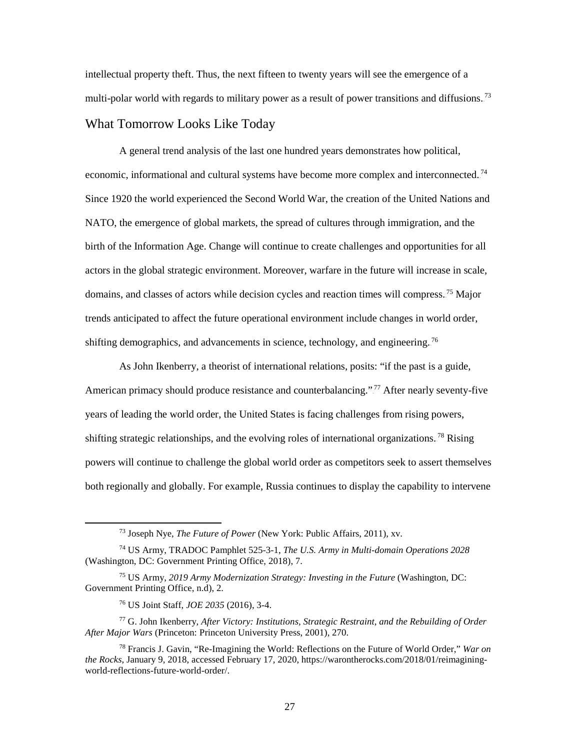intellectual property theft. Thus, the next fifteen to twenty years will see the emergence of a multi-polar world with regards to military power as a result of power transitions and diffusions.[73]

## What Tomorrow Looks Like Today

A general trend analysis of the last one hundred years demonstrates how political, economic, informational and cultural systems have become more complex and interconnected.[74] Since 1920 the world experienced the Second World War, the creation of the United Nations and NATO, the emergence of global markets, the spread of cultures through immigration, and the birth of the Information Age. Change will continue to create challenges and opportunities for all actors in the global strategic environment. Moreover, warfare in the future will increase in scale, domains, and classes of actors while decision cycles and reaction times will compress.[75] Major trends anticipated to affect the future operational environment include changes in world order, shifting demographics, and advancements in science, technology, and engineering.[76]

As John Ikenberry, a theorist of international relations, posits: "if the past is a guide, American primacy should produce resistance and counterbalancing."[77] After nearly seventy-five years of leading the world order, the United States is facing challenges from rising powers, shifting strategic relationships, and the evolving roles of international organizations.[78] Rising powers will continue to challenge the global world order as competitors seek to assert themselves both regionally and globally. For example, Russia continues to display the capability to intervene

---

[73] Joseph Nye, *The Future of Power* (New York: Public Affairs, 2011), xv.

[74] US Army, TRADOC Pamphlet 525-3-1, *The U.S. Army in Multi-domain Operations 2028* (Washington, DC: Government Printing Office, 2018), 7.

[75] US Army, *2019 Army Modernization Strategy: Investing in the Future* (Washington, DC: Government Printing Office, n.d), 2.

[76] US Joint Staff, *JOE 2035* (2016), 3-4.

[77] G. John Ikenberry, *After Victory: Institutions, Strategic Restraint, and the Rebuilding of Order After Major Wars* (Princeton: Princeton University Press, 2001), 270.

[78] Francis J. Gavin, "Re-Imagining the World: Reflections on the Future of World Order," *War on the Rocks*, January 9, 2018, accessed February 17, 2020, https://warontherocks.com/2018/01/reimagining-world-reflections-future-world-order/.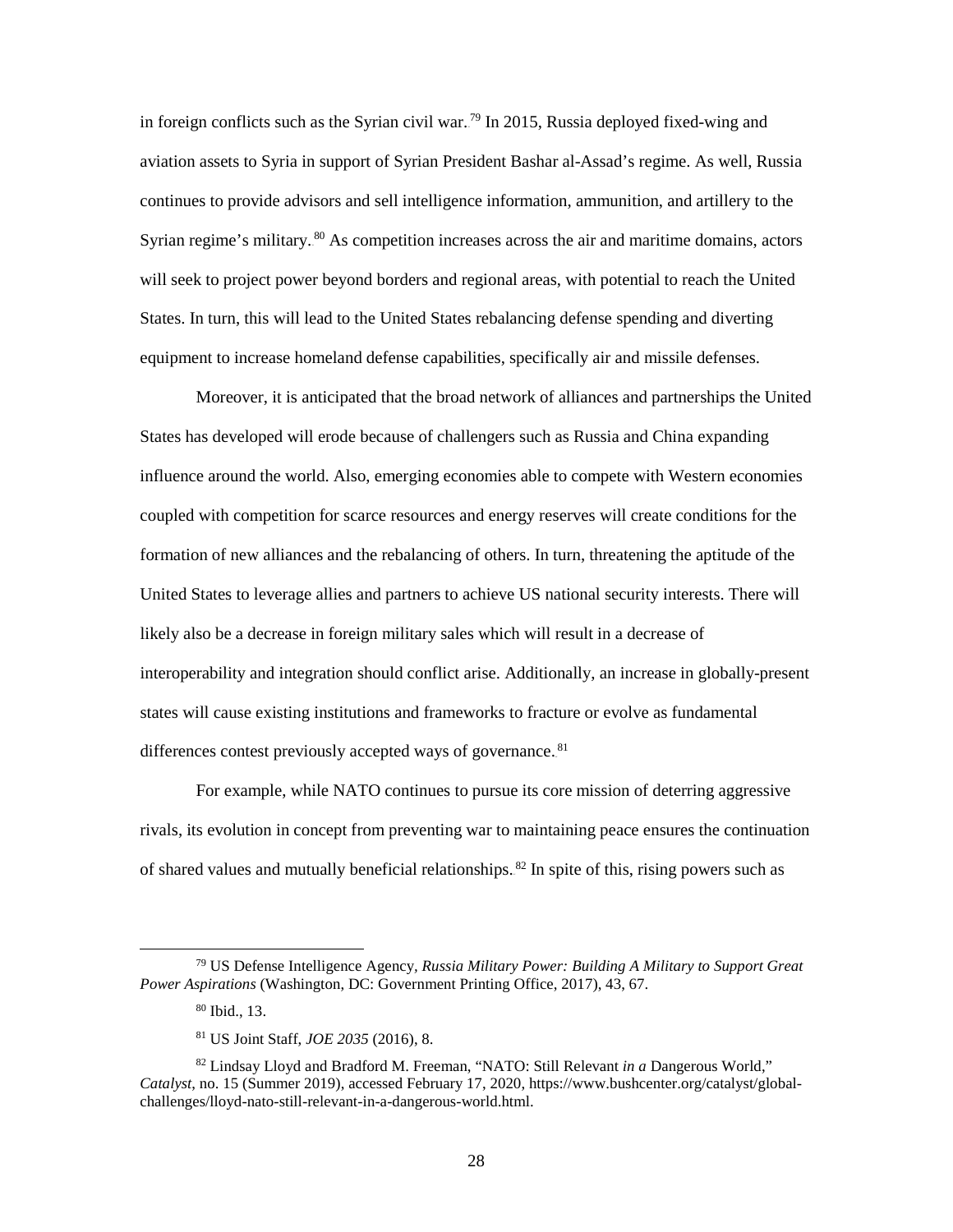in foreign conflicts such as the Syrian civil war.[79] In 2015, Russia deployed fixed-wing and aviation assets to Syria in support of Syrian President Bashar al-Assad's regime. As well, Russia continues to provide advisors and sell intelligence information, ammunition, and artillery to the Syrian regime's military.[80] As competition increases across the air and maritime domains, actors will seek to project power beyond borders and regional areas, with potential to reach the United States. In turn, this will lead to the United States rebalancing defense spending and diverting equipment to increase homeland defense capabilities, specifically air and missile defenses.

Moreover, it is anticipated that the broad network of alliances and partnerships the United States has developed will erode because of challengers such as Russia and China expanding influence around the world. Also, emerging economies able to compete with Western economies coupled with competition for scarce resources and energy reserves will create conditions for the formation of new alliances and the rebalancing of others. In turn, threatening the aptitude of the United States to leverage allies and partners to achieve US national security interests. There will likely also be a decrease in foreign military sales which will result in a decrease of interoperability and integration should conflict arise. Additionally, an increase in globally-present states will cause existing institutions and frameworks to fracture or evolve as fundamental differences contest previously accepted ways of governance.[81]

For example, while NATO continues to pursue its core mission of deterring aggressive rivals, its evolution in concept from preventing war to maintaining peace ensures the continuation of shared values and mutually beneficial relationships.[82] In spite of this, rising powers such as

---

[79] US Defense Intelligence Agency, *Russia Military Power: Building A Military to Support Great Power Aspirations* (Washington, DC: Government Printing Office, 2017), 43, 67.

[80] Ibid., 13.

[81] US Joint Staff, *JOE 2035* (2016), 8.

[82] Lindsay Lloyd and Bradford M. Freeman, "NATO: Still Relevant *in a* Dangerous World," *Catalyst*, no. 15 (Summer 2019), accessed February 17, 2020, https://www.bushcenter.org/catalyst/global-challenges/lloyd-nato-still-relevant-in-a-dangerous-world.html.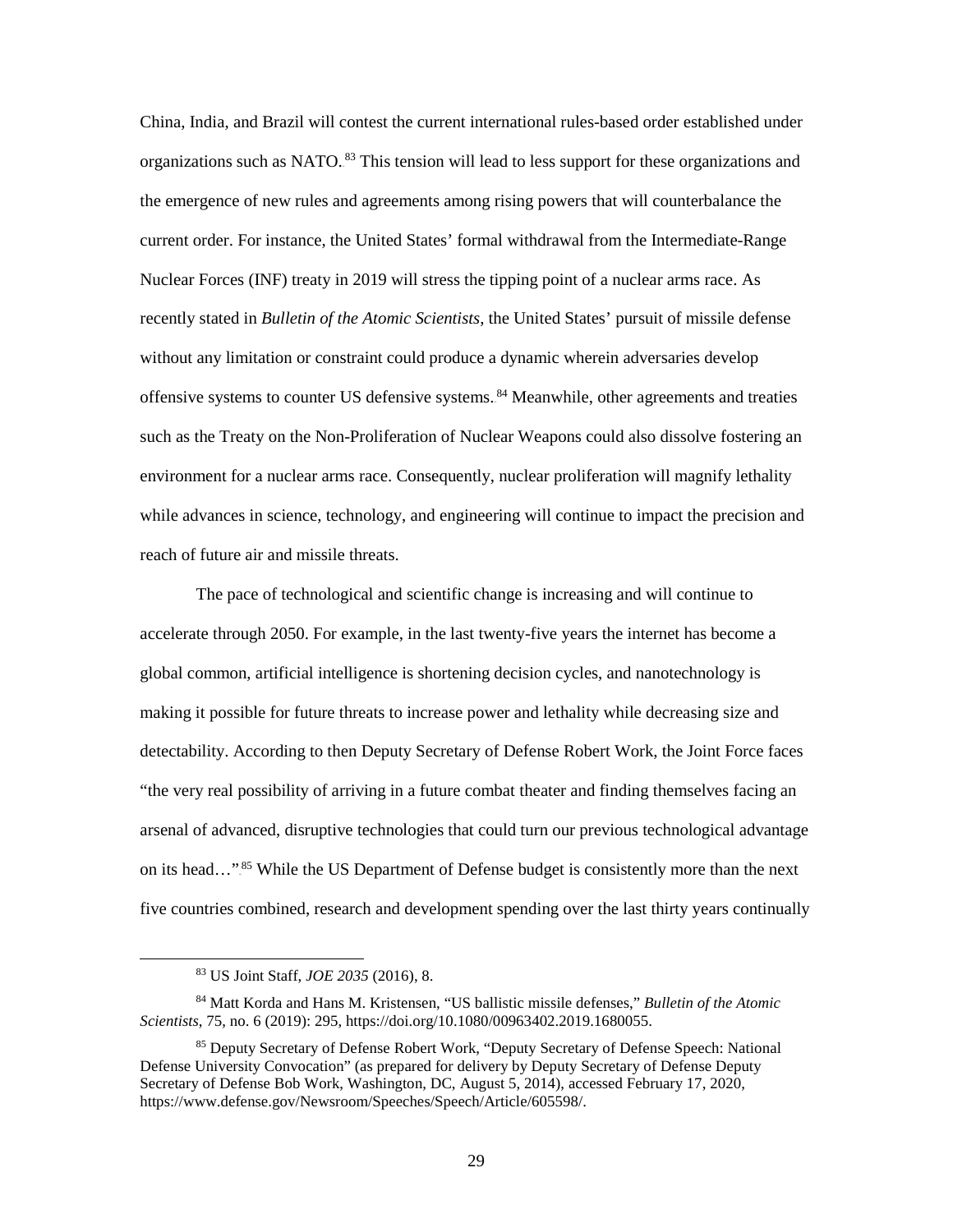China, India, and Brazil will contest the current international rules-based order established under organizations such as NATO.[83] This tension will lead to less support for these organizations and the emergence of new rules and agreements among rising powers that will counterbalance the current order. For instance, the United States' formal withdrawal from the Intermediate-Range Nuclear Forces (INF) treaty in 2019 will stress the tipping point of a nuclear arms race. As recently stated in *Bulletin of the Atomic Scientists*, the United States' pursuit of missile defense without any limitation or constraint could produce a dynamic wherein adversaries develop offensive systems to counter US defensive systems.[84] Meanwhile, other agreements and treaties such as the Treaty on the Non-Proliferation of Nuclear Weapons could also dissolve fostering an environment for a nuclear arms race. Consequently, nuclear proliferation will magnify lethality while advances in science, technology, and engineering will continue to impact the precision and reach of future air and missile threats.

The pace of technological and scientific change is increasing and will continue to accelerate through 2050. For example, in the last twenty-five years the internet has become a global common, artificial intelligence is shortening decision cycles, and nanotechnology is making it possible for future threats to increase power and lethality while decreasing size and detectability. According to then Deputy Secretary of Defense Robert Work, the Joint Force faces "the very real possibility of arriving in a future combat theater and finding themselves facing an arsenal of advanced, disruptive technologies that could turn our previous technological advantage on its head…".[85] While the US Department of Defense budget is consistently more than the next five countries combined, research and development spending over the last thirty years continually

---

[83] US Joint Staff, *JOE 2035* (2016), 8.

[84] Matt Korda and Hans M. Kristensen, "US ballistic missile defenses," *Bulletin of the Atomic Scientists*, 75, no. 6 (2019): 295, https://doi.org/10.1080/00963402.2019.1680055.

[85] Deputy Secretary of Defense Robert Work, "Deputy Secretary of Defense Speech: National Defense University Convocation" (as prepared for delivery by Deputy Secretary of Defense Deputy Secretary of Defense Bob Work, Washington, DC, August 5, 2014), accessed February 17, 2020, https://www.defense.gov/Newsroom/Speeches/Speech/Article/605598/.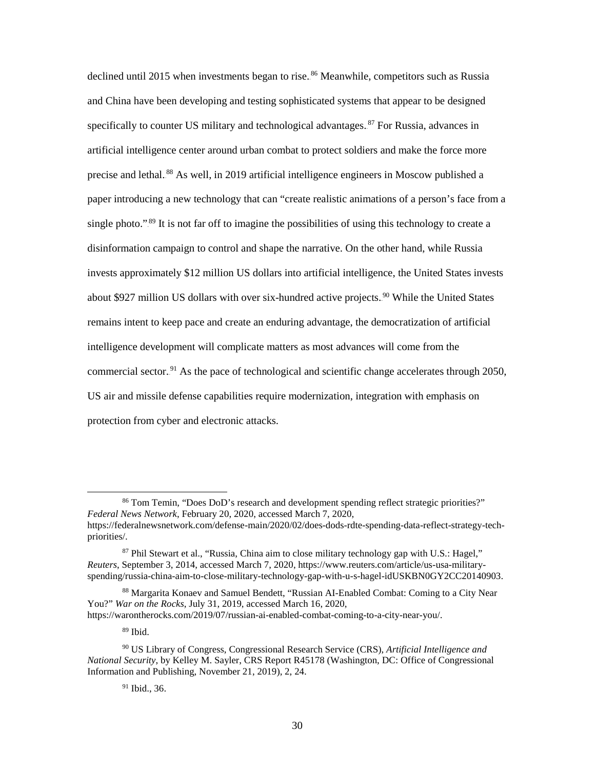declined until 2015 when investments began to rise.[86] Meanwhile, competitors such as Russia and China have been developing and testing sophisticated systems that appear to be designed specifically to counter US military and technological advantages.[87] For Russia, advances in artificial intelligence center around urban combat to protect soldiers and make the force more precise and lethal.[88] As well, in 2019 artificial intelligence engineers in Moscow published a paper introducing a new technology that can "create realistic animations of a person's face from a single photo."[89] It is not far off to imagine the possibilities of using this technology to create a disinformation campaign to control and shape the narrative. On the other hand, while Russia invests approximately $12 million US dollars into artificial intelligence, the United States invests about $927 million US dollars with over six-hundred active projects.[90] While the United States remains intent to keep pace and create an enduring advantage, the democratization of artificial intelligence development will complicate matters as most advances will come from the commercial sector.[91] As the pace of technological and scientific change accelerates through 2050, US air and missile defense capabilities require modernization, integration with emphasis on protection from cyber and electronic attacks.

---

[86] Tom Temin, "Does DoD's research and development spending reflect strategic priorities?" *Federal News Network*, February 20, 2020, accessed March 7, 2020, https://federalnewsnetwork.com/defense-main/2020/02/does-dods-rdte-spending-data-reflect-strategy-tech-priorities/.

[87] Phil Stewart et al., "Russia, China aim to close military technology gap with U.S.: Hagel," *Reuters*, September 3, 2014, accessed March 7, 2020, https://www.reuters.com/article/us-usa-military-spending/russia-china-aim-to-close-military-technology-gap-with-u-s-hagel-idUSKBN0GY2CC20140903.

[88] Margarita Konaev and Samuel Bendett, "Russian AI-Enabled Combat: Coming to a City Near You?" *War on the Rocks*, July 31, 2019, accessed March 16, 2020, https://warontherocks.com/2019/07/russian-ai-enabled-combat-coming-to-a-city-near-you/.

[89] Ibid.

[90] US Library of Congress, Congressional Research Service (CRS), *Artificial Intelligence and National Security*, by Kelley M. Sayler, CRS Report R45178 (Washington, DC: Office of Congressional Information and Publishing, November 21, 2019), 2, 24.

[91] Ibid., 36.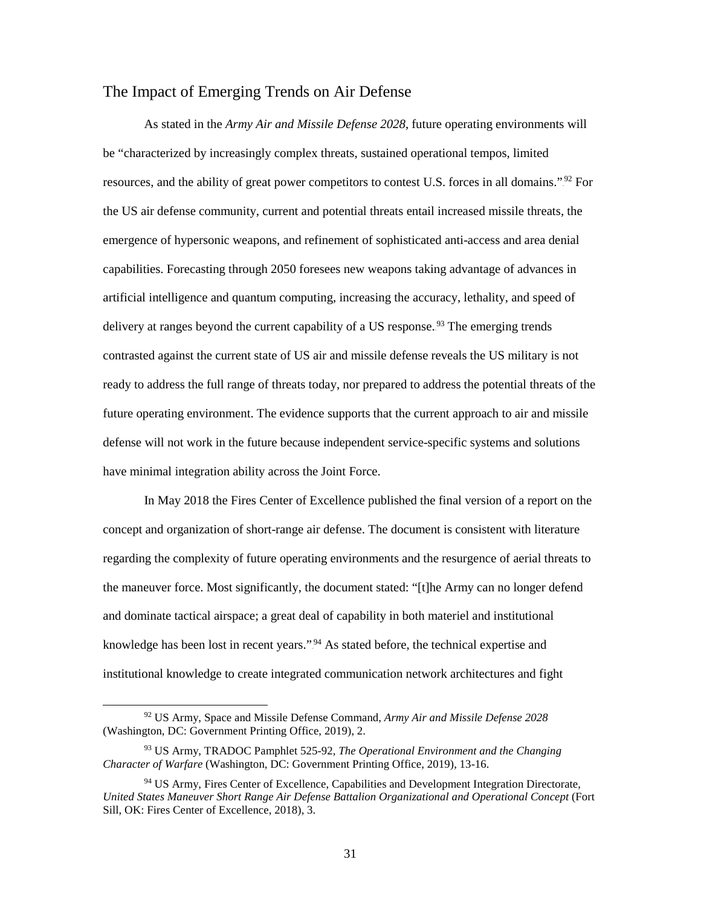## The Impact of Emerging Trends on Air Defense

As stated in the *Army Air and Missile Defense 2028*, future operating environments will be "characterized by increasingly complex threats, sustained operational tempos, limited resources, and the ability of great power competitors to contest U.S. forces in all domains."[92] For the US air defense community, current and potential threats entail increased missile threats, the emergence of hypersonic weapons, and refinement of sophisticated anti-access and area denial capabilities. Forecasting through 2050 foresees new weapons taking advantage of advances in artificial intelligence and quantum computing, increasing the accuracy, lethality, and speed of delivery at ranges beyond the current capability of a US response.[93] The emerging trends contrasted against the current state of US air and missile defense reveals the US military is not ready to address the full range of threats today, nor prepared to address the potential threats of the future operating environment. The evidence supports that the current approach to air and missile defense will not work in the future because independent service-specific systems and solutions have minimal integration ability across the Joint Force.

In May 2018 the Fires Center of Excellence published the final version of a report on the concept and organization of short-range air defense. The document is consistent with literature regarding the complexity of future operating environments and the resurgence of aerial threats to the maneuver force. Most significantly, the document stated: "[t]he Army can no longer defend and dominate tactical airspace; a great deal of capability in both materiel and institutional knowledge has been lost in recent years."[94] As stated before, the technical expertise and institutional knowledge to create integrated communication network architectures and fight

---

[92] US Army, Space and Missile Defense Command, *Army Air and Missile Defense 2028* (Washington, DC: Government Printing Office, 2019), 2.

[93] US Army, TRADOC Pamphlet 525-92, *The Operational Environment and the Changing Character of Warfare* (Washington, DC: Government Printing Office, 2019), 13-16.

[94] US Army, Fires Center of Excellence, Capabilities and Development Integration Directorate, *United States Maneuver Short Range Air Defense Battalion Organizational and Operational Concept* (Fort Sill, OK: Fires Center of Excellence, 2018), 3.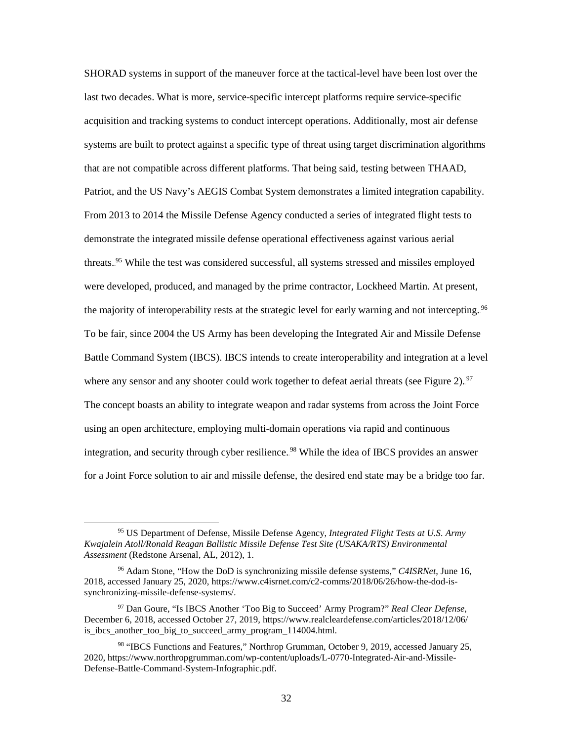SHORAD systems in support of the maneuver force at the tactical-level have been lost over the last two decades. What is more, service-specific intercept platforms require service-specific acquisition and tracking systems to conduct intercept operations. Additionally, most air defense systems are built to protect against a specific type of threat using target discrimination algorithms that are not compatible across different platforms. That being said, testing between THAAD, Patriot, and the US Navy's AEGIS Combat System demonstrates a limited integration capability. From 2013 to 2014 the Missile Defense Agency conducted a series of integrated flight tests to demonstrate the integrated missile defense operational effectiveness against various aerial threats.[95] While the test was considered successful, all systems stressed and missiles employed were developed, produced, and managed by the prime contractor, Lockheed Martin. At present, the majority of interoperability rests at the strategic level for early warning and not intercepting.[96] To be fair, since 2004 the US Army has been developing the Integrated Air and Missile Defense Battle Command System (IBCS). IBCS intends to create interoperability and integration at a level where any sensor and any shooter could work together to defeat aerial threats (see Figure 2).[97] The concept boasts an ability to integrate weapon and radar systems from across the Joint Force using an open architecture, employing multi-domain operations via rapid and continuous integration, and security through cyber resilience.[98] While the idea of IBCS provides an answer for a Joint Force solution to air and missile defense, the desired end state may be a bridge too far.

---

[95] US Department of Defense, Missile Defense Agency, *Integrated Flight Tests at U.S. Army Kwajalein Atoll/Ronald Reagan Ballistic Missile Defense Test Site (USAKA/RTS) Environmental Assessment* (Redstone Arsenal, AL, 2012), 1.

[96] Adam Stone, "How the DoD is synchronizing missile defense systems," *C4ISRNet*, June 16, 2018, accessed January 25, 2020, https://www.c4isrnet.com/c2-comms/2018/06/26/how-the-dod-is-synchronizing-missile-defense-systems/.

[97] Dan Goure, "Is IBCS Another 'Too Big to Succeed' Army Program?" *Real Clear Defense*, December 6, 2018, accessed October 27, 2019, https://www.realcleardefense.com/articles/2018/12/06/is_ibcs_another_too_big_to_succeed_army_program_114004.html.

[98] "IBCS Functions and Features," Northrop Grumman, October 9, 2019, accessed January 25, 2020, https://www.northropgrumman.com/wp-content/uploads/L-0770-Integrated-Air-and-Missile-Defense-Battle-Command-System-Infographic.pdf.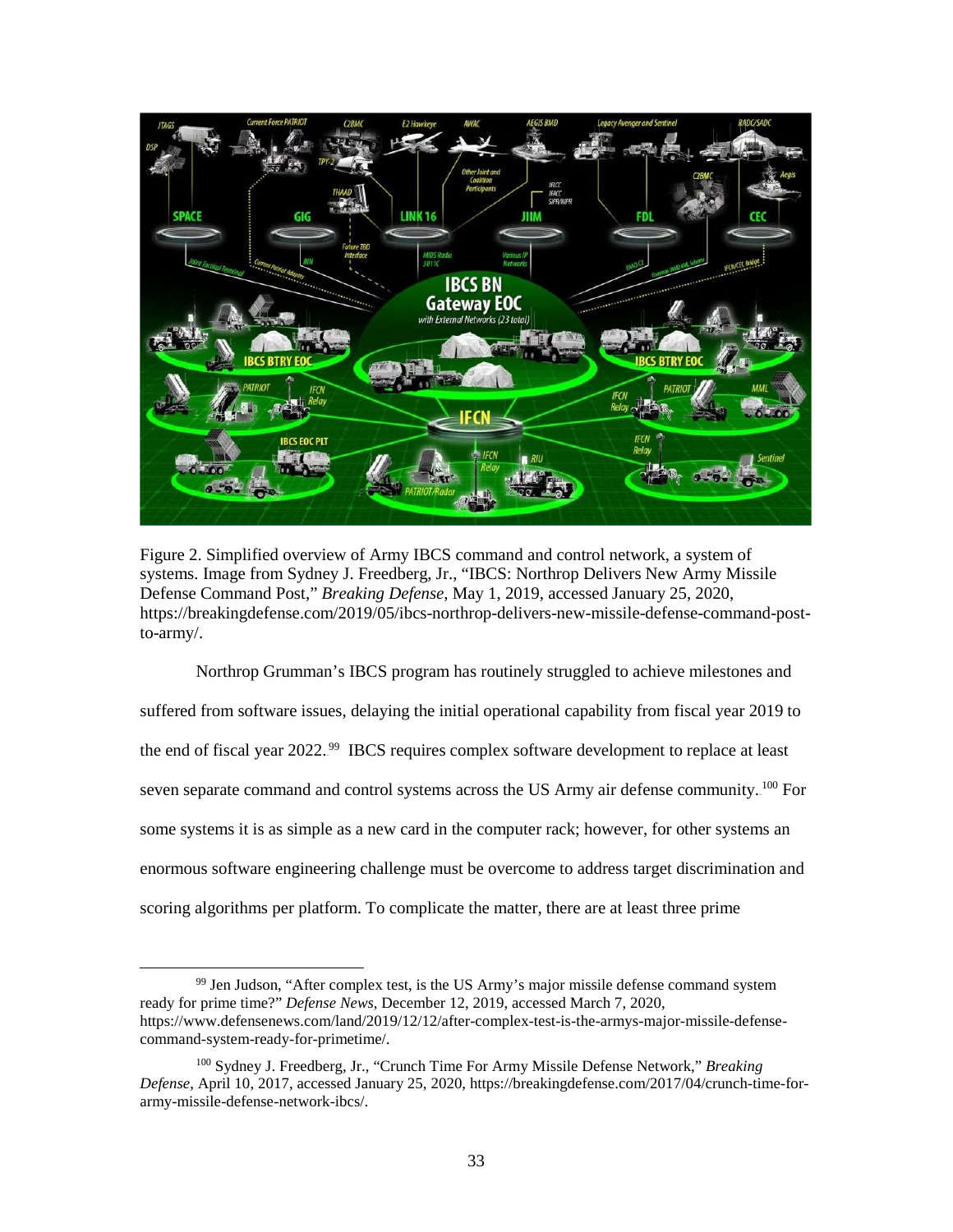Figure 2. Simplified overview of Army IBCS command and control network, a system of systems. Image from Sydney J. Freedberg, Jr., "IBCS: Northrop Delivers New Army Missile Defense Command Post," *Breaking Defense*, May 1, 2019, accessed January 25, 2020, https://breakingdefense.com/2019/05/ibcs-northrop-delivers-new-missile-defense-command-post-to-army/.

Northrop Grumman's IBCS program has routinely struggled to achieve milestones and suffered from software issues, delaying the initial operational capability from fiscal year 2019 to the end of fiscal year 2022.[99] IBCS requires complex software development to replace at least seven separate command and control systems across the US Army air defense community.[100] For some systems it is as simple as a new card in the computer rack; however, for other systems an enormous software engineering challenge must be overcome to address target discrimination and scoring algorithms per platform. To complicate the matter, there are at least three prime

---

[99] Jen Judson, "After complex test, is the US Army's major missile defense command system ready for prime time?" *Defense News*, December 12, 2019, accessed March 7, 2020, https://www.defensenews.com/land/2019/12/12/after-complex-test-is-the-armys-major-missile-defense-command-system-ready-for-primetime/.

[100] Sydney J. Freedberg, Jr., "Crunch Time For Army Missile Defense Network," *Breaking Defense*, April 10, 2017, accessed January 25, 2020, https://breakingdefense.com/2017/04/crunch-time-for-army-missile-defense-network-ibcs/.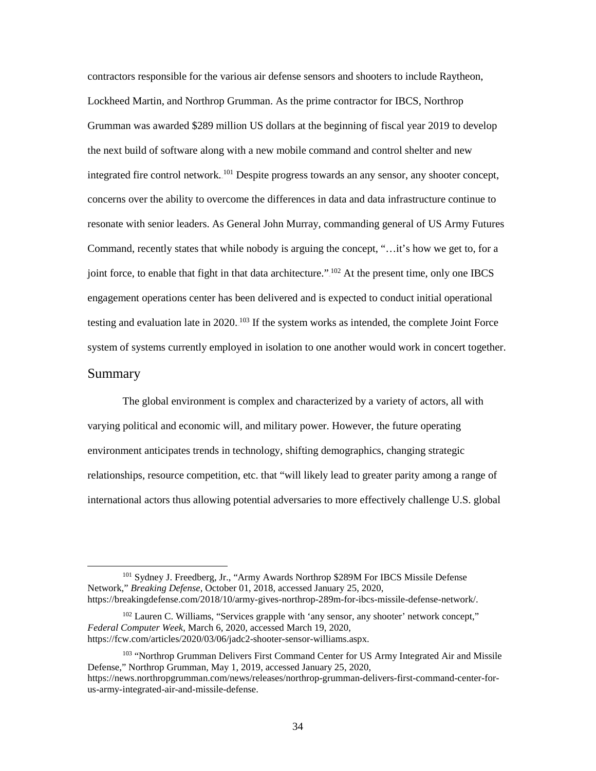contractors responsible for the various air defense sensors and shooters to include Raytheon, Lockheed Martin, and Northrop Grumman. As the prime contractor for IBCS, Northrop Grumman was awarded $289 million US dollars at the beginning of fiscal year 2019 to develop the next build of software along with a new mobile command and control shelter and new integrated fire control network.[101] Despite progress towards an any sensor, any shooter concept, concerns over the ability to overcome the differences in data and data infrastructure continue to resonate with senior leaders. As General John Murray, commanding general of US Army Futures Command, recently states that while nobody is arguing the concept, "…it's how we get to, for a joint force, to enable that fight in that data architecture."[102] At the present time, only one IBCS engagement operations center has been delivered and is expected to conduct initial operational testing and evaluation late in 2020.[103] If the system works as intended, the complete Joint Force system of systems currently employed in isolation to one another would work in concert together.

## Summary

The global environment is complex and characterized by a variety of actors, all with varying political and economic will, and military power. However, the future operating environment anticipates trends in technology, shifting demographics, changing strategic relationships, resource competition, etc. that "will likely lead to greater parity among a range of international actors thus allowing potential adversaries to more effectively challenge U.S. global

---

[101] Sydney J. Freedberg, Jr., "Army Awards Northrop $289M For IBCS Missile Defense Network," *Breaking Defense*, October 01, 2018, accessed January 25, 2020, https://breakingdefense.com/2018/10/army-gives-northrop-289m-for-ibcs-missile-defense-network/.

[102] Lauren C. Williams, "Services grapple with 'any sensor, any shooter' network concept," *Federal Computer Week*, March 6, 2020, accessed March 19, 2020, https://fcw.com/articles/2020/03/06/jadc2-shooter-sensor-williams.aspx.

[103] "Northrop Grumman Delivers First Command Center for US Army Integrated Air and Missile Defense," Northrop Grumman, May 1, 2019, accessed January 25, 2020, https://news.northropgrumman.com/news/releases/northrop-grumman-delivers-first-command-center-for-us-army-integrated-air-and-missile-defense.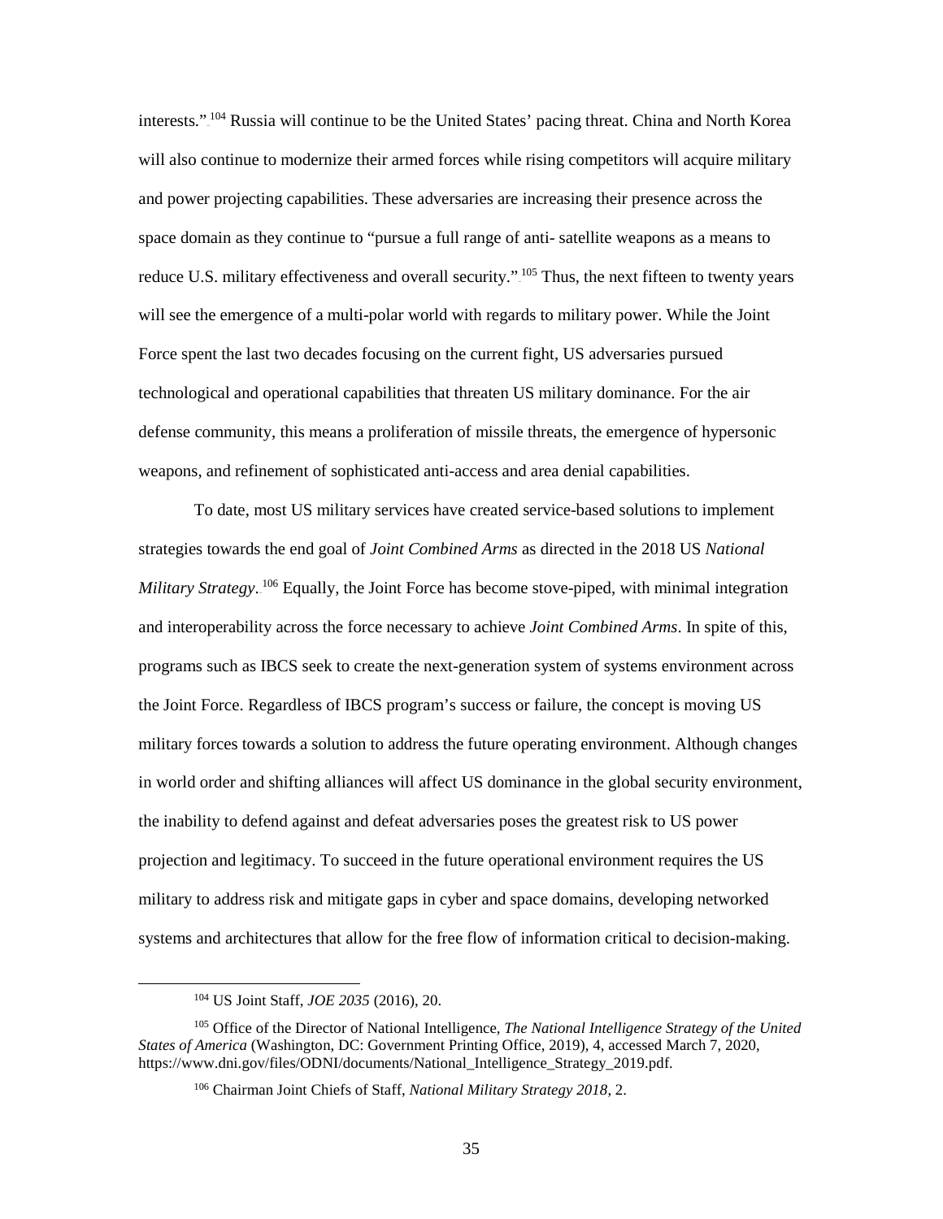interests."[104] Russia will continue to be the United States' pacing threat. China and North Korea will also continue to modernize their armed forces while rising competitors will acquire military and power projecting capabilities. These adversaries are increasing their presence across the space domain as they continue to "pursue a full range of anti- satellite weapons as a means to reduce U.S. military effectiveness and overall security."[105] Thus, the next fifteen to twenty years will see the emergence of a multi-polar world with regards to military power. While the Joint Force spent the last two decades focusing on the current fight, US adversaries pursued technological and operational capabilities that threaten US military dominance. For the air defense community, this means a proliferation of missile threats, the emergence of hypersonic weapons, and refinement of sophisticated anti-access and area denial capabilities.

To date, most US military services have created service-based solutions to implement strategies towards the end goal of *Joint Combined Arms* as directed in the 2018 US *National Military Strategy*.[106] Equally, the Joint Force has become stove-piped, with minimal integration and interoperability across the force necessary to achieve *Joint Combined Arms*. In spite of this, programs such as IBCS seek to create the next-generation system of systems environment across the Joint Force. Regardless of IBCS program's success or failure, the concept is moving US military forces towards a solution to address the future operating environment. Although changes in world order and shifting alliances will affect US dominance in the global security environment, the inability to defend against and defeat adversaries poses the greatest risk to US power projection and legitimacy. To succeed in the future operational environment requires the US military to address risk and mitigate gaps in cyber and space domains, developing networked systems and architectures that allow for the free flow of information critical to decision-making.

---

[104] US Joint Staff, *JOE 2035* (2016), 20.

[105] Office of the Director of National Intelligence, *The National Intelligence Strategy of the United States of America* (Washington, DC: Government Printing Office, 2019), 4, accessed March 7, 2020, https://www.dni.gov/files/ODNI/documents/National_Intelligence_Strategy_2019.pdf.

[106] Chairman Joint Chiefs of Staff, *National Military Strategy 2018*, 2.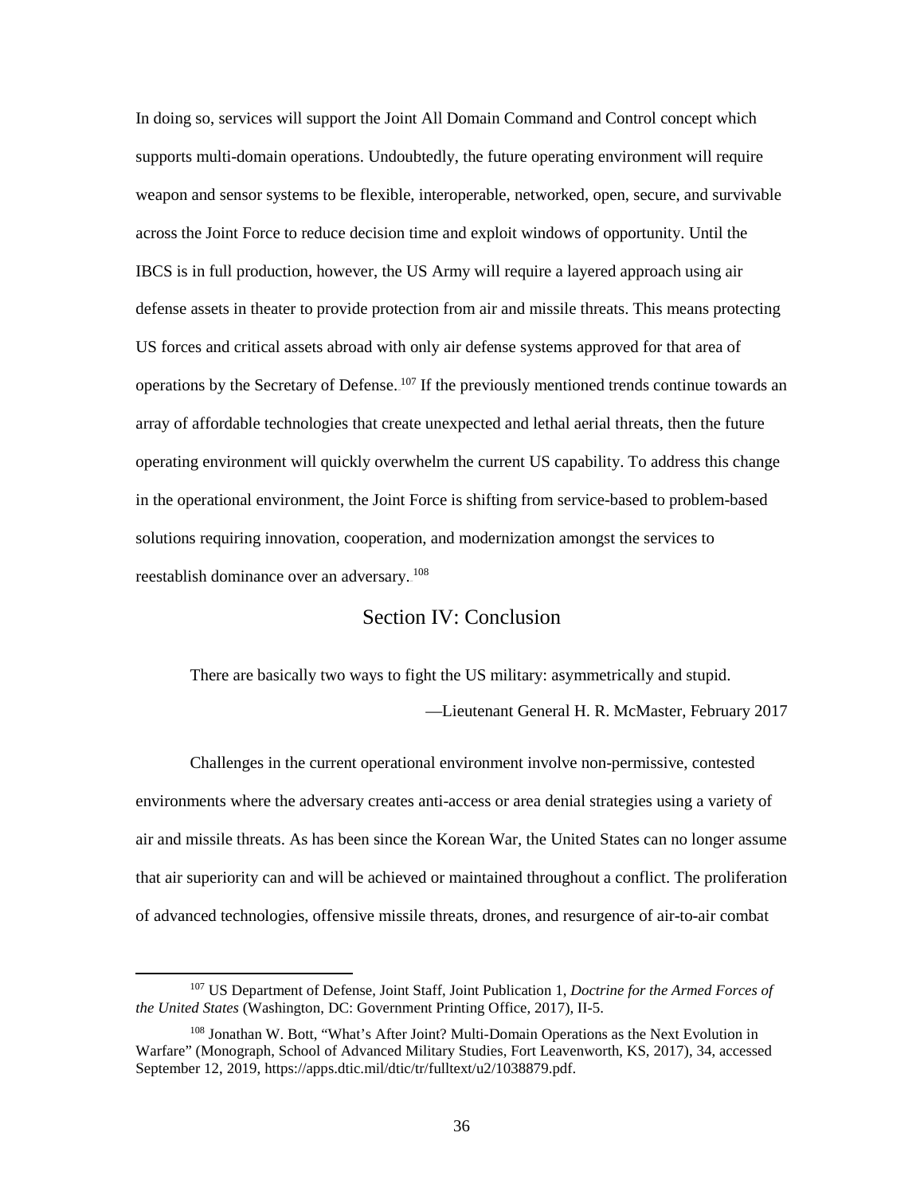In doing so, services will support the Joint All Domain Command and Control concept which supports multi-domain operations. Undoubtedly, the future operating environment will require weapon and sensor systems to be flexible, interoperable, networked, open, secure, and survivable across the Joint Force to reduce decision time and exploit windows of opportunity. Until the IBCS is in full production, however, the US Army will require a layered approach using air defense assets in theater to provide protection from air and missile threats. This means protecting US forces and critical assets abroad with only air defense systems approved for that area of operations by the Secretary of Defense.[107] If the previously mentioned trends continue towards an array of affordable technologies that create unexpected and lethal aerial threats, then the future operating environment will quickly overwhelm the current US capability. To address this change in the operational environment, the Joint Force is shifting from service-based to problem-based solutions requiring innovation, cooperation, and modernization amongst the services to reestablish dominance over an adversary.[108]

## Section IV: Conclusion

> There are basically two ways to fight the US military: asymmetrically and stupid.
>
> —Lieutenant General H. R. McMaster, February 2017

Challenges in the current operational environment involve non-permissive, contested environments where the adversary creates anti-access or area denial strategies using a variety of air and missile threats. As has been since the Korean War, the United States can no longer assume that air superiority can and will be achieved or maintained throughout a conflict. The proliferation of advanced technologies, offensive missile threats, drones, and resurgence of air-to-air combat

---

[107] US Department of Defense, Joint Staff, Joint Publication 1, *Doctrine for the Armed Forces of the United States* (Washington, DC: Government Printing Office, 2017), II-5.

[108] Jonathan W. Bott, "What's After Joint? Multi-Domain Operations as the Next Evolution in Warfare" (Monograph, School of Advanced Military Studies, Fort Leavenworth, KS, 2017), 34, accessed September 12, 2019, https://apps.dtic.mil/dtic/tr/fulltext/u2/1038879.pdf.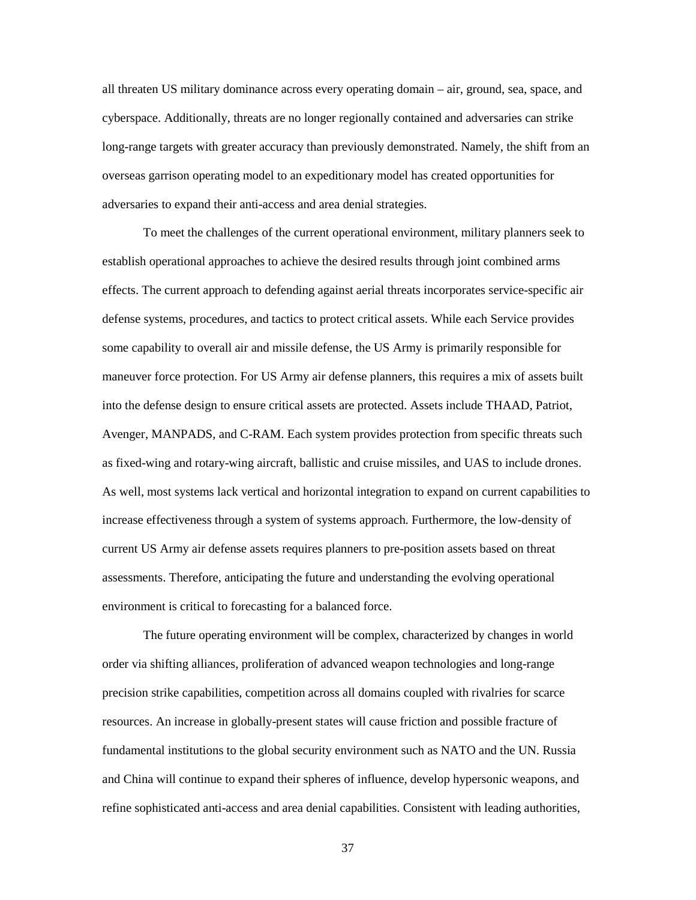all threaten US military dominance across every operating domain – air, ground, sea, space, and cyberspace. Additionally, threats are no longer regionally contained and adversaries can strike long-range targets with greater accuracy than previously demonstrated. Namely, the shift from an overseas garrison operating model to an expeditionary model has created opportunities for adversaries to expand their anti-access and area denial strategies.

To meet the challenges of the current operational environment, military planners seek to establish operational approaches to achieve the desired results through joint combined arms effects. The current approach to defending against aerial threats incorporates service-specific air defense systems, procedures, and tactics to protect critical assets. While each Service provides some capability to overall air and missile defense, the US Army is primarily responsible for maneuver force protection. For US Army air defense planners, this requires a mix of assets built into the defense design to ensure critical assets are protected. Assets include THAAD, Patriot, Avenger, MANPADS, and C-RAM. Each system provides protection from specific threats such as fixed-wing and rotary-wing aircraft, ballistic and cruise missiles, and UAS to include drones. As well, most systems lack vertical and horizontal integration to expand on current capabilities to increase effectiveness through a system of systems approach. Furthermore, the low-density of current US Army air defense assets requires planners to pre-position assets based on threat assessments. Therefore, anticipating the future and understanding the evolving operational environment is critical to forecasting for a balanced force.

The future operating environment will be complex, characterized by changes in world order via shifting alliances, proliferation of advanced weapon technologies and long-range precision strike capabilities, competition across all domains coupled with rivalries for scarce resources. An increase in globally-present states will cause friction and possible fracture of fundamental institutions to the global security environment such as NATO and the UN. Russia and China will continue to expand their spheres of influence, develop hypersonic weapons, and refine sophisticated anti-access and area denial capabilities. Consistent with leading authorities,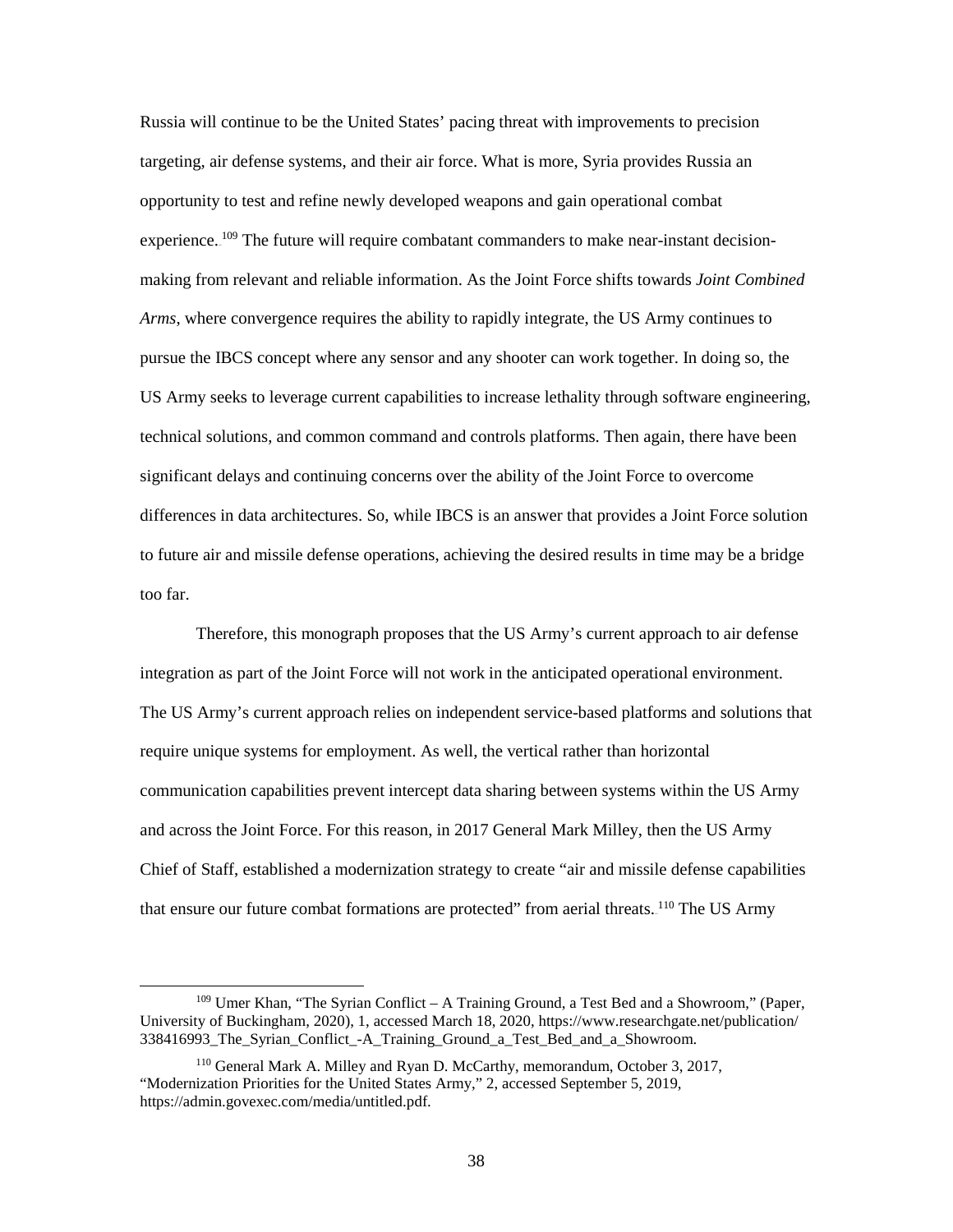Russia will continue to be the United States' pacing threat with improvements to precision targeting, air defense systems, and their air force. What is more, Syria provides Russia an opportunity to test and refine newly developed weapons and gain operational combat experience.[109] The future will require combatant commanders to make near-instant decision-making from relevant and reliable information. As the Joint Force shifts towards *Joint Combined Arms*, where convergence requires the ability to rapidly integrate, the US Army continues to pursue the IBCS concept where any sensor and any shooter can work together. In doing so, the US Army seeks to leverage current capabilities to increase lethality through software engineering, technical solutions, and common command and controls platforms. Then again, there have been significant delays and continuing concerns over the ability of the Joint Force to overcome differences in data architectures. So, while IBCS is an answer that provides a Joint Force solution to future air and missile defense operations, achieving the desired results in time may be a bridge too far.

Therefore, this monograph proposes that the US Army's current approach to air defense integration as part of the Joint Force will not work in the anticipated operational environment. The US Army's current approach relies on independent service-based platforms and solutions that require unique systems for employment. As well, the vertical rather than horizontal communication capabilities prevent intercept data sharing between systems within the US Army and across the Joint Force. For this reason, in 2017 General Mark Milley, then the US Army Chief of Staff, established a modernization strategy to create "air and missile defense capabilities that ensure our future combat formations are protected" from aerial threats.[110] The US Army

---

[109] Umer Khan, "The Syrian Conflict – A Training Ground, a Test Bed and a Showroom," (Paper, University of Buckingham, 2020), 1, accessed March 18, 2020, https://www.researchgate.net/publication/338416993_The_Syrian_Conflict_-A_Training_Ground_a_Test_Bed_and_a_Showroom.

[110] General Mark A. Milley and Ryan D. McCarthy, memorandum, October 3, 2017, "Modernization Priorities for the United States Army," 2, accessed September 5, 2019, https://admin.govexec.com/media/untitled.pdf.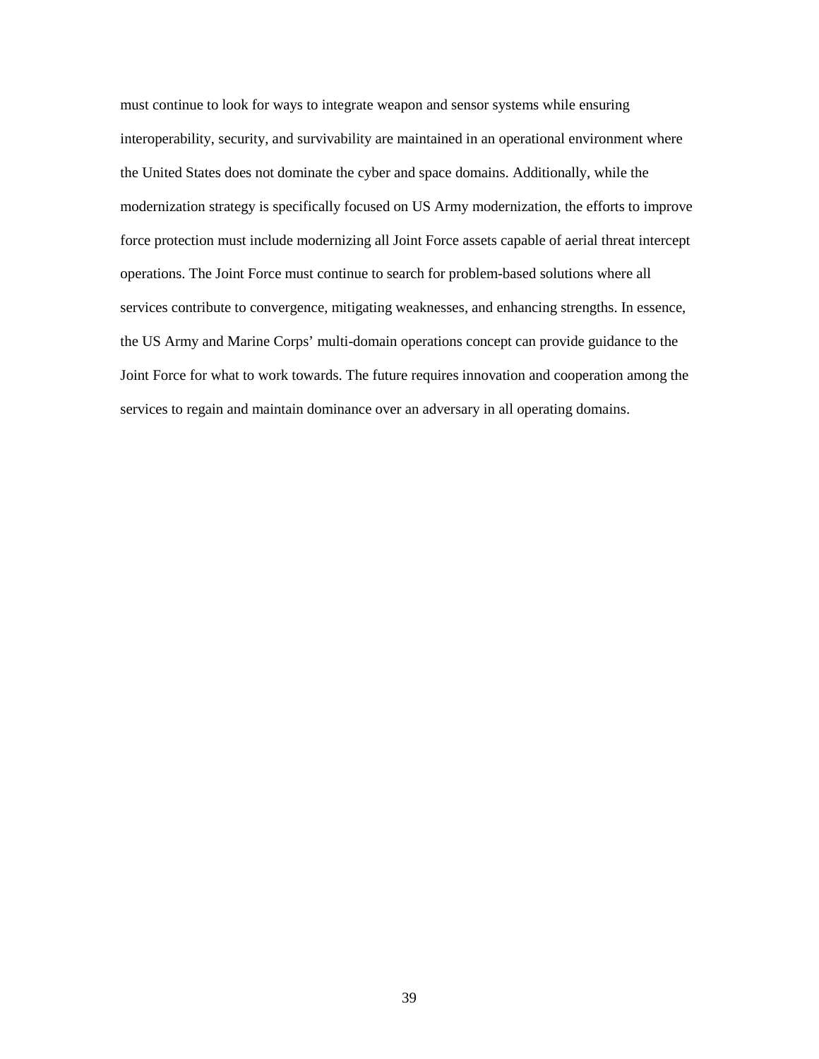must continue to look for ways to integrate weapon and sensor systems while ensuring interoperability, security, and survivability are maintained in an operational environment where the United States does not dominate the cyber and space domains. Additionally, while the modernization strategy is specifically focused on US Army modernization, the efforts to improve force protection must include modernizing all Joint Force assets capable of aerial threat intercept operations. The Joint Force must continue to search for problem-based solutions where all services contribute to convergence, mitigating weaknesses, and enhancing strengths. In essence, the US Army and Marine Corps' multi-domain operations concept can provide guidance to the Joint Force for what to work towards. The future requires innovation and cooperation among the services to regain and maintain dominance over an adversary in all operating domains.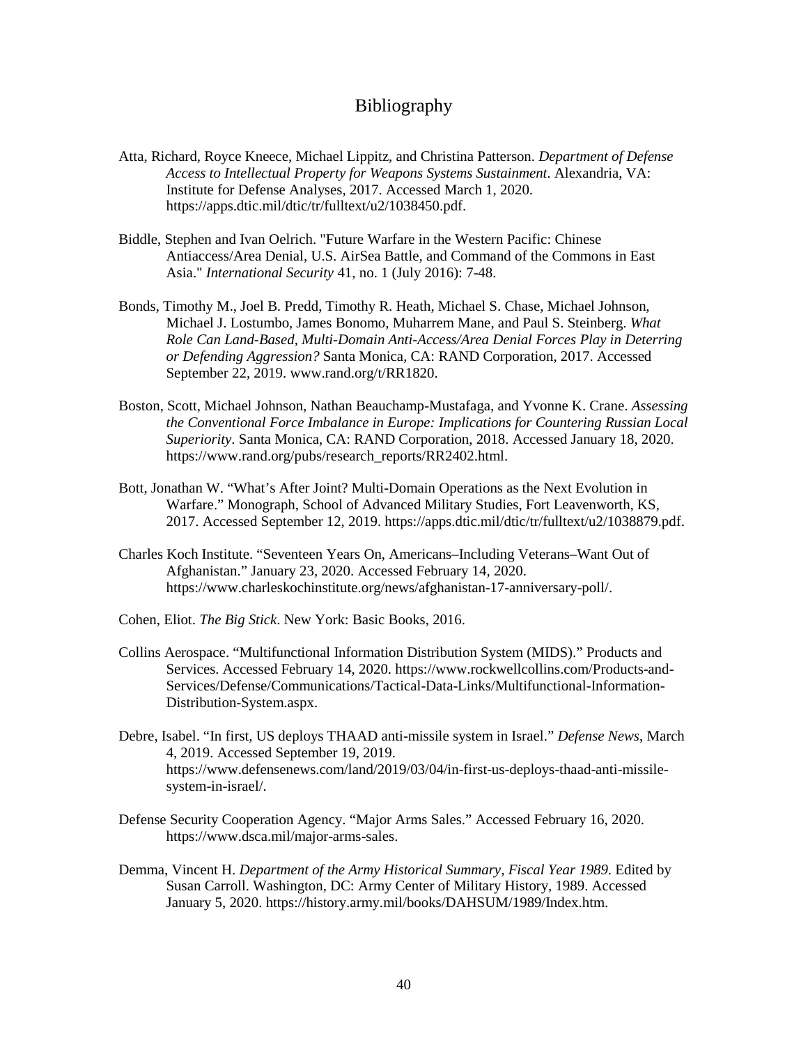# Bibliography

Atta, Richard, Royce Kneece, Michael Lippitz, and Christina Patterson. *Department of Defense Access to Intellectual Property for Weapons Systems Sustainment*. Alexandria, VA: Institute for Defense Analyses, 2017. Accessed March 1, 2020. https://apps.dtic.mil/dtic/tr/fulltext/u2/1038450.pdf.

Biddle, Stephen and Ivan Oelrich. "Future Warfare in the Western Pacific: Chinese Antiaccess/Area Denial, U.S. AirSea Battle, and Command of the Commons in East Asia." *International Security* 41, no. 1 (July 2016): 7-48.

Bonds, Timothy M., Joel B. Predd, Timothy R. Heath, Michael S. Chase, Michael Johnson, Michael J. Lostumbo, James Bonomo, Muharrem Mane, and Paul S. Steinberg. *What Role Can Land-Based, Multi-Domain Anti-Access/Area Denial Forces Play in Deterring or Defending Aggression?* Santa Monica, CA: RAND Corporation, 2017. Accessed September 22, 2019. www.rand.org/t/RR1820.

Boston, Scott, Michael Johnson, Nathan Beauchamp-Mustafaga, and Yvonne K. Crane. *Assessing the Conventional Force Imbalance in Europe: Implications for Countering Russian Local Superiority*. Santa Monica, CA: RAND Corporation, 2018. Accessed January 18, 2020. https://www.rand.org/pubs/research_reports/RR2402.html.

Bott, Jonathan W. "What's After Joint? Multi-Domain Operations as the Next Evolution in Warfare." Monograph, School of Advanced Military Studies, Fort Leavenworth, KS, 2017. Accessed September 12, 2019. https://apps.dtic.mil/dtic/tr/fulltext/u2/1038879.pdf.

Charles Koch Institute. "Seventeen Years On, Americans–Including Veterans–Want Out of Afghanistan." January 23, 2020. Accessed February 14, 2020. https://www.charleskochinstitute.org/news/afghanistan-17-anniversary-poll/.

Cohen, Eliot. *The Big Stick*. New York: Basic Books, 2016.

Collins Aerospace. "Multifunctional Information Distribution System (MIDS)." Products and Services. Accessed February 14, 2020. https://www.rockwellcollins.com/Products-and-Services/Defense/Communications/Tactical-Data-Links/Multifunctional-Information-Distribution-System.aspx.

Debre, Isabel. "In first, US deploys THAAD anti-missile system in Israel." *Defense News*, March 4, 2019. Accessed September 19, 2019. https://www.defensenews.com/land/2019/03/04/in-first-us-deploys-thaad-anti-missile-system-in-israel/.

Defense Security Cooperation Agency. "Major Arms Sales." Accessed February 16, 2020. https://www.dsca.mil/major-arms-sales.

Demma, Vincent H. *Department of the Army Historical Summary, Fiscal Year 1989*. Edited by Susan Carroll. Washington, DC: Army Center of Military History, 1989. Accessed January 5, 2020. https://history.army.mil/books/DAHSUM/1989/Index.htm.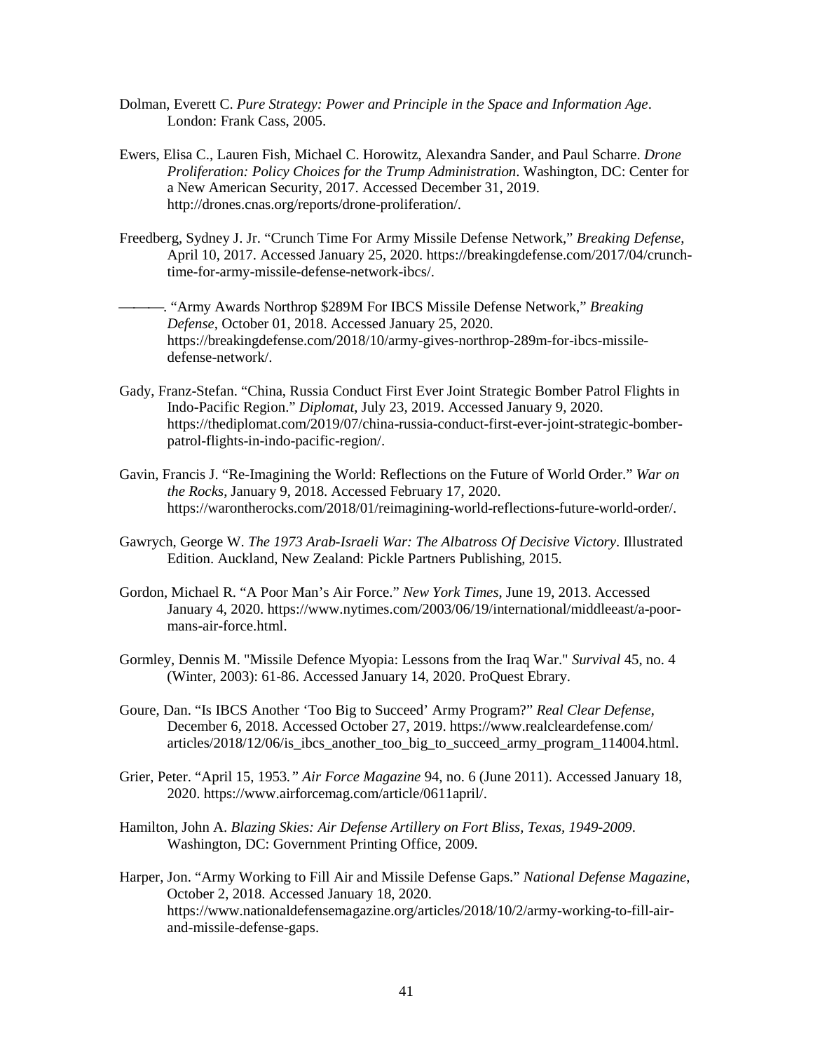Dolman, Everett C. *Pure Strategy: Power and Principle in the Space and Information Age*. London: Frank Cass, 2005.

Ewers, Elisa C., Lauren Fish, Michael C. Horowitz, Alexandra Sander, and Paul Scharre. *Drone Proliferation: Policy Choices for the Trump Administration*. Washington, DC: Center for a New American Security, 2017. Accessed December 31, 2019. http://drones.cnas.org/reports/drone-proliferation/.

Freedberg, Sydney J. Jr. "Crunch Time For Army Missile Defense Network," *Breaking Defense*, April 10, 2017. Accessed January 25, 2020. https://breakingdefense.com/2017/04/crunch-time-for-army-missile-defense-network-ibcs/.

———. "Army Awards Northrop $289M For IBCS Missile Defense Network," *Breaking Defense*, October 01, 2018. Accessed January 25, 2020. https://breakingdefense.com/2018/10/army-gives-northrop-289m-for-ibcs-missile-defense-network/.

Gady, Franz-Stefan. "China, Russia Conduct First Ever Joint Strategic Bomber Patrol Flights in Indo-Pacific Region." *Diplomat*, July 23, 2019. Accessed January 9, 2020. https://thediplomat.com/2019/07/china-russia-conduct-first-ever-joint-strategic-bomber-patrol-flights-in-indo-pacific-region/.

Gavin, Francis J. "Re-Imagining the World: Reflections on the Future of World Order." *War on the Rocks*, January 9, 2018. Accessed February 17, 2020. https://warontherocks.com/2018/01/reimagining-world-reflections-future-world-order/.

Gawrych, George W. *The 1973 Arab-Israeli War: The Albatross Of Decisive Victory*. Illustrated Edition. Auckland, New Zealand: Pickle Partners Publishing, 2015.

Gordon, Michael R. "A Poor Man's Air Force." *New York Times*, June 19, 2013. Accessed January 4, 2020. https://www.nytimes.com/2003/06/19/international/middleeast/a-poor-mans-air-force.html.

Gormley, Dennis M. "Missile Defence Myopia: Lessons from the Iraq War." *Survival* 45, no. 4 (Winter, 2003): 61-86. Accessed January 14, 2020. ProQuest Ebrary.

Goure, Dan. "Is IBCS Another 'Too Big to Succeed' Army Program?" *Real Clear Defense*, December 6, 2018. Accessed October 27, 2019. https://www.realcleardefense.com/articles/2018/12/06/is_ibcs_another_too_big_to_succeed_army_program_114004.html.

Grier, Peter. "April 15, 1953." *Air Force Magazine* 94, no. 6 (June 2011). Accessed January 18, 2020. https://www.airforcemag.com/article/0611april/.

Hamilton, John A. *Blazing Skies: Air Defense Artillery on Fort Bliss, Texas, 1949-2009*. Washington, DC: Government Printing Office, 2009.

Harper, Jon. "Army Working to Fill Air and Missile Defense Gaps." *National Defense Magazine*, October 2, 2018. Accessed January 18, 2020. https://www.nationaldefensemagazine.org/articles/2018/10/2/army-working-to-fill-air-and-missile-defense-gaps.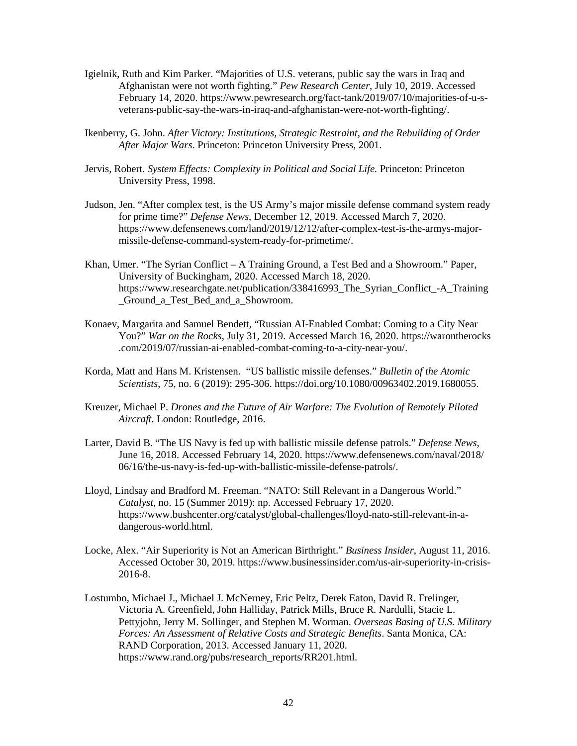Igielnik, Ruth and Kim Parker. "Majorities of U.S. veterans, public say the wars in Iraq and Afghanistan were not worth fighting." *Pew Research Center*, July 10, 2019. Accessed February 14, 2020. https://www.pewresearch.org/fact-tank/2019/07/10/majorities-of-u-s-veterans-public-say-the-wars-in-iraq-and-afghanistan-were-not-worth-fighting/.

Ikenberry, G. John. *After Victory: Institutions, Strategic Restraint, and the Rebuilding of Order After Major Wars*. Princeton: Princeton University Press, 2001.

Jervis, Robert. *System Effects: Complexity in Political and Social Life.* Princeton: Princeton University Press, 1998.

Judson, Jen. "After complex test, is the US Army's major missile defense command system ready for prime time?" *Defense News*, December 12, 2019. Accessed March 7, 2020. https://www.defensenews.com/land/2019/12/12/after-complex-test-is-the-armys-major-missile-defense-command-system-ready-for-primetime/.

Khan, Umer. "The Syrian Conflict – A Training Ground, a Test Bed and a Showroom." Paper, University of Buckingham, 2020. Accessed March 18, 2020. https://www.researchgate.net/publication/338416993_The_Syrian_Conflict_-A_Training_Ground_a_Test_Bed_and_a_Showroom.

Konaev, Margarita and Samuel Bendett, "Russian AI-Enabled Combat: Coming to a City Near You?" *War on the Rocks*, July 31, 2019. Accessed March 16, 2020. https://warontherocks.com/2019/07/russian-ai-enabled-combat-coming-to-a-city-near-you/.

Korda, Matt and Hans M. Kristensen. "US ballistic missile defenses." *Bulletin of the Atomic Scientists*, 75, no. 6 (2019): 295-306. https://doi.org/10.1080/00963402.2019.1680055.

Kreuzer, Michael P. *Drones and the Future of Air Warfare: The Evolution of Remotely Piloted Aircraft*. London: Routledge, 2016.

Larter, David B. "The US Navy is fed up with ballistic missile defense patrols." *Defense News*, June 16, 2018. Accessed February 14, 2020. https://www.defensenews.com/naval/2018/06/16/the-us-navy-is-fed-up-with-ballistic-missile-defense-patrols/.

Lloyd, Lindsay and Bradford M. Freeman. "NATO: Still Relevant in a Dangerous World." *Catalyst*, no. 15 (Summer 2019): np. Accessed February 17, 2020. https://www.bushcenter.org/catalyst/global-challenges/lloyd-nato-still-relevant-in-a-dangerous-world.html.

Locke, Alex. "Air Superiority is Not an American Birthright." *Business Insider*, August 11, 2016. Accessed October 30, 2019. https://www.businessinsider.com/us-air-superiority-in-crisis-2016-8.

Lostumbo, Michael J., Michael J. McNerney, Eric Peltz, Derek Eaton, David R. Frelinger, Victoria A. Greenfield, John Halliday, Patrick Mills, Bruce R. Nardulli, Stacie L. Pettyjohn, Jerry M. Sollinger, and Stephen M. Worman. *Overseas Basing of U.S. Military Forces: An Assessment of Relative Costs and Strategic Benefits*. Santa Monica, CA: RAND Corporation, 2013. Accessed January 11, 2020. https://www.rand.org/pubs/research_reports/RR201.html.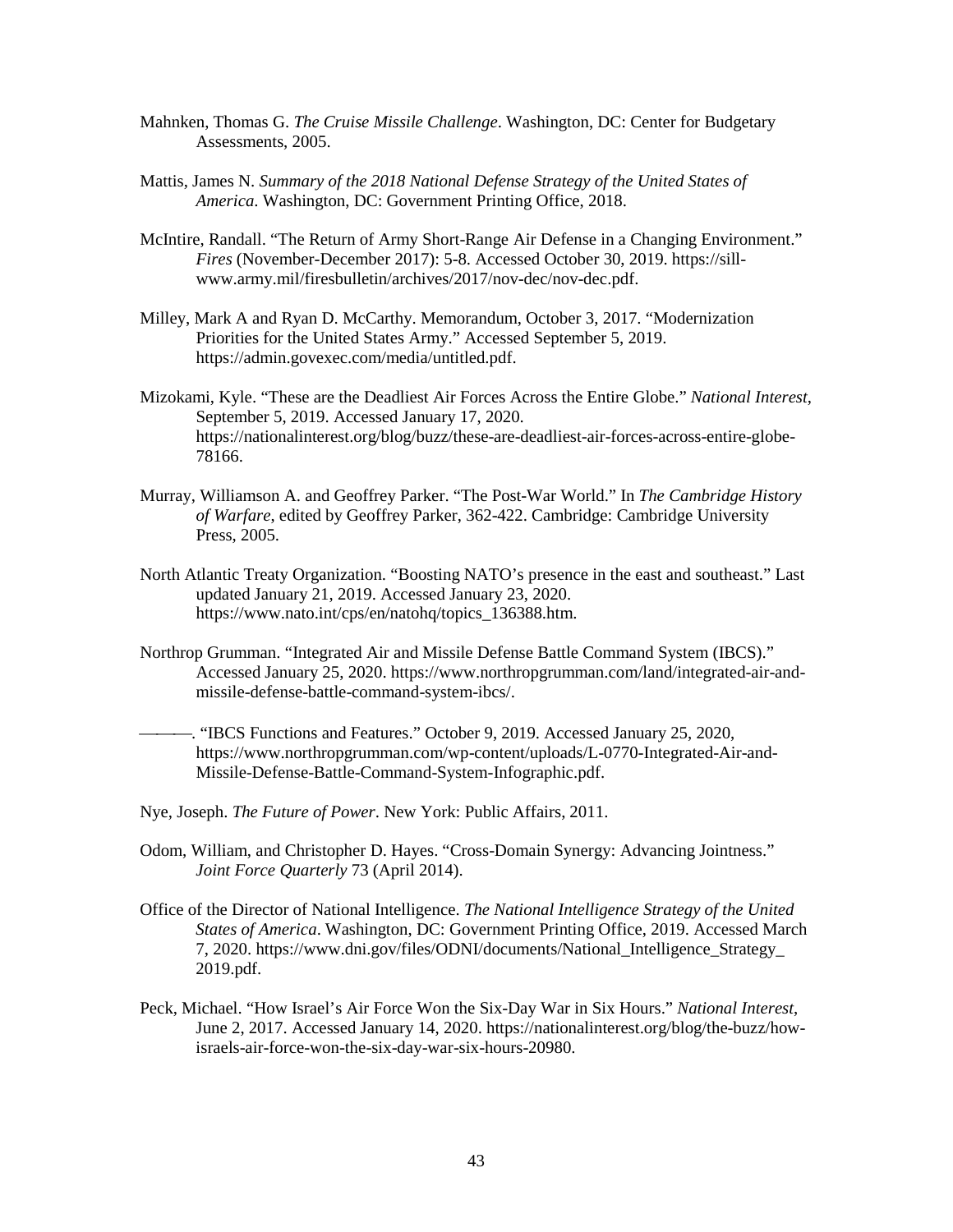Mahnken, Thomas G. *The Cruise Missile Challenge*. Washington, DC: Center for Budgetary Assessments, 2005.

Mattis, James N. *Summary of the 2018 National Defense Strategy of the United States of America*. Washington, DC: Government Printing Office, 2018.

McIntire, Randall. "The Return of Army Short-Range Air Defense in a Changing Environment." *Fires* (November-December 2017): 5-8. Accessed October 30, 2019. https://sill-www.army.mil/firesbulletin/archives/2017/nov-dec/nov-dec.pdf.

Milley, Mark A and Ryan D. McCarthy. Memorandum, October 3, 2017. "Modernization Priorities for the United States Army." Accessed September 5, 2019. https://admin.govexec.com/media/untitled.pdf.

Mizokami, Kyle. "These are the Deadliest Air Forces Across the Entire Globe." *National Interest*, September 5, 2019. Accessed January 17, 2020. https://nationalinterest.org/blog/buzz/these-are-deadliest-air-forces-across-entire-globe-78166.

Murray, Williamson A. and Geoffrey Parker. "The Post-War World." In *The Cambridge History of Warfare*, edited by Geoffrey Parker, 362-422. Cambridge: Cambridge University Press, 2005.

North Atlantic Treaty Organization. "Boosting NATO's presence in the east and southeast." Last updated January 21, 2019. Accessed January 23, 2020. https://www.nato.int/cps/en/natohq/topics_136388.htm.

Northrop Grumman. "Integrated Air and Missile Defense Battle Command System (IBCS)." Accessed January 25, 2020. https://www.northropgrumman.com/land/integrated-air-and-missile-defense-battle-command-system-ibcs/.

———. "IBCS Functions and Features." October 9, 2019. Accessed January 25, 2020, https://www.northropgrumman.com/wp-content/uploads/L-0770-Integrated-Air-and-Missile-Defense-Battle-Command-System-Infographic.pdf.

Nye, Joseph. *The Future of Power*. New York: Public Affairs, 2011.

Odom, William, and Christopher D. Hayes. "Cross-Domain Synergy: Advancing Jointness." *Joint Force Quarterly* 73 (April 2014).

Office of the Director of National Intelligence. *The National Intelligence Strategy of the United States of America*. Washington, DC: Government Printing Office, 2019. Accessed March 7, 2020. https://www.dni.gov/files/ODNI/documents/National_Intelligence_Strategy_2019.pdf.

Peck, Michael. "How Israel's Air Force Won the Six-Day War in Six Hours." *National Interest*, June 2, 2017. Accessed January 14, 2020. https://nationalinterest.org/blog/the-buzz/how-israels-air-force-won-the-six-day-war-six-hours-20980.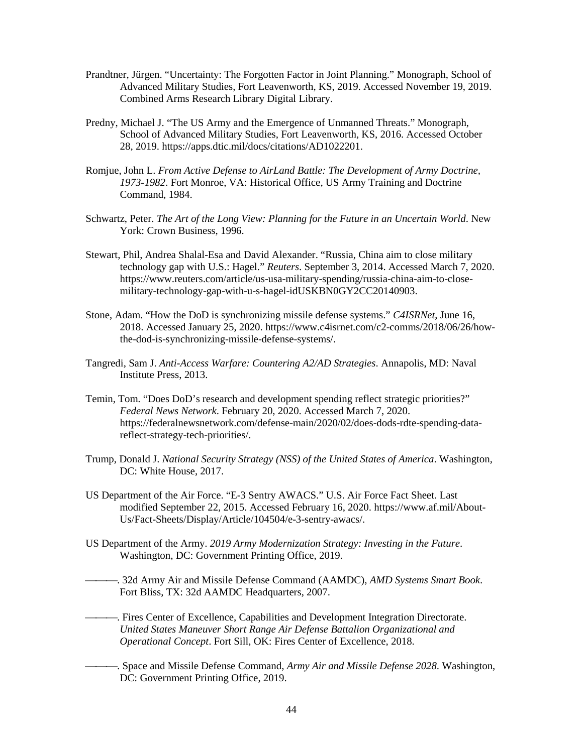Prandtner, Jürgen. "Uncertainty: The Forgotten Factor in Joint Planning." Monograph, School of Advanced Military Studies, Fort Leavenworth, KS, 2019. Accessed November 19, 2019. Combined Arms Research Library Digital Library.

Predny, Michael J. "The US Army and the Emergence of Unmanned Threats." Monograph, School of Advanced Military Studies, Fort Leavenworth, KS, 2016. Accessed October 28, 2019. https://apps.dtic.mil/docs/citations/AD1022201.

Romjue, John L. *From Active Defense to AirLand Battle: The Development of Army Doctrine, 1973-1982*. Fort Monroe, VA: Historical Office, US Army Training and Doctrine Command, 1984.

Schwartz, Peter. *The Art of the Long View: Planning for the Future in an Uncertain World*. New York: Crown Business, 1996.

Stewart, Phil, Andrea Shalal-Esa and David Alexander. "Russia, China aim to close military technology gap with U.S.: Hagel." *Reuters*. September 3, 2014. Accessed March 7, 2020. https://www.reuters.com/article/us-usa-military-spending/russia-china-aim-to-close-military-technology-gap-with-u-s-hagel-idUSKBN0GY2CC20140903.

Stone, Adam. "How the DoD is synchronizing missile defense systems." *C4ISRNet*, June 16, 2018. Accessed January 25, 2020. https://www.c4isrnet.com/c2-comms/2018/06/26/how-the-dod-is-synchronizing-missile-defense-systems/.

Tangredi, Sam J. *Anti-Access Warfare: Countering A2/AD Strategies*. Annapolis, MD: Naval Institute Press, 2013.

Temin, Tom. "Does DoD's research and development spending reflect strategic priorities?" *Federal News Network*. February 20, 2020. Accessed March 7, 2020. https://federalnewsnetwork.com/defense-main/2020/02/does-dods-rdte-spending-data-reflect-strategy-tech-priorities/.

Trump, Donald J. *National Security Strategy (NSS) of the United States of America*. Washington, DC: White House, 2017.

US Department of the Air Force. "E-3 Sentry AWACS." U.S. Air Force Fact Sheet. Last modified September 22, 2015. Accessed February 16, 2020. https://www.af.mil/About-Us/Fact-Sheets/Display/Article/104504/e-3-sentry-awacs/.

US Department of the Army. *2019 Army Modernization Strategy: Investing in the Future*. Washington, DC: Government Printing Office, 2019.

———. 32d Army Air and Missile Defense Command (AAMDC), *AMD Systems Smart Book*. Fort Bliss, TX: 32d AAMDC Headquarters, 2007.

———. Fires Center of Excellence, Capabilities and Development Integration Directorate. *United States Maneuver Short Range Air Defense Battalion Organizational and Operational Concept*. Fort Sill, OK: Fires Center of Excellence, 2018.

———. Space and Missile Defense Command, *Army Air and Missile Defense 2028*. Washington, DC: Government Printing Office, 2019.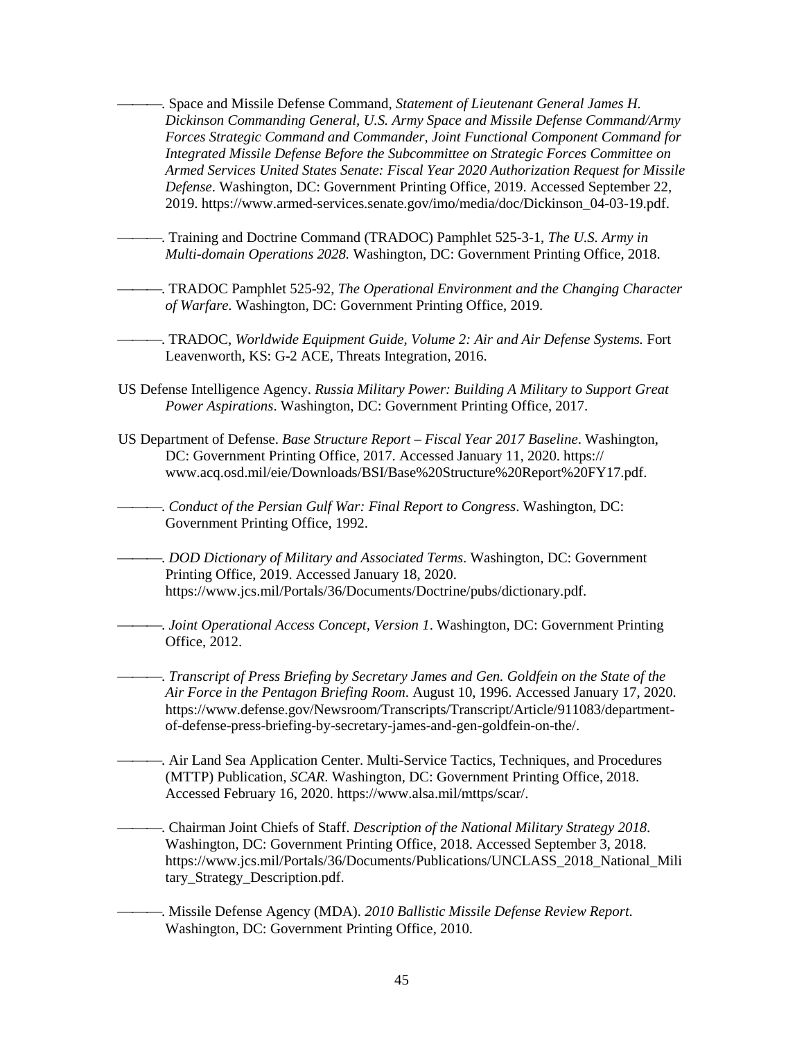———. Space and Missile Defense Command, *Statement of Lieutenant General James H. Dickinson Commanding General, U.S. Army Space and Missile Defense Command/Army Forces Strategic Command and Commander, Joint Functional Component Command for Integrated Missile Defense Before the Subcommittee on Strategic Forces Committee on Armed Services United States Senate: Fiscal Year 2020 Authorization Request for Missile Defense*. Washington, DC: Government Printing Office, 2019. Accessed September 22, 2019. https://www.armed-services.senate.gov/imo/media/doc/Dickinson_04-03-19.pdf.

———. Training and Doctrine Command (TRADOC) Pamphlet 525-3-1, *The U.S. Army in Multi-domain Operations 2028.* Washington, DC: Government Printing Office, 2018.

———. TRADOC Pamphlet 525-92, *The Operational Environment and the Changing Character of Warfare*. Washington, DC: Government Printing Office, 2019.

———. TRADOC, *Worldwide Equipment Guide, Volume 2: Air and Air Defense Systems.* Fort Leavenworth, KS: G-2 ACE, Threats Integration, 2016.

US Defense Intelligence Agency. *Russia Military Power: Building A Military to Support Great Power Aspirations*. Washington, DC: Government Printing Office, 2017.

US Department of Defense. *Base Structure Report – Fiscal Year 2017 Baseline*. Washington, DC: Government Printing Office, 2017. Accessed January 11, 2020. https://www.acq.osd.mil/eie/Downloads/BSI/Base%20Structure%20Report%20FY17.pdf.

———. *Conduct of the Persian Gulf War: Final Report to Congress*. Washington, DC: Government Printing Office, 1992.

———. *DOD Dictionary of Military and Associated Terms*. Washington, DC: Government Printing Office, 2019. Accessed January 18, 2020. https://www.jcs.mil/Portals/36/Documents/Doctrine/pubs/dictionary.pdf.

———. *Joint Operational Access Concept, Version 1*. Washington, DC: Government Printing Office, 2012.

———. *Transcript of Press Briefing by Secretary James and Gen. Goldfein on the State of the Air Force in the Pentagon Briefing Room*. August 10, 1996. Accessed January 17, 2020. https://www.defense.gov/Newsroom/Transcripts/Transcript/Article/911083/department-of-defense-press-briefing-by-secretary-james-and-gen-goldfein-on-the/.

———. Air Land Sea Application Center. Multi-Service Tactics, Techniques, and Procedures (MTTP) Publication, *SCAR*. Washington, DC: Government Printing Office, 2018. Accessed February 16, 2020. https://www.alsa.mil/mttps/scar/.

———. Chairman Joint Chiefs of Staff. *Description of the National Military Strategy 2018*. Washington, DC: Government Printing Office, 2018. Accessed September 3, 2018. https://www.jcs.mil/Portals/36/Documents/Publications/UNCLASS_2018_National_Military_Strategy_Description.pdf.

———. Missile Defense Agency (MDA). *2010 Ballistic Missile Defense Review Report*. Washington, DC: Government Printing Office, 2010.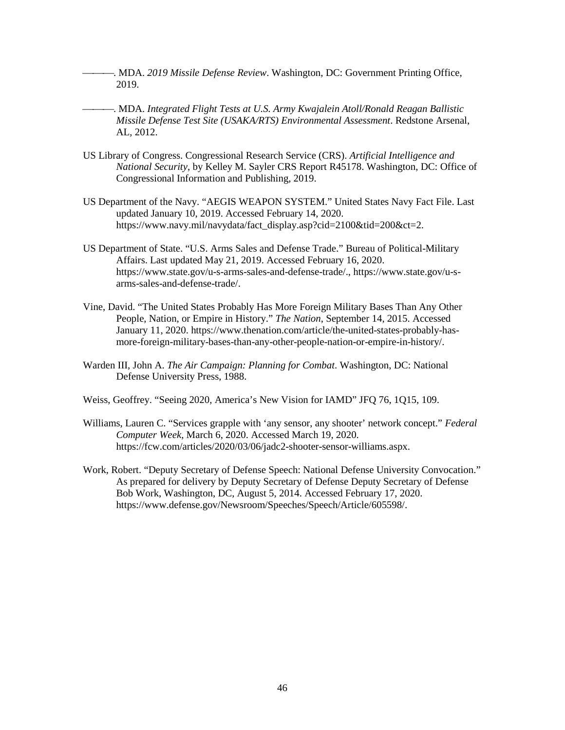———. MDA. *2019 Missile Defense Review*. Washington, DC: Government Printing Office, 2019.

———. MDA. *Integrated Flight Tests at U.S. Army Kwajalein Atoll/Ronald Reagan Ballistic Missile Defense Test Site (USAKA/RTS) Environmental Assessment*. Redstone Arsenal, AL, 2012.

US Library of Congress. Congressional Research Service (CRS). *Artificial Intelligence and National Security*, by Kelley M. Sayler CRS Report R45178. Washington, DC: Office of Congressional Information and Publishing, 2019.

US Department of the Navy. "AEGIS WEAPON SYSTEM." United States Navy Fact File. Last updated January 10, 2019. Accessed February 14, 2020. https://www.navy.mil/navydata/fact_display.asp?cid=2100&tid=200&ct=2.

US Department of State. "U.S. Arms Sales and Defense Trade." Bureau of Political-Military Affairs. Last updated May 21, 2019. Accessed February 16, 2020. https://www.state.gov/u-s-arms-sales-and-defense-trade/., https://www.state.gov/u-s-arms-sales-and-defense-trade/.

Vine, David. "The United States Probably Has More Foreign Military Bases Than Any Other People, Nation, or Empire in History." *The Nation*, September 14, 2015. Accessed January 11, 2020. https://www.thenation.com/article/the-united-states-probably-has-more-foreign-military-bases-than-any-other-people-nation-or-empire-in-history/.

Warden III, John A. *The Air Campaign: Planning for Combat*. Washington, DC: National Defense University Press, 1988.

Weiss, Geoffrey. "Seeing 2020, America's New Vision for IAMD" JFQ 76, 1Q15, 109.

Williams, Lauren C. "Services grapple with 'any sensor, any shooter' network concept." *Federal Computer Week*, March 6, 2020. Accessed March 19, 2020. https://fcw.com/articles/2020/03/06/jadc2-shooter-sensor-williams.aspx.

Work, Robert. "Deputy Secretary of Defense Speech: National Defense University Convocation." As prepared for delivery by Deputy Secretary of Defense Deputy Secretary of Defense Bob Work, Washington, DC, August 5, 2014. Accessed February 17, 2020. https://www.defense.gov/Newsroom/Speeches/Speech/Article/605598/.